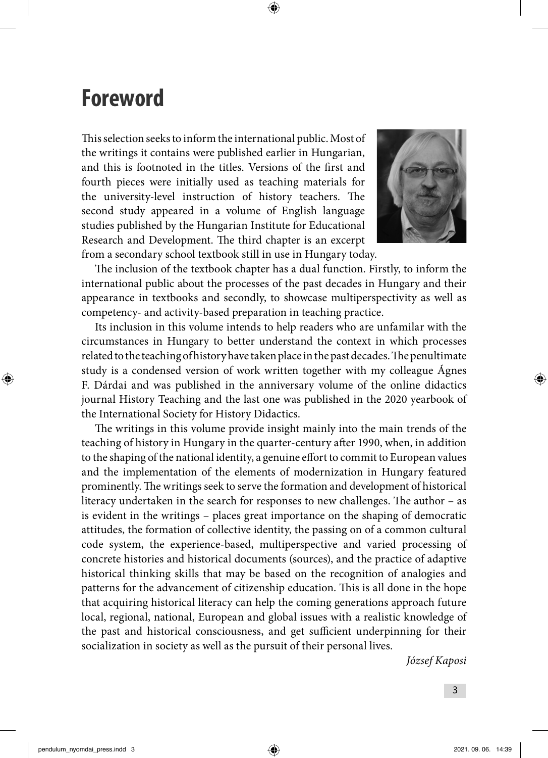# Foreword

This selection seeks to inform the international public. Most of the writings it contains were published earlier in Hungarian, and this is footnoted in the titles. Versions of the first and fourth pieces were initially used as teaching materials for the university-level instruction of history teachers. The second study appeared in a volume of English language studies published by the Hungarian Institute for Educational Research and Development. The third chapter is an excerpt from a secondary school textbook still in use in Hungary today.

The inclusion of the textbook chapter has a dual function. Firstly, to inform the international public about the processes of the past decades in Hungary and their appearance in textbooks and secondly, to showcase multiperspectivity as well as competency- and activity-based preparation in teaching practice.

Its inclusion in this volume intends to help readers who are unfamilar with the circumstances in Hungary to better understand the context in which processes related to the teaching of history have taken place in the past decades. The penultimate study is a condensed version of work written together with my colleague Ágnes F. Dárdai and was published in the anniversary volume of the online didactics journal History Teaching and the last one was published in the 2020 yearbook of the International Society for History Didactics.

The writings in this volume provide insight mainly into the main trends of the teaching of history in Hungary in the quarter-century after 1990, when, in addition to the shaping of the national identity, a genuine effort to commit to European values and the implementation of the elements of modernization in Hungary featured prominently. The writings seek to serve the formation and development of historical literacy undertaken in the search for responses to new challenges. The author – as is evident in the writings – places great importance on the shaping of democratic attitudes, the formation of collective identity, the passing on of a common cultural code system, the experience-based, multiperspective and varied processing of concrete histories and historical documents (sources), and the practice of adaptive historical thinking skills that may be based on the recognition of analogies and patterns for the advancement of citizenship education. This is all done in the hope that acquiring historical literacy can help the coming generations approach future local, regional, national, European and global issues with a realistic knowledge of the past and historical consciousness, and get sufficient underpinning for their socialization in society as well as the pursuit of their personal lives.

*József Kaposi*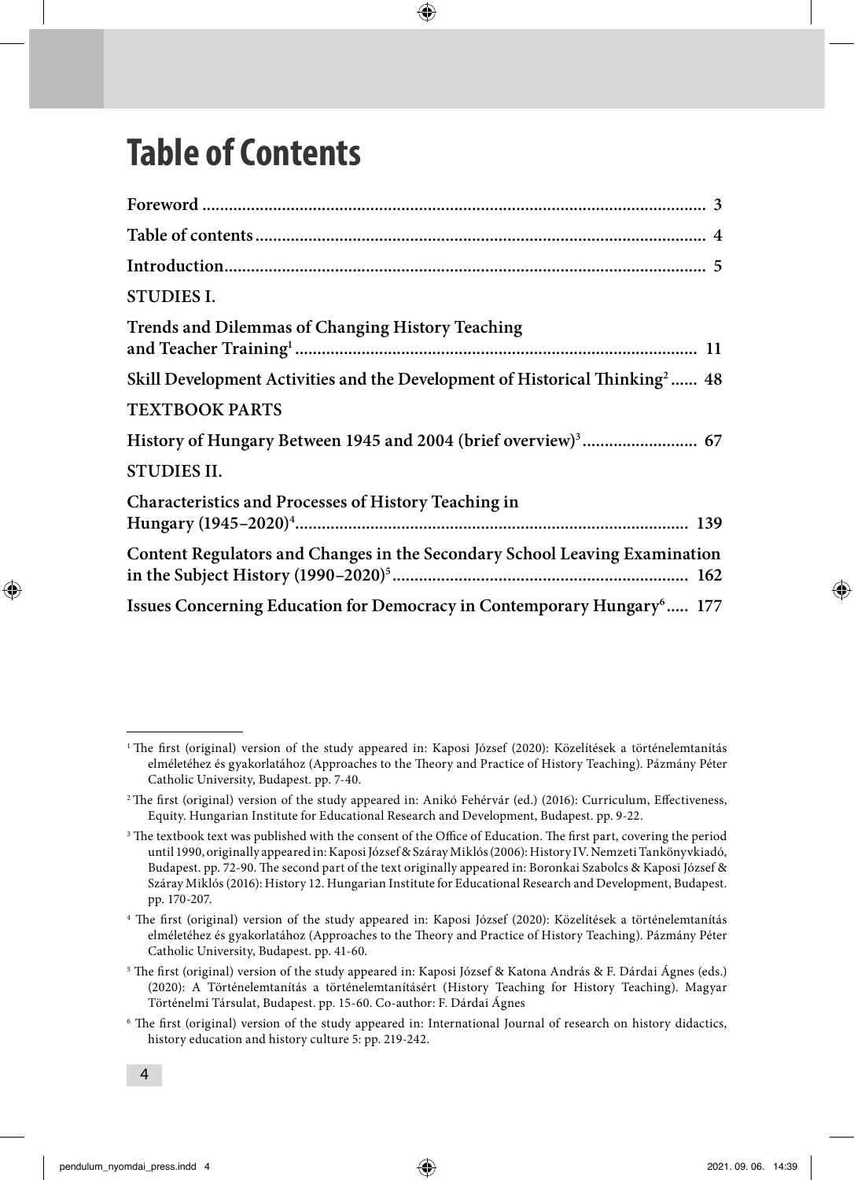# Table of Contents

**Foreword** ........ 3

**Table of contents** ........ 4

**Introduction** ........ 5

**STUDIES I.**

**Trends and Dilemmas of Changing History Teaching and Teacher Training[1]** ........ 11

**Skill Development Activities and the Development of Historical Thinking[2]** ........ 48

**TEXTBOOK PARTS**

**History of Hungary Between 1945 and 2004 (brief overview)[3]** ........ 67

**STUDIES II.**

**Characteristics and Processes of History Teaching in Hungary (1945–2020)[4]** ........ 139

**Content Regulators and Changes in the Secondary School Leaving Examination in the Subject History (1990–2020)[5]** ........ 162

**Issues Concerning Education for Democracy in Contemporary Hungary[6]** ........ 177

---

[1] The first (original) version of the study appeared in: Kaposi József (2020): Közelítések a történelemtanítás elméletéhez és gyakorlatához (Approaches to the Theory and Practice of History Teaching). Pázmány Péter Catholic University, Budapest. pp. 7-40.

[2] The first (original) version of the study appeared in: Anikó Fehérvár (ed.) (2016): Curriculum, Effectiveness, Equity. Hungarian Institute for Educational Research and Development, Budapest. pp. 9-22.

[3] The textbook text was published with the consent of the Office of Education. The first part, covering the period until 1990, originally appeared in: Kaposi József & Száray Miklós (2006): History IV. Nemzeti Tankönyvkiadó, Budapest. pp. 72-90. The second part of the text originally appeared in: Boronkai Szabolcs & Kaposi József & Száray Miklós (2016): History 12. Hungarian Institute for Educational Research and Development, Budapest. pp. 170-207.

[4] The first (original) version of the study appeared in: Kaposi József (2020): Közelítések a történelemtanítás elméletéhez és gyakorlatához (Approaches to the Theory and Practice of History Teaching). Pázmány Péter Catholic University, Budapest. pp. 41-60.

[5] The first (original) version of the study appeared in: Kaposi József & Katona András & F. Dárdai Ágnes (eds.) (2020): A Történelemtanítás a történelemtanításért (History Teaching for History Teaching). Magyar Történelmi Társulat, Budapest. pp. 15-60. Co-author: F. Dárdai Ágnes

[6] The first (original) version of the study appeared in: International Journal of research on history didactics, history education and history culture 5: pp. 219-242.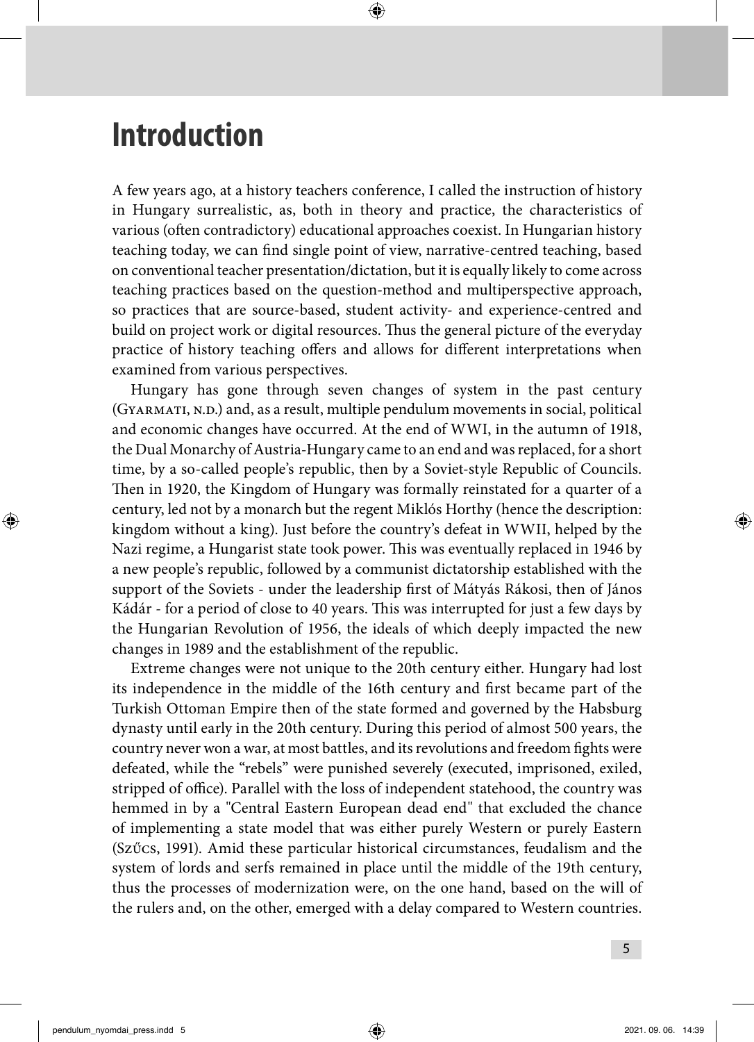# Introduction

A few years ago, at a history teachers conference, I called the instruction of history in Hungary surrealistic, as, both in theory and practice, the characteristics of various (often contradictory) educational approaches coexist. In Hungarian history teaching today, we can find single point of view, narrative-centred teaching, based on conventional teacher presentation/dictation, but it is equally likely to come across teaching practices based on the question-method and multiperspective approach, so practices that are source-based, student activity- and experience-centred and build on project work or digital resources. Thus the general picture of the everyday practice of history teaching offers and allows for different interpretations when examined from various perspectives.

Hungary has gone through seven changes of system in the past century (Gyarmati, n.d.) and, as a result, multiple pendulum movements in social, political and economic changes have occurred. At the end of WWI, in the autumn of 1918, the Dual Monarchy of Austria-Hungary came to an end and was replaced, for a short time, by a so-called people's republic, then by a Soviet-style Republic of Councils. Then in 1920, the Kingdom of Hungary was formally reinstated for a quarter of a century, led not by a monarch but the regent Miklós Horthy (hence the description: kingdom without a king). Just before the country's defeat in WWII, helped by the Nazi regime, a Hungarist state took power. This was eventually replaced in 1946 by a new people's republic, followed by a communist dictatorship established with the support of the Soviets - under the leadership first of Mátyás Rákosi, then of János Kádár - for a period of close to 40 years. This was interrupted for just a few days by the Hungarian Revolution of 1956, the ideals of which deeply impacted the new changes in 1989 and the establishment of the republic.

Extreme changes were not unique to the 20th century either. Hungary had lost its independence in the middle of the 16th century and first became part of the Turkish Ottoman Empire then of the state formed and governed by the Habsburg dynasty until early in the 20th century. During this period of almost 500 years, the country never won a war, at most battles, and its revolutions and freedom fights were defeated, while the "rebels" were punished severely (executed, imprisoned, exiled, stripped of office). Parallel with the loss of independent statehood, the country was hemmed in by a "Central Eastern European dead end" that excluded the chance of implementing a state model that was either purely Western or purely Eastern (Szűcs, 1991). Amid these particular historical circumstances, feudalism and the system of lords and serfs remained in place until the middle of the 19th century, thus the processes of modernization were, on the one hand, based on the will of the rulers and, on the other, emerged with a delay compared to Western countries.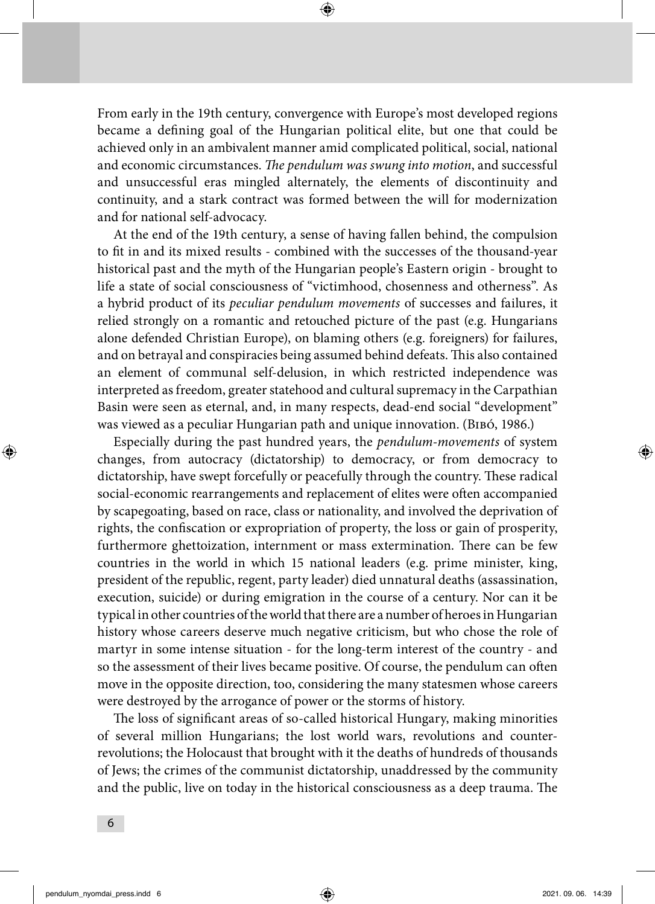From early in the 19th century, convergence with Europe's most developed regions became a defining goal of the Hungarian political elite, but one that could be achieved only in an ambivalent manner amid complicated political, social, national and economic circumstances. *The pendulum was swung into motion*, and successful and unsuccessful eras mingled alternately, the elements of discontinuity and continuity, and a stark contract was formed between the will for modernization and for national self-advocacy.

At the end of the 19th century, a sense of having fallen behind, the compulsion to fit in and its mixed results - combined with the successes of the thousand-year historical past and the myth of the Hungarian people's Eastern origin - brought to life a state of social consciousness of "victimhood, chosenness and otherness". As a hybrid product of its *peculiar pendulum movements* of successes and failures, it relied strongly on a romantic and retouched picture of the past (e.g. Hungarians alone defended Christian Europe), on blaming others (e.g. foreigners) for failures, and on betrayal and conspiracies being assumed behind defeats. This also contained an element of communal self-delusion, in which restricted independence was interpreted as freedom, greater statehood and cultural supremacy in the Carpathian Basin were seen as eternal, and, in many respects, dead-end social "development" was viewed as a peculiar Hungarian path and unique innovation. (Bibó, 1986.)

Especially during the past hundred years, the *pendulum-movements* of system changes, from autocracy (dictatorship) to democracy, or from democracy to dictatorship, have swept forcefully or peacefully through the country. These radical social-economic rearrangements and replacement of elites were often accompanied by scapegoating, based on race, class or nationality, and involved the deprivation of rights, the confiscation or expropriation of property, the loss or gain of prosperity, furthermore ghettoization, internment or mass extermination. There can be few countries in the world in which 15 national leaders (e.g. prime minister, king, president of the republic, regent, party leader) died unnatural deaths (assassination, execution, suicide) or during emigration in the course of a century. Nor can it be typical in other countries of the world that there are a number of heroes in Hungarian history whose careers deserve much negative criticism, but who chose the role of martyr in some intense situation - for the long-term interest of the country - and so the assessment of their lives became positive. Of course, the pendulum can often move in the opposite direction, too, considering the many statesmen whose careers were destroyed by the arrogance of power or the storms of history.

The loss of significant areas of so-called historical Hungary, making minorities of several million Hungarians; the lost world wars, revolutions and counter-revolutions; the Holocaust that brought with it the deaths of hundreds of thousands of Jews; the crimes of the communist dictatorship, unaddressed by the community and the public, live on today in the historical consciousness as a deep trauma. The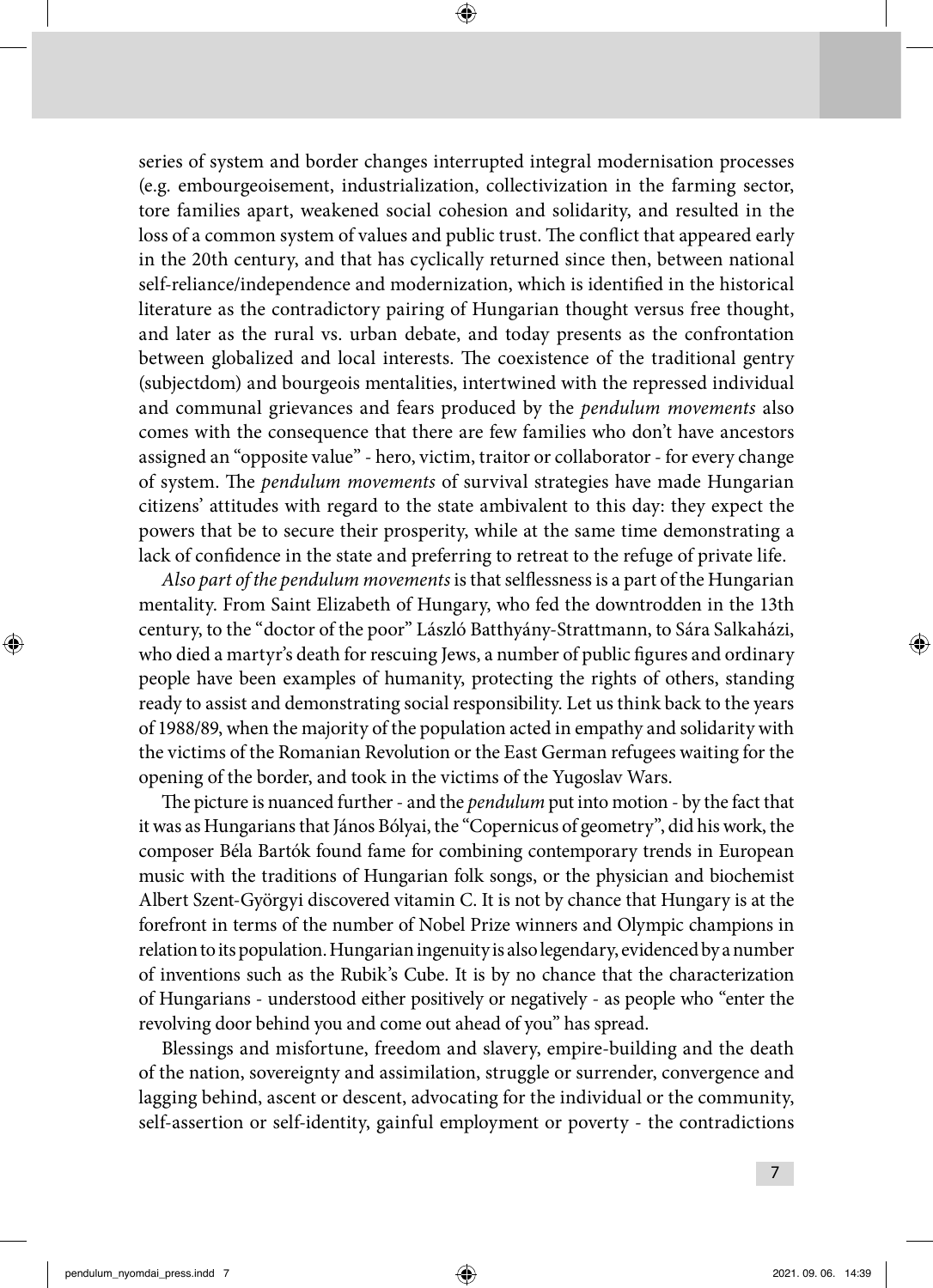series of system and border changes interrupted integral modernisation processes (e.g. embourgeoisement, industrialization, collectivization in the farming sector, tore families apart, weakened social cohesion and solidarity, and resulted in the loss of a common system of values and public trust. The conflict that appeared early in the 20th century, and that has cyclically returned since then, between national self-reliance/independence and modernization, which is identified in the historical literature as the contradictory pairing of Hungarian thought versus free thought, and later as the rural vs. urban debate, and today presents as the confrontation between globalized and local interests. The coexistence of the traditional gentry (subjectdom) and bourgeois mentalities, intertwined with the repressed individual and communal grievances and fears produced by the *pendulum movements* also comes with the consequence that there are few families who don't have ancestors assigned an "opposite value" - hero, victim, traitor or collaborator - for every change of system. The *pendulum movements* of survival strategies have made Hungarian citizens' attitudes with regard to the state ambivalent to this day: they expect the powers that be to secure their prosperity, while at the same time demonstrating a lack of confidence in the state and preferring to retreat to the refuge of private life.

*Also part of the pendulum movements* is that selflessness is a part of the Hungarian mentality. From Saint Elizabeth of Hungary, who fed the downtrodden in the 13th century, to the "doctor of the poor" László Batthyány-Strattmann, to Sára Salkaházi, who died a martyr's death for rescuing Jews, a number of public figures and ordinary people have been examples of humanity, protecting the rights of others, standing ready to assist and demonstrating social responsibility. Let us think back to the years of 1988/89, when the majority of the population acted in empathy and solidarity with the victims of the Romanian Revolution or the East German refugees waiting for the opening of the border, and took in the victims of the Yugoslav Wars.

The picture is nuanced further - and the *pendulum* put into motion - by the fact that it was as Hungarians that János Bólyai, the "Copernicus of geometry", did his work, the composer Béla Bartók found fame for combining contemporary trends in European music with the traditions of Hungarian folk songs, or the physician and biochemist Albert Szent-Györgyi discovered vitamin C. It is not by chance that Hungary is at the forefront in terms of the number of Nobel Prize winners and Olympic champions in relation to its population. Hungarian ingenuity is also legendary, evidenced by a number of inventions such as the Rubik's Cube. It is by no chance that the characterization of Hungarians - understood either positively or negatively - as people who "enter the revolving door behind you and come out ahead of you" has spread.

Blessings and misfortune, freedom and slavery, empire-building and the death of the nation, sovereignty and assimilation, struggle or surrender, convergence and lagging behind, ascent or descent, advocating for the individual or the community, self-assertion or self-identity, gainful employment or poverty - the contradictions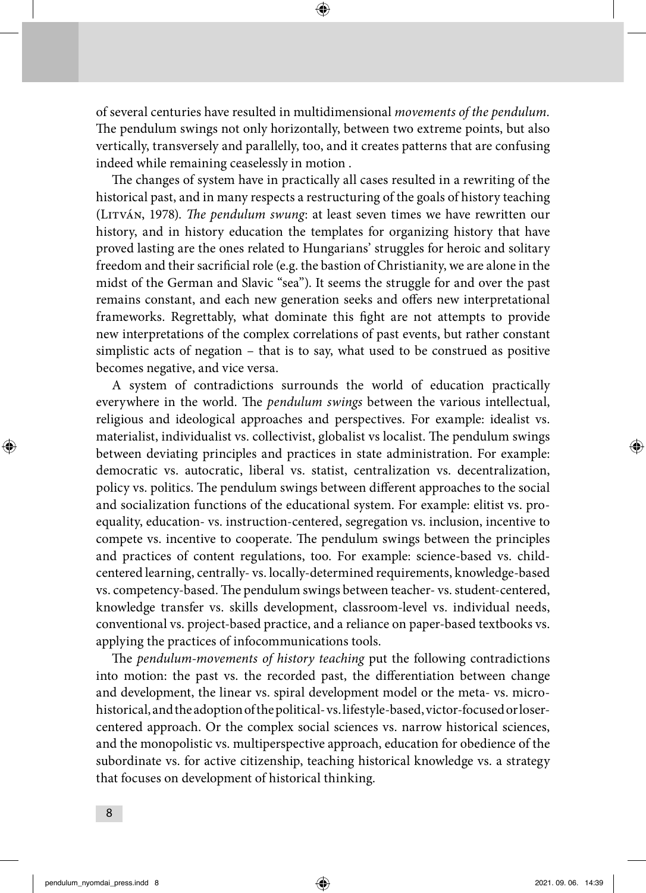of several centuries have resulted in multidimensional *movements of the pendulum.* The pendulum swings not only horizontally, between two extreme points, but also vertically, transversely and parallelly, too, and it creates patterns that are confusing indeed while remaining ceaselessly in motion .

The changes of system have in practically all cases resulted in a rewriting of the historical past, and in many respects a restructuring of the goals of history teaching (Litván, 1978). *The pendulum swung*: at least seven times we have rewritten our history, and in history education the templates for organizing history that have proved lasting are the ones related to Hungarians' struggles for heroic and solitary freedom and their sacrificial role (e.g. the bastion of Christianity, we are alone in the midst of the German and Slavic "sea"). It seems the struggle for and over the past remains constant, and each new generation seeks and offers new interpretational frameworks. Regrettably, what dominate this fight are not attempts to provide new interpretations of the complex correlations of past events, but rather constant simplistic acts of negation – that is to say, what used to be construed as positive becomes negative, and vice versa.

A system of contradictions surrounds the world of education practically everywhere in the world. The *pendulum swings* between the various intellectual, religious and ideological approaches and perspectives. For example: idealist vs. materialist, individualist vs. collectivist, globalist vs localist. The pendulum swings between deviating principles and practices in state administration. For example: democratic vs. autocratic, liberal vs. statist, centralization vs. decentralization, policy vs. politics. The pendulum swings between different approaches to the social and socialization functions of the educational system. For example: elitist vs. pro-equality, education- vs. instruction-centered, segregation vs. inclusion, incentive to compete vs. incentive to cooperate. The pendulum swings between the principles and practices of content regulations, too. For example: science-based vs. child-centered learning, centrally- vs. locally-determined requirements, knowledge-based vs. competency-based. The pendulum swings between teacher- vs. student-centered, knowledge transfer vs. skills development, classroom-level vs. individual needs, conventional vs. project-based practice, and a reliance on paper-based textbooks vs. applying the practices of infocommunications tools.

The *pendulum-movements of history teaching* put the following contradictions into motion: the past vs. the recorded past, the differentiation between change and development, the linear vs. spiral development model or the meta- vs. micro-historical, and the adoption of the political- vs. lifestyle-based, victor-focused or loser-centered approach. Or the complex social sciences vs. narrow historical sciences, and the monopolistic vs. multiperspective approach, education for obedience of the subordinate vs. for active citizenship, teaching historical knowledge vs. a strategy that focuses on development of historical thinking.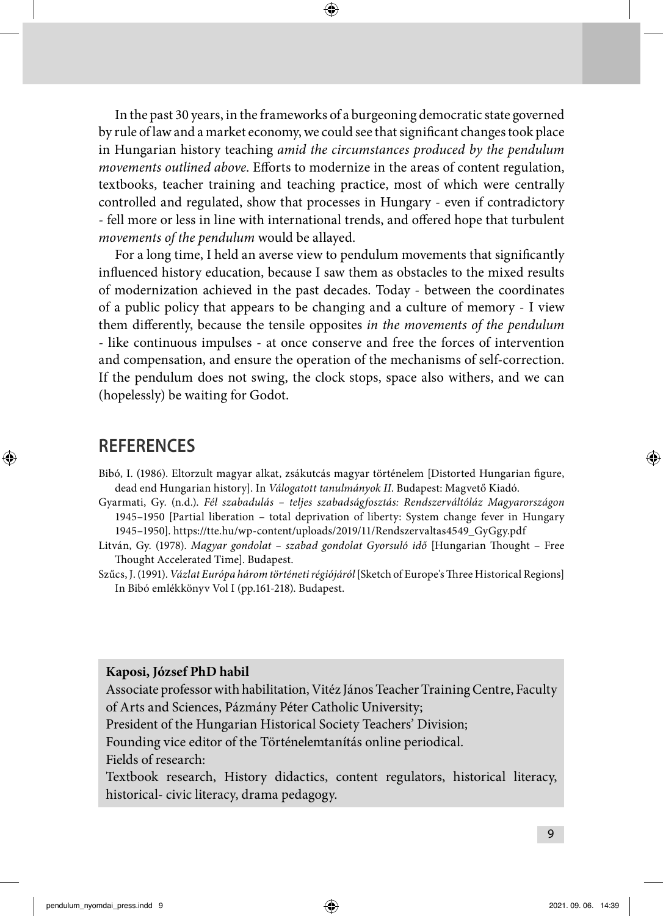In the past 30 years, in the frameworks of a burgeoning democratic state governed by rule of law and a market economy, we could see that significant changes took place in Hungarian history teaching *amid the circumstances produced by the pendulum movements outlined above*. Efforts to modernize in the areas of content regulation, textbooks, teacher training and teaching practice, most of which were centrally controlled and regulated, show that processes in Hungary - even if contradictory - fell more or less in line with international trends, and offered hope that turbulent *movements of the pendulum* would be allayed.

For a long time, I held an averse view to pendulum movements that significantly influenced history education, because I saw them as obstacles to the mixed results of modernization achieved in the past decades. Today - between the coordinates of a public policy that appears to be changing and a culture of memory - I view them differently, because the tensile opposites *in the movements of the pendulum* - like continuous impulses - at once conserve and free the forces of intervention and compensation, and ensure the operation of the mechanisms of self-correction. If the pendulum does not swing, the clock stops, space also withers, and we can (hopelessly) be waiting for Godot.

## REFERENCES

Bibó, I. (1986). Eltorzult magyar alkat, zsákutcás magyar történelem [Distorted Hungarian figure, dead end Hungarian history]. In *Válogatott tanulmányok II*. Budapest: Magvető Kiadó.

Gyarmati, Gy. (n.d.). *Fél szabadulás – teljes szabadságfosztás: Rendszerváltóláz Magyarországon* 1945–1950 [Partial liberation – total deprivation of liberty: System change fever in Hungary 1945–1950]. https://tte.hu/wp-content/uploads/2019/11/Rendszervaltas4549_GyGgy.pdf

Litván, Gy. (1978). *Magyar gondolat – szabad gondolat Gyorsuló idő* [Hungarian Thought – Free Thought Accelerated Time]. Budapest.

Szűcs, J. (1991). *Vázlat Európa három történeti régiójáról* [Sketch of Europe's Three Historical Regions] In Bibó emlékkönyv Vol I (pp.161-218). Budapest.

**Kaposi, József PhD habil**

Associate professor with habilitation, Vitéz János Teacher Training Centre, Faculty of Arts and Sciences, Pázmány Péter Catholic University;

President of the Hungarian Historical Society Teachers' Division;

Founding vice editor of the Történelemtanítás online periodical.

Fields of research:

Textbook research, History didactics, content regulators, historical literacy, historical- civic literacy, drama pedagogy.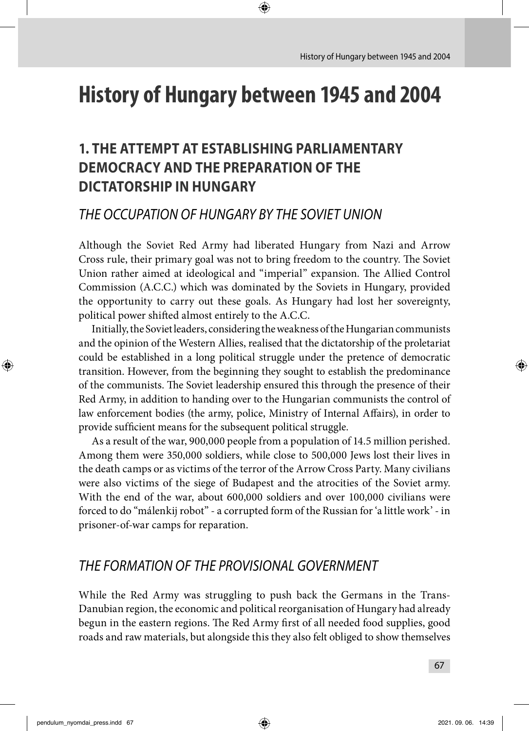# History of Hungary between 1945 and 2004

## 1. THE ATTEMPT AT ESTABLISHING PARLIAMENTARY DEMOCRACY AND THE PREPARATION OF THE DICTATORSHIP IN HUNGARY

### *THE OCCUPATION OF HUNGARY BY THE SOVIET UNION*

Although the Soviet Red Army had liberated Hungary from Nazi and Arrow Cross rule, their primary goal was not to bring freedom to the country. The Soviet Union rather aimed at ideological and "imperial" expansion. The Allied Control Commission (A.C.C.) which was dominated by the Soviets in Hungary, provided the opportunity to carry out these goals. As Hungary had lost her sovereignty, political power shifted almost entirely to the A.C.C.

Initially, the Soviet leaders, considering the weakness of the Hungarian communists and the opinion of the Western Allies, realised that the dictatorship of the proletariat could be established in a long political struggle under the pretence of democratic transition. However, from the beginning they sought to establish the predominance of the communists. The Soviet leadership ensured this through the presence of their Red Army, in addition to handing over to the Hungarian communists the control of law enforcement bodies (the army, police, Ministry of Internal Affairs), in order to provide sufficient means for the subsequent political struggle.

As a result of the war, 900,000 people from a population of 14.5 million perished. Among them were 350,000 soldiers, while close to 500,000 Jews lost their lives in the death camps or as victims of the terror of the Arrow Cross Party. Many civilians were also victims of the siege of Budapest and the atrocities of the Soviet army. With the end of the war, about 600,000 soldiers and over 100,000 civilians were forced to do "málenkij robot" - a corrupted form of the Russian for 'a little work' - in prisoner-of-war camps for reparation.

### *THE FORMATION OF THE PROVISIONAL GOVERNMENT*

While the Red Army was struggling to push back the Germans in the Trans-Danubian region, the economic and political reorganisation of Hungary had already begun in the eastern regions. The Red Army first of all needed food supplies, good roads and raw materials, but alongside this they also felt obliged to show themselves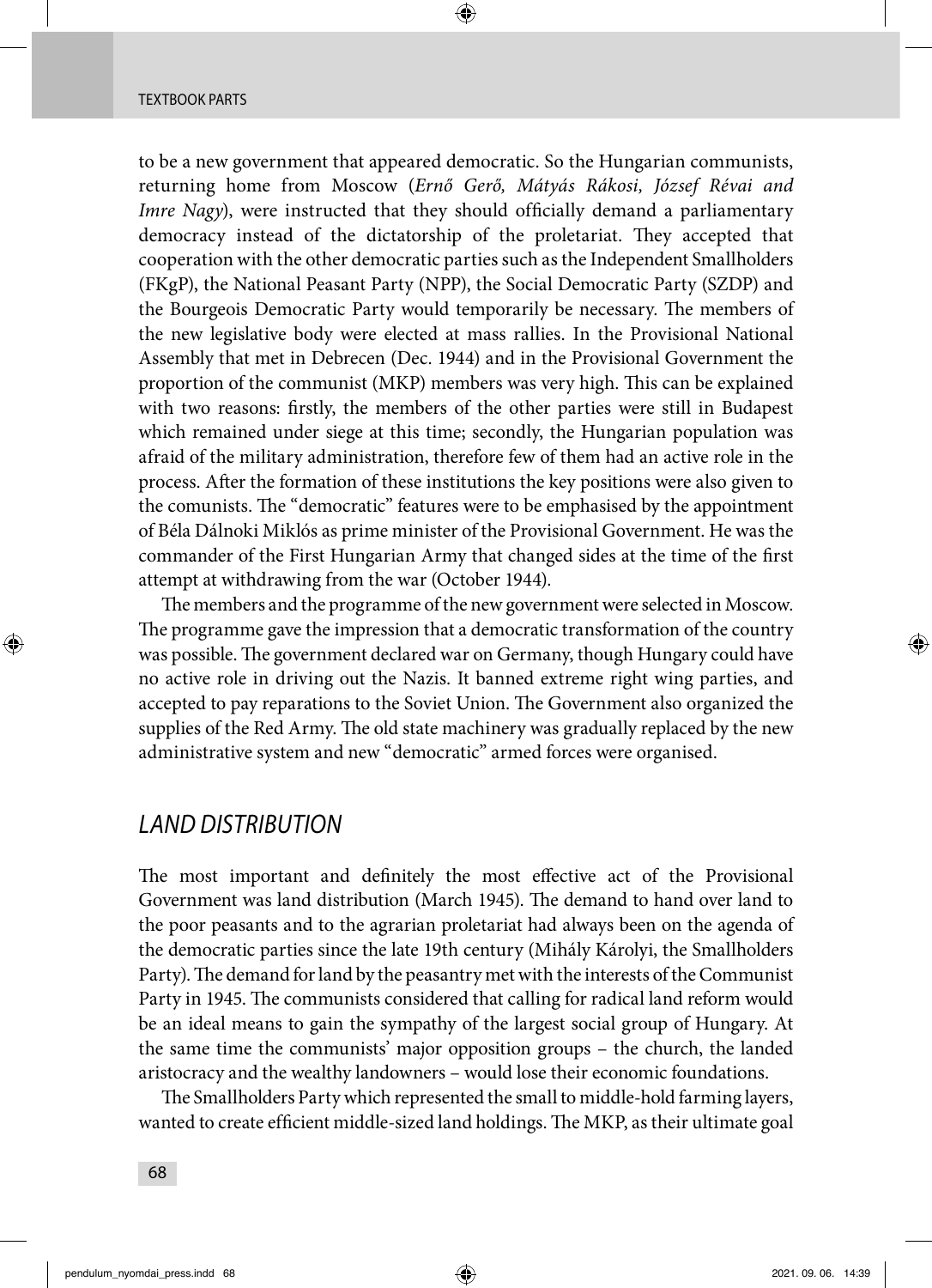to be a new government that appeared democratic. So the Hungarian communists, returning home from Moscow (*Ernő Gerő, Mátyás Rákosi, József Révai and Imre Nagy*), were instructed that they should officially demand a parliamentary democracy instead of the dictatorship of the proletariat. They accepted that cooperation with the other democratic parties such as the Independent Smallholders (FKgP), the National Peasant Party (NPP), the Social Democratic Party (SZDP) and the Bourgeois Democratic Party would temporarily be necessary. The members of the new legislative body were elected at mass rallies. In the Provisional National Assembly that met in Debrecen (Dec. 1944) and in the Provisional Government the proportion of the communist (MKP) members was very high. This can be explained with two reasons: firstly, the members of the other parties were still in Budapest which remained under siege at this time; secondly, the Hungarian population was afraid of the military administration, therefore few of them had an active role in the process. After the formation of these institutions the key positions were also given to the comunists. The "democratic" features were to be emphasised by the appointment of Béla Dálnoki Miklós as prime minister of the Provisional Government. He was the commander of the First Hungarian Army that changed sides at the time of the first attempt at withdrawing from the war (October 1944).

The members and the programme of the new government were selected in Moscow. The programme gave the impression that a democratic transformation of the country was possible. The government declared war on Germany, though Hungary could have no active role in driving out the Nazis. It banned extreme right wing parties, and accepted to pay reparations to the Soviet Union. The Government also organized the supplies of the Red Army. The old state machinery was gradually replaced by the new administrative system and new "democratic" armed forces were organised.

## *LAND DISTRIBUTION*

The most important and definitely the most effective act of the Provisional Government was land distribution (March 1945). The demand to hand over land to the poor peasants and to the agrarian proletariat had always been on the agenda of the democratic parties since the late 19th century (Mihály Károlyi, the Smallholders Party). The demand for land by the peasantry met with the interests of the Communist Party in 1945. The communists considered that calling for radical land reform would be an ideal means to gain the sympathy of the largest social group of Hungary. At the same time the communists' major opposition groups – the church, the landed aristocracy and the wealthy landowners – would lose their economic foundations.

The Smallholders Party which represented the small to middle-hold farming layers, wanted to create efficient middle-sized land holdings. The MKP, as their ultimate goal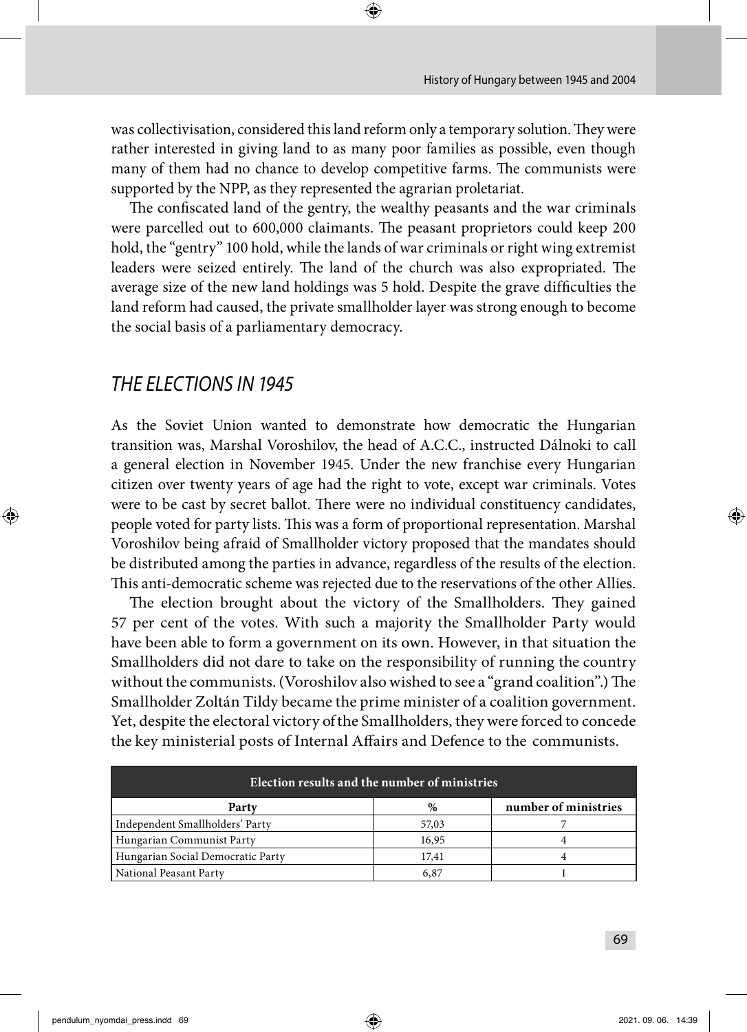was collectivisation, considered this land reform only a temporary solution. They were rather interested in giving land to as many poor families as possible, even though many of them had no chance to develop competitive farms. The communists were supported by the NPP, as they represented the agrarian proletariat.

The confiscated land of the gentry, the wealthy peasants and the war criminals were parcelled out to 600,000 claimants. The peasant proprietors could keep 200 hold, the "gentry" 100 hold, while the lands of war criminals or right wing extremist leaders were seized entirely. The land of the church was also expropriated. The average size of the new land holdings was 5 hold. Despite the grave difficulties the land reform had caused, the private smallholder layer was strong enough to become the social basis of a parliamentary democracy.

## *THE ELECTIONS IN 1945*

As the Soviet Union wanted to demonstrate how democratic the Hungarian transition was, Marshal Voroshilov, the head of A.C.C., instructed Dálnoki to call a general election in November 1945. Under the new franchise every Hungarian citizen over twenty years of age had the right to vote, except war criminals. Votes were to be cast by secret ballot. There were no individual constituency candidates, people voted for party lists. This was a form of proportional representation. Marshal Voroshilov being afraid of Smallholder victory proposed that the mandates should be distributed among the parties in advance, regardless of the results of the election. This anti-democratic scheme was rejected due to the reservations of the other Allies.

The election brought about the victory of the Smallholders. They gained 57 per cent of the votes. With such a majority the Smallholder Party would have been able to form a government on its own. However, in that situation the Smallholders did not dare to take on the responsibility of running the country without the communists. (Voroshilov also wished to see a "grand coalition".) The Smallholder Zoltán Tildy became the prime minister of a coalition government. Yet, despite the electoral victory of the Smallholders, they were forced to concede the key ministerial posts of Internal Affairs and Defence to the communists.

**Election results and the number of ministries**

| Party | % | number of ministries |
|---|---|---|
| Independent Smallholders' Party | 57,03 | 7 |
| Hungarian Communist Party | 16,95 | 4 |
| Hungarian Social Democratic Party | 17,41 | 4 |
| National Peasant Party | 6,87 | 1 |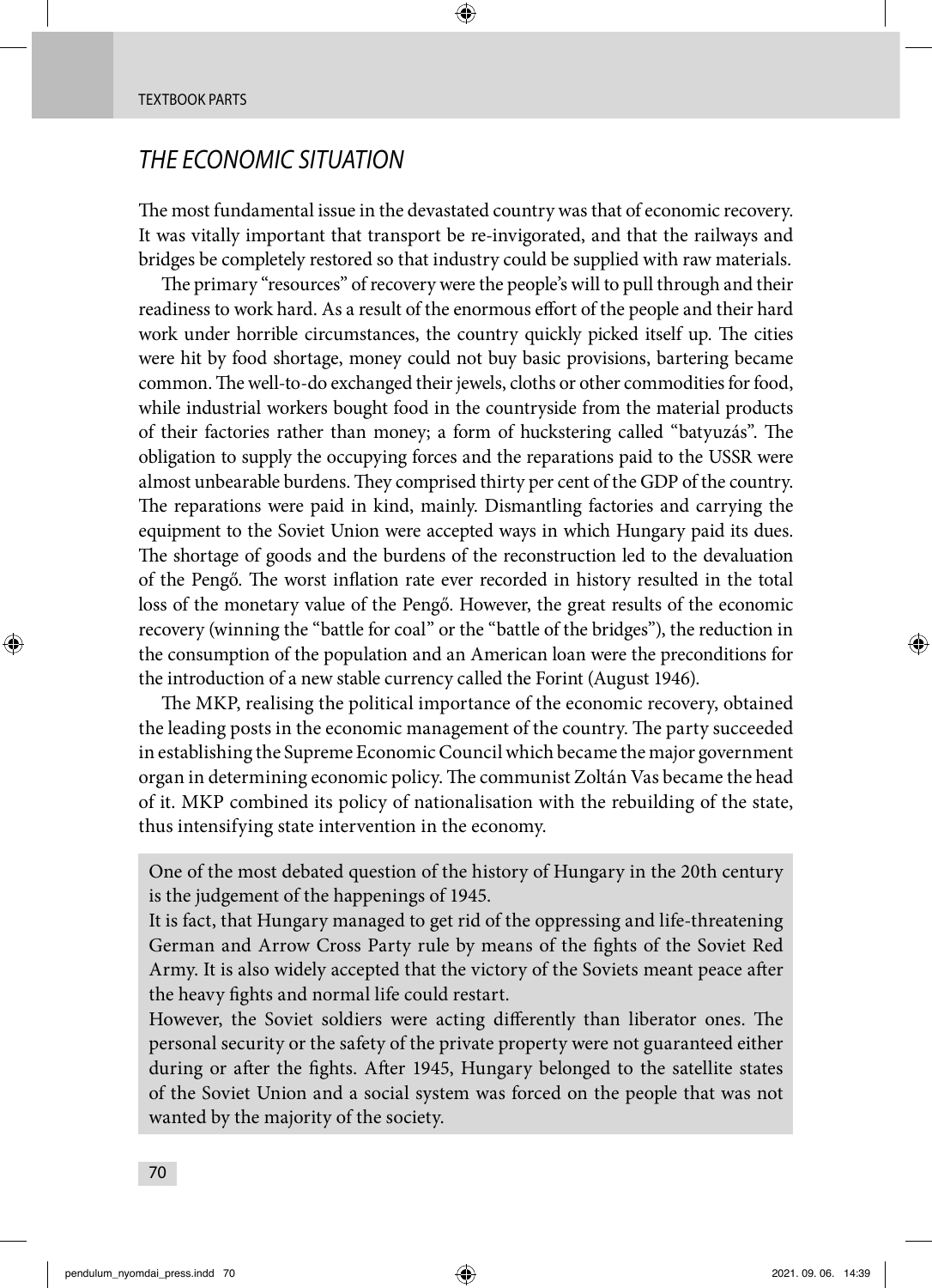## *THE ECONOMIC SITUATION*

The most fundamental issue in the devastated country was that of economic recovery. It was vitally important that transport be re-invigorated, and that the railways and bridges be completely restored so that industry could be supplied with raw materials.

The primary "resources" of recovery were the people's will to pull through and their readiness to work hard. As a result of the enormous effort of the people and their hard work under horrible circumstances, the country quickly picked itself up. The cities were hit by food shortage, money could not buy basic provisions, bartering became common. The well-to-do exchanged their jewels, cloths or other commodities for food, while industrial workers bought food in the countryside from the material products of their factories rather than money; a form of huckstering called "batyuzás". The obligation to supply the occupying forces and the reparations paid to the USSR were almost unbearable burdens. They comprised thirty per cent of the GDP of the country. The reparations were paid in kind, mainly. Dismantling factories and carrying the equipment to the Soviet Union were accepted ways in which Hungary paid its dues. The shortage of goods and the burdens of the reconstruction led to the devaluation of the Pengő. The worst inflation rate ever recorded in history resulted in the total loss of the monetary value of the Pengő. However, the great results of the economic recovery (winning the "battle for coal" or the "battle of the bridges"), the reduction in the consumption of the population and an American loan were the preconditions for the introduction of a new stable currency called the Forint (August 1946).

The MKP, realising the political importance of the economic recovery, obtained the leading posts in the economic management of the country. The party succeeded in establishing the Supreme Economic Council which became the major government organ in determining economic policy. The communist Zoltán Vas became the head of it. MKP combined its policy of nationalisation with the rebuilding of the state, thus intensifying state intervention in the economy.

> One of the most debated question of the history of Hungary in the 20th century is the judgement of the happenings of 1945.
>
> It is fact, that Hungary managed to get rid of the oppressing and life-threatening German and Arrow Cross Party rule by means of the fights of the Soviet Red Army. It is also widely accepted that the victory of the Soviets meant peace after the heavy fights and normal life could restart.
>
> However, the Soviet soldiers were acting differently than liberator ones. The personal security or the safety of the private property were not guaranteed either during or after the fights. After 1945, Hungary belonged to the satellite states of the Soviet Union and a social system was forced on the people that was not wanted by the majority of the society.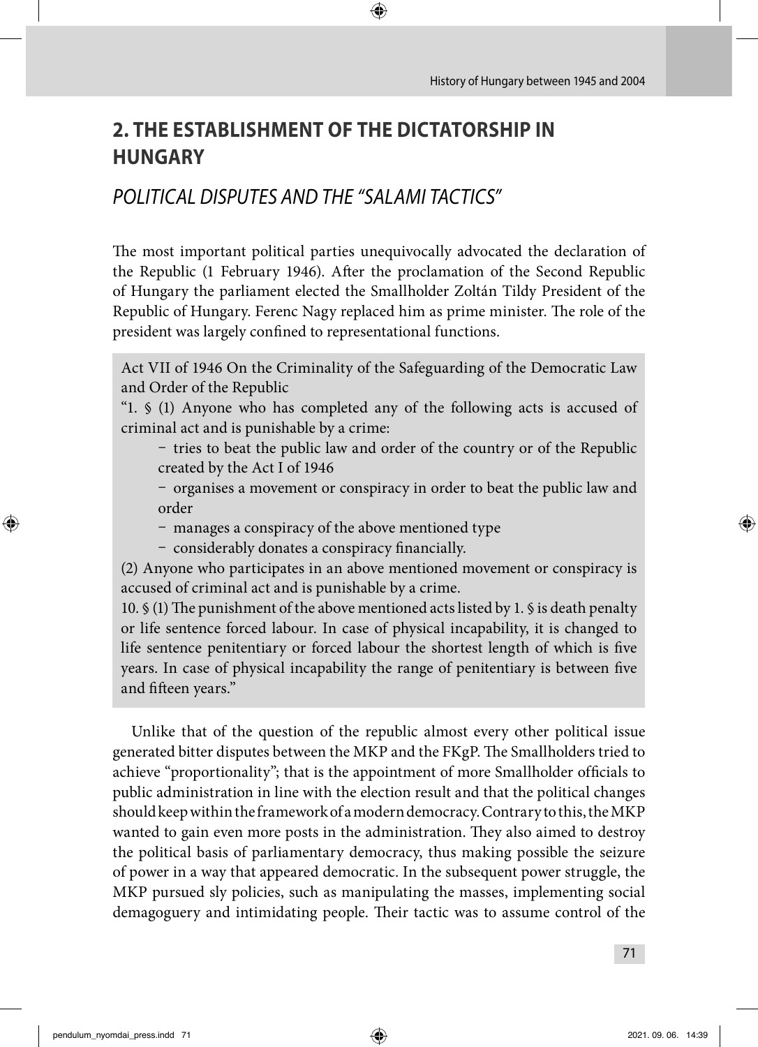# 2. THE ESTABLISHMENT OF THE DICTATORSHIP IN HUNGARY

## *POLITICAL DISPUTES AND THE "SALAMI TACTICS"*

The most important political parties unequivocally advocated the declaration of the Republic (1 February 1946). After the proclamation of the Second Republic of Hungary the parliament elected the Smallholder Zoltán Tildy President of the Republic of Hungary. Ferenc Nagy replaced him as prime minister. The role of the president was largely confined to representational functions.

> Act VII of 1946 On the Criminality of the Safeguarding of the Democratic Law and Order of the Republic
>
> "1. § (1) Anyone who has completed any of the following acts is accused of criminal act and is punishable by a crime:
>
> - tries to beat the public law and order of the country or of the Republic created by the Act I of 1946
> - organises a movement or conspiracy in order to beat the public law and order
> - manages a conspiracy of the above mentioned type
> - considerably donates a conspiracy financially.
>
> (2) Anyone who participates in an above mentioned movement or conspiracy is accused of criminal act and is punishable by a crime.
>
> 10. § (1) The punishment of the above mentioned acts listed by 1. § is death penalty or life sentence forced labour. In case of physical incapability, it is changed to life sentence penitentiary or forced labour the shortest length of which is five years. In case of physical incapability the range of penitentiary is between five and fifteen years."

Unlike that of the question of the republic almost every other political issue generated bitter disputes between the MKP and the FKgP. The Smallholders tried to achieve "proportionality"; that is the appointment of more Smallholder officials to public administration in line with the election result and that the political changes should keep within the framework of a modern democracy. Contrary to this, the MKP wanted to gain even more posts in the administration. They also aimed to destroy the political basis of parliamentary democracy, thus making possible the seizure of power in a way that appeared democratic. In the subsequent power struggle, the MKP pursued sly policies, such as manipulating the masses, implementing social demagoguery and intimidating people. Their tactic was to assume control of the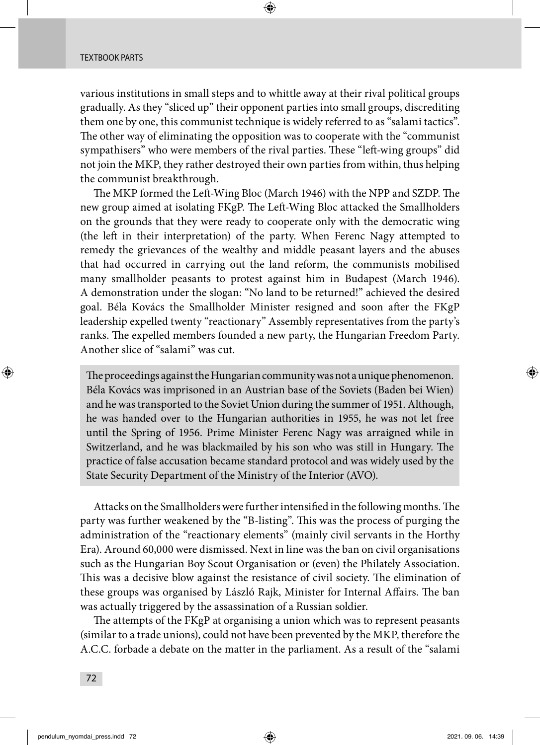various institutions in small steps and to whittle away at their rival political groups gradually. As they "sliced up" their opponent parties into small groups, discrediting them one by one, this communist technique is widely referred to as "salami tactics". The other way of eliminating the opposition was to cooperate with the "communist sympathisers" who were members of the rival parties. These "left-wing groups" did not join the MKP, they rather destroyed their own parties from within, thus helping the communist breakthrough.

The MKP formed the Left-Wing Bloc (March 1946) with the NPP and SZDP. The new group aimed at isolating FKgP. The Left-Wing Bloc attacked the Smallholders on the grounds that they were ready to cooperate only with the democratic wing (the left in their interpretation) of the party. When Ferenc Nagy attempted to remedy the grievances of the wealthy and middle peasant layers and the abuses that had occurred in carrying out the land reform, the communists mobilised many smallholder peasants to protest against him in Budapest (March 1946). A demonstration under the slogan: "No land to be returned!" achieved the desired goal. Béla Kovács the Smallholder Minister resigned and soon after the FKgP leadership expelled twenty "reactionary" Assembly representatives from the party's ranks. The expelled members founded a new party, the Hungarian Freedom Party. Another slice of "salami" was cut.

> The proceedings against the Hungarian community was not a unique phenomenon. Béla Kovács was imprisoned in an Austrian base of the Soviets (Baden bei Wien) and he was transported to the Soviet Union during the summer of 1951. Although, he was handed over to the Hungarian authorities in 1955, he was not let free until the Spring of 1956. Prime Minister Ferenc Nagy was arraigned while in Switzerland, and he was blackmailed by his son who was still in Hungary. The practice of false accusation became standard protocol and was widely used by the State Security Department of the Ministry of the Interior (AVO).

Attacks on the Smallholders were further intensified in the following months. The party was further weakened by the "B-listing". This was the process of purging the administration of the "reactionary elements" (mainly civil servants in the Horthy Era). Around 60,000 were dismissed. Next in line was the ban on civil organisations such as the Hungarian Boy Scout Organisation or (even) the Philately Association. This was a decisive blow against the resistance of civil society. The elimination of these groups was organised by László Rajk, Minister for Internal Affairs. The ban was actually triggered by the assassination of a Russian soldier.

The attempts of the FKgP at organising a union which was to represent peasants (similar to a trade unions), could not have been prevented by the MKP, therefore the A.C.C. forbade a debate on the matter in the parliament. As a result of the "salami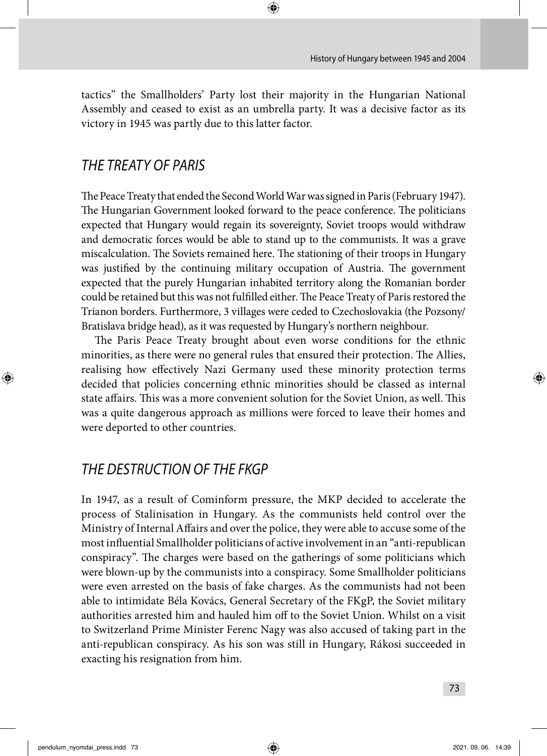tactics" the Smallholders' Party lost their majority in the Hungarian National Assembly and ceased to exist as an umbrella party. It was a decisive factor as its victory in 1945 was partly due to this latter factor.

## *THE TREATY OF PARIS*

The Peace Treaty that ended the Second World War was signed in Paris (February 1947). The Hungarian Government looked forward to the peace conference. The politicians expected that Hungary would regain its sovereignty, Soviet troops would withdraw and democratic forces would be able to stand up to the communists. It was a grave miscalculation. The Soviets remained here. The stationing of their troops in Hungary was justified by the continuing military occupation of Austria. The government expected that the purely Hungarian inhabited territory along the Romanian border could be retained but this was not fulfilled either. The Peace Treaty of Paris restored the Trianon borders. Furthermore, 3 villages were ceded to Czechoslovakia (the Pozsony/Bratislava bridge head), as it was requested by Hungary's northern neighbour.

The Paris Peace Treaty brought about even worse conditions for the ethnic minorities, as there were no general rules that ensured their protection. The Allies, realising how effectively Nazi Germany used these minority protection terms decided that policies concerning ethnic minorities should be classed as internal state affairs. This was a more convenient solution for the Soviet Union, as well. This was a quite dangerous approach as millions were forced to leave their homes and were deported to other countries.

## *THE DESTRUCTION OF THE FKGP*

In 1947, as a result of Cominform pressure, the MKP decided to accelerate the process of Stalinisation in Hungary. As the communists held control over the Ministry of Internal Affairs and over the police, they were able to accuse some of the most influential Smallholder politicians of active involvement in an "anti-republican conspiracy". The charges were based on the gatherings of some politicians which were blown-up by the communists into a conspiracy. Some Smallholder politicians were even arrested on the basis of fake charges. As the communists had not been able to intimidate Béla Kovács, General Secretary of the FKgP, the Soviet military authorities arrested him and hauled him off to the Soviet Union. Whilst on a visit to Switzerland Prime Minister Ferenc Nagy was also accused of taking part in the anti-republican conspiracy. As his son was still in Hungary, Rákosi succeeded in exacting his resignation from him.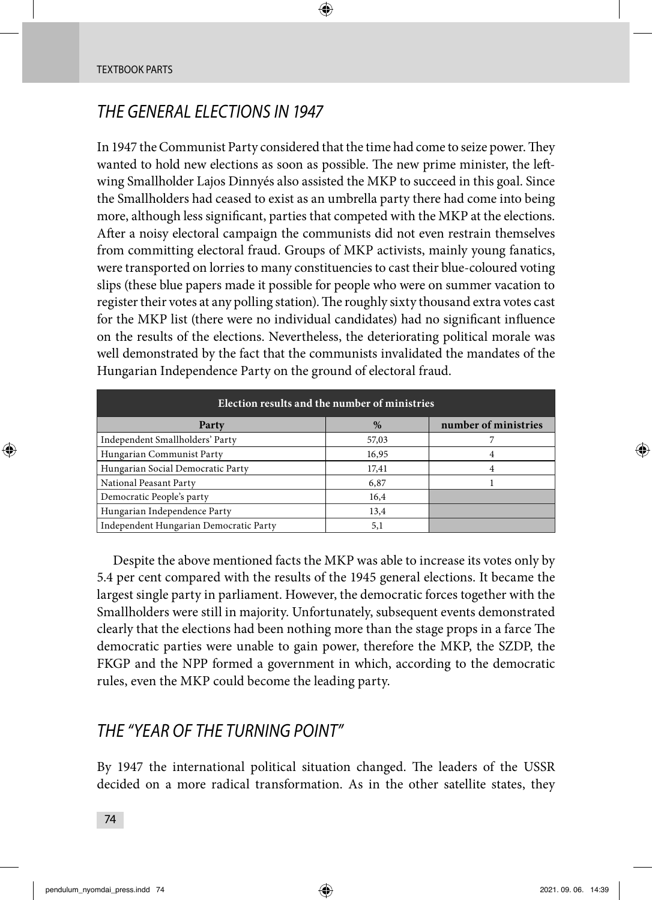## THE GENERAL ELECTIONS IN 1947

In 1947 the Communist Party considered that the time had come to seize power. They wanted to hold new elections as soon as possible. The new prime minister, the left-wing Smallholder Lajos Dinnyés also assisted the MKP to succeed in this goal. Since the Smallholders had ceased to exist as an umbrella party there had come into being more, although less significant, parties that competed with the MKP at the elections. After a noisy electoral campaign the communists did not even restrain themselves from committing electoral fraud. Groups of MKP activists, mainly young fanatics, were transported on lorries to many constituencies to cast their blue-coloured voting slips (these blue papers made it possible for people who were on summer vacation to register their votes at any polling station). The roughly sixty thousand extra votes cast for the MKP list (there were no individual candidates) had no significant influence on the results of the elections. Nevertheless, the deteriorating political morale was well demonstrated by the fact that the communists invalidated the mandates of the Hungarian Independence Party on the ground of electoral fraud.

| Election results and the number of ministries | | |
|---|---|---|
| **Party** | **%** | **number of ministries** |
| Independent Smallholders' Party | 57,03 | 7 |
| Hungarian Communist Party | 16,95 | 4 |
| Hungarian Social Democratic Party | 17,41 | 4 |
| National Peasant Party | 6,87 | 1 |
| Democratic People's party | 16,4 | |
| Hungarian Independence Party | 13,4 | |
| Independent Hungarian Democratic Party | 5,1 | |

Despite the above mentioned facts the MKP was able to increase its votes only by 5.4 per cent compared with the results of the 1945 general elections. It became the largest single party in parliament. However, the democratic forces together with the Smallholders were still in majority. Unfortunately, subsequent events demonstrated clearly that the elections had been nothing more than the stage props in a farce The democratic parties were unable to gain power, therefore the MKP, the SZDP, the FKGP and the NPP formed a government in which, according to the democratic rules, even the MKP could become the leading party.

## THE "YEAR OF THE TURNING POINT"

By 1947 the international political situation changed. The leaders of the USSR decided on a more radical transformation. As in the other satellite states, they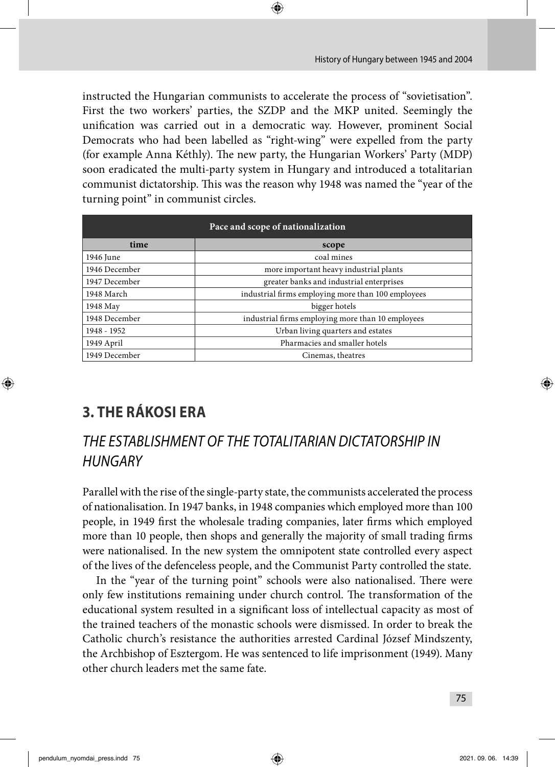instructed the Hungarian communists to accelerate the process of "sovietisation". First the two workers' parties, the SZDP and the MKP united. Seemingly the unification was carried out in a democratic way. However, prominent Social Democrats who had been labelled as "right-wing" were expelled from the party (for example Anna Kéthly). The new party, the Hungarian Workers' Party (MDP) soon eradicated the multi-party system in Hungary and introduced a totalitarian communist dictatorship. This was the reason why 1948 was named the "year of the turning point" in communist circles.

| Pace and scope of nationalization | |
|---|---|
| **time** | **scope** |
| 1946 June | coal mines |
| 1946 December | more important heavy industrial plants |
| 1947 December | greater banks and industrial enterprises |
| 1948 March | industrial firms employing more than 100 employees |
| 1948 May | bigger hotels |
| 1948 December | industrial firms employing more than 10 employees |
| 1948 - 1952 | Urban living quarters and estates |
| 1949 April | Pharmacies and smaller hotels |
| 1949 December | Cinemas, theatres |

## 3. THE RÁKOSI ERA

### *THE ESTABLISHMENT OF THE TOTALITARIAN DICTATORSHIP IN HUNGARY*

Parallel with the rise of the single-party state, the communists accelerated the process of nationalisation. In 1947 banks, in 1948 companies which employed more than 100 people, in 1949 first the wholesale trading companies, later firms which employed more than 10 people, then shops and generally the majority of small trading firms were nationalised. In the new system the omnipotent state controlled every aspect of the lives of the defenceless people, and the Communist Party controlled the state.

In the "year of the turning point" schools were also nationalised. There were only few institutions remaining under church control. The transformation of the educational system resulted in a significant loss of intellectual capacity as most of the trained teachers of the monastic schools were dismissed. In order to break the Catholic church's resistance the authorities arrested Cardinal József Mindszenty, the Archbishop of Esztergom. He was sentenced to life imprisonment (1949). Many other church leaders met the same fate.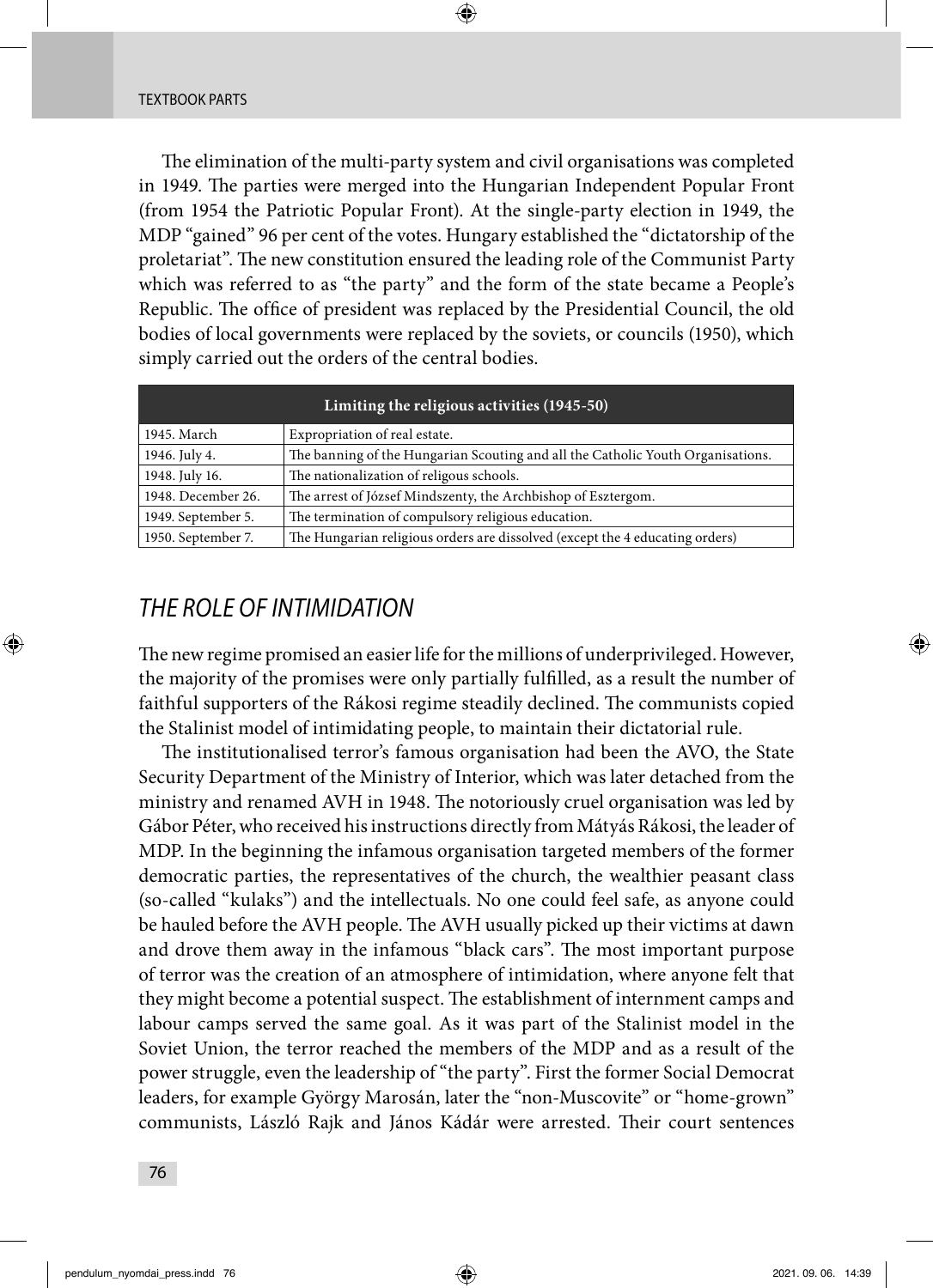The elimination of the multi-party system and civil organisations was completed in 1949. The parties were merged into the Hungarian Independent Popular Front (from 1954 the Patriotic Popular Front). At the single-party election in 1949, the MDP "gained" 96 per cent of the votes. Hungary established the "dictatorship of the proletariat". The new constitution ensured the leading role of the Communist Party which was referred to as "the party" and the form of the state became a People's Republic. The office of president was replaced by the Presidential Council, the old bodies of local governments were replaced by the soviets, or councils (1950), which simply carried out the orders of the central bodies.

| Limiting the religious activities (1945-50) | |
|---|---|
| 1945. March | Expropriation of real estate. |
| 1946. July 4. | The banning of the Hungarian Scouting and all the Catholic Youth Organisations. |
| 1948. July 16. | The nationalization of religous schools. |
| 1948. December 26. | The arrest of József Mindszenty, the Archbishop of Esztergom. |
| 1949. September 5. | The termination of compulsory religious education. |
| 1950. September 7. | The Hungarian religious orders are dissolved (except the 4 educating orders) |

## *THE ROLE OF INTIMIDATION*

The new regime promised an easier life for the millions of underprivileged. However, the majority of the promises were only partially fulfilled, as a result the number of faithful supporters of the Rákosi regime steadily declined. The communists copied the Stalinist model of intimidating people, to maintain their dictatorial rule.

The institutionalised terror's famous organisation had been the AVO, the State Security Department of the Ministry of Interior, which was later detached from the ministry and renamed AVH in 1948. The notoriously cruel organisation was led by Gábor Péter, who received his instructions directly from Mátyás Rákosi, the leader of MDP. In the beginning the infamous organisation targeted members of the former democratic parties, the representatives of the church, the wealthier peasant class (so-called "kulaks") and the intellectuals. No one could feel safe, as anyone could be hauled before the AVH people. The AVH usually picked up their victims at dawn and drove them away in the infamous "black cars". The most important purpose of terror was the creation of an atmosphere of intimidation, where anyone felt that they might become a potential suspect. The establishment of internment camps and labour camps served the same goal. As it was part of the Stalinist model in the Soviet Union, the terror reached the members of the MDP and as a result of the power struggle, even the leadership of "the party". First the former Social Democrat leaders, for example György Marosán, later the "non-Muscovite" or "home-grown" communists, László Rajk and János Kádár were arrested. Their court sentences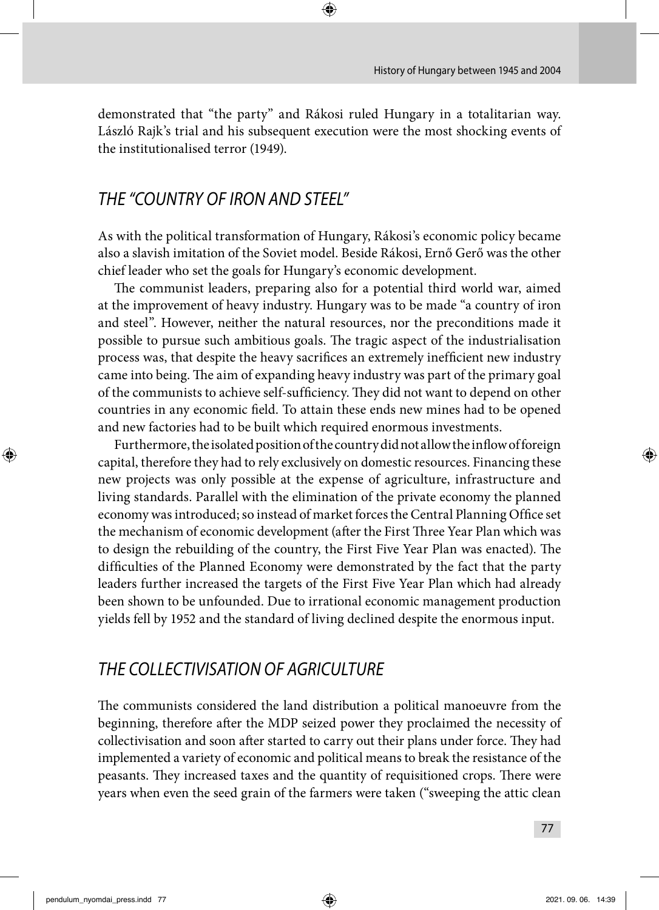demonstrated that "the party" and Rákosi ruled Hungary in a totalitarian way. László Rajk's trial and his subsequent execution were the most shocking events of the institutionalised terror (1949).

## *THE "COUNTRY OF IRON AND STEEL"*

As with the political transformation of Hungary, Rákosi's economic policy became also a slavish imitation of the Soviet model. Beside Rákosi, Ernő Gerő was the other chief leader who set the goals for Hungary's economic development.

The communist leaders, preparing also for a potential third world war, aimed at the improvement of heavy industry. Hungary was to be made "a country of iron and steel". However, neither the natural resources, nor the preconditions made it possible to pursue such ambitious goals. The tragic aspect of the industrialisation process was, that despite the heavy sacrifices an extremely inefficient new industry came into being. The aim of expanding heavy industry was part of the primary goal of the communists to achieve self-sufficiency. They did not want to depend on other countries in any economic field. To attain these ends new mines had to be opened and new factories had to be built which required enormous investments.

Furthermore, the isolated position of the country did not allow the inflow of foreign capital, therefore they had to rely exclusively on domestic resources. Financing these new projects was only possible at the expense of agriculture, infrastructure and living standards. Parallel with the elimination of the private economy the planned economy was introduced; so instead of market forces the Central Planning Office set the mechanism of economic development (after the First Three Year Plan which was to design the rebuilding of the country, the First Five Year Plan was enacted). The difficulties of the Planned Economy were demonstrated by the fact that the party leaders further increased the targets of the First Five Year Plan which had already been shown to be unfounded. Due to irrational economic management production yields fell by 1952 and the standard of living declined despite the enormous input.

## *THE COLLECTIVISATION OF AGRICULTURE*

The communists considered the land distribution a political manoeuvre from the beginning, therefore after the MDP seized power they proclaimed the necessity of collectivisation and soon after started to carry out their plans under force. They had implemented a variety of economic and political means to break the resistance of the peasants. They increased taxes and the quantity of requisitioned crops. There were years when even the seed grain of the farmers were taken ("sweeping the attic clean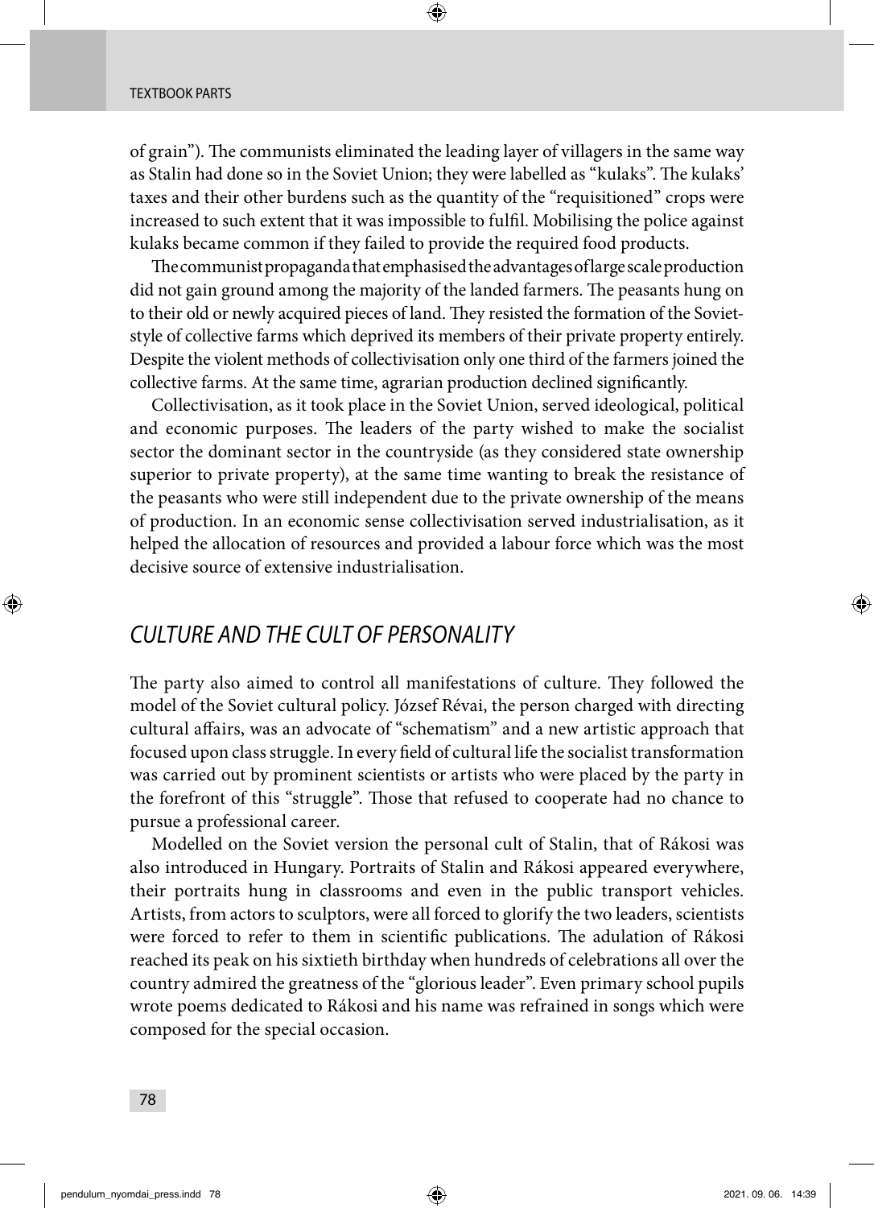of grain”). The communists eliminated the leading layer of villagers in the same way as Stalin had done so in the Soviet Union; they were labelled as “kulaks”. The kulaks’ taxes and their other burdens such as the quantity of the “requisitioned” crops were increased to such extent that it was impossible to fulfil. Mobilising the police against kulaks became common if they failed to provide the required food products.

The communist propaganda that emphasised the advantages of large scale production did not gain ground among the majority of the landed farmers. The peasants hung on to their old or newly acquired pieces of land. They resisted the formation of the Soviet-style of collective farms which deprived its members of their private property entirely. Despite the violent methods of collectivisation only one third of the farmers joined the collective farms. At the same time, agrarian production declined significantly.

Collectivisation, as it took place in the Soviet Union, served ideological, political and economic purposes. The leaders of the party wished to make the socialist sector the dominant sector in the countryside (as they considered state ownership superior to private property), at the same time wanting to break the resistance of the peasants who were still independent due to the private ownership of the means of production. In an economic sense collectivisation served industrialisation, as it helped the allocation of resources and provided a labour force which was the most decisive source of extensive industrialisation.

## *CULTURE AND THE CULT OF PERSONALITY*

The party also aimed to control all manifestations of culture. They followed the model of the Soviet cultural policy. József Révai, the person charged with directing cultural affairs, was an advocate of “schematism” and a new artistic approach that focused upon class struggle. In every field of cultural life the socialist transformation was carried out by prominent scientists or artists who were placed by the party in the forefront of this “struggle”. Those that refused to cooperate had no chance to pursue a professional career.

Modelled on the Soviet version the personal cult of Stalin, that of Rákosi was also introduced in Hungary. Portraits of Stalin and Rákosi appeared everywhere, their portraits hung in classrooms and even in the public transport vehicles. Artists, from actors to sculptors, were all forced to glorify the two leaders, scientists were forced to refer to them in scientific publications. The adulation of Rákosi reached its peak on his sixtieth birthday when hundreds of celebrations all over the country admired the greatness of the “glorious leader”. Even primary school pupils wrote poems dedicated to Rákosi and his name was refrained in songs which were composed for the special occasion.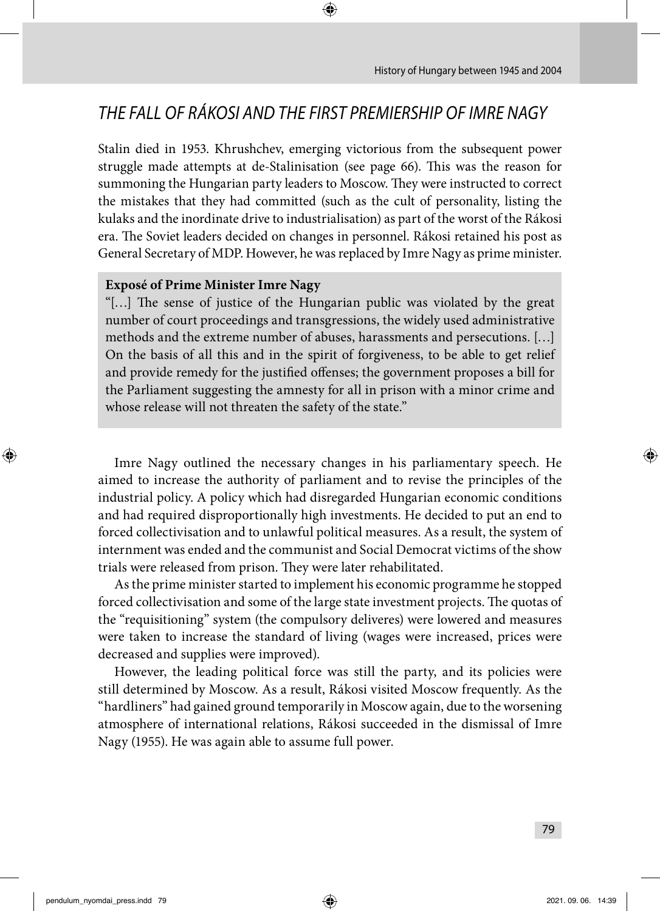# *THE FALL OF RÁKOSI AND THE FIRST PREMIERSHIP OF IMRE NAGY*

Stalin died in 1953. Khrushchev, emerging victorious from the subsequent power struggle made attempts at de-Stalinisation (see page 66). This was the reason for summoning the Hungarian party leaders to Moscow. They were instructed to correct the mistakes that they had committed (such as the cult of personality, listing the kulaks and the inordinate drive to industrialisation) as part of the worst of the Rákosi era. The Soviet leaders decided on changes in personnel. Rákosi retained his post as General Secretary of MDP. However, he was replaced by Imre Nagy as prime minister.

**Exposé of Prime Minister Imre Nagy**

"[…] The sense of justice of the Hungarian public was violated by the great number of court proceedings and transgressions, the widely used administrative methods and the extreme number of abuses, harassments and persecutions. […] On the basis of all this and in the spirit of forgiveness, to be able to get relief and provide remedy for the justified offenses; the government proposes a bill for the Parliament suggesting the amnesty for all in prison with a minor crime and whose release will not threaten the safety of the state."

Imre Nagy outlined the necessary changes in his parliamentary speech. He aimed to increase the authority of parliament and to revise the principles of the industrial policy. A policy which had disregarded Hungarian economic conditions and had required disproportionally high investments. He decided to put an end to forced collectivisation and to unlawful political measures. As a result, the system of internment was ended and the communist and Social Democrat victims of the show trials were released from prison. They were later rehabilitated.

As the prime minister started to implement his economic programme he stopped forced collectivisation and some of the large state investment projects. The quotas of the "requisitioning" system (the compulsory deliveres) were lowered and measures were taken to increase the standard of living (wages were increased, prices were decreased and supplies were improved).

However, the leading political force was still the party, and its policies were still determined by Moscow. As a result, Rákosi visited Moscow frequently. As the "hardliners" had gained ground temporarily in Moscow again, due to the worsening atmosphere of international relations, Rákosi succeeded in the dismissal of Imre Nagy (1955). He was again able to assume full power.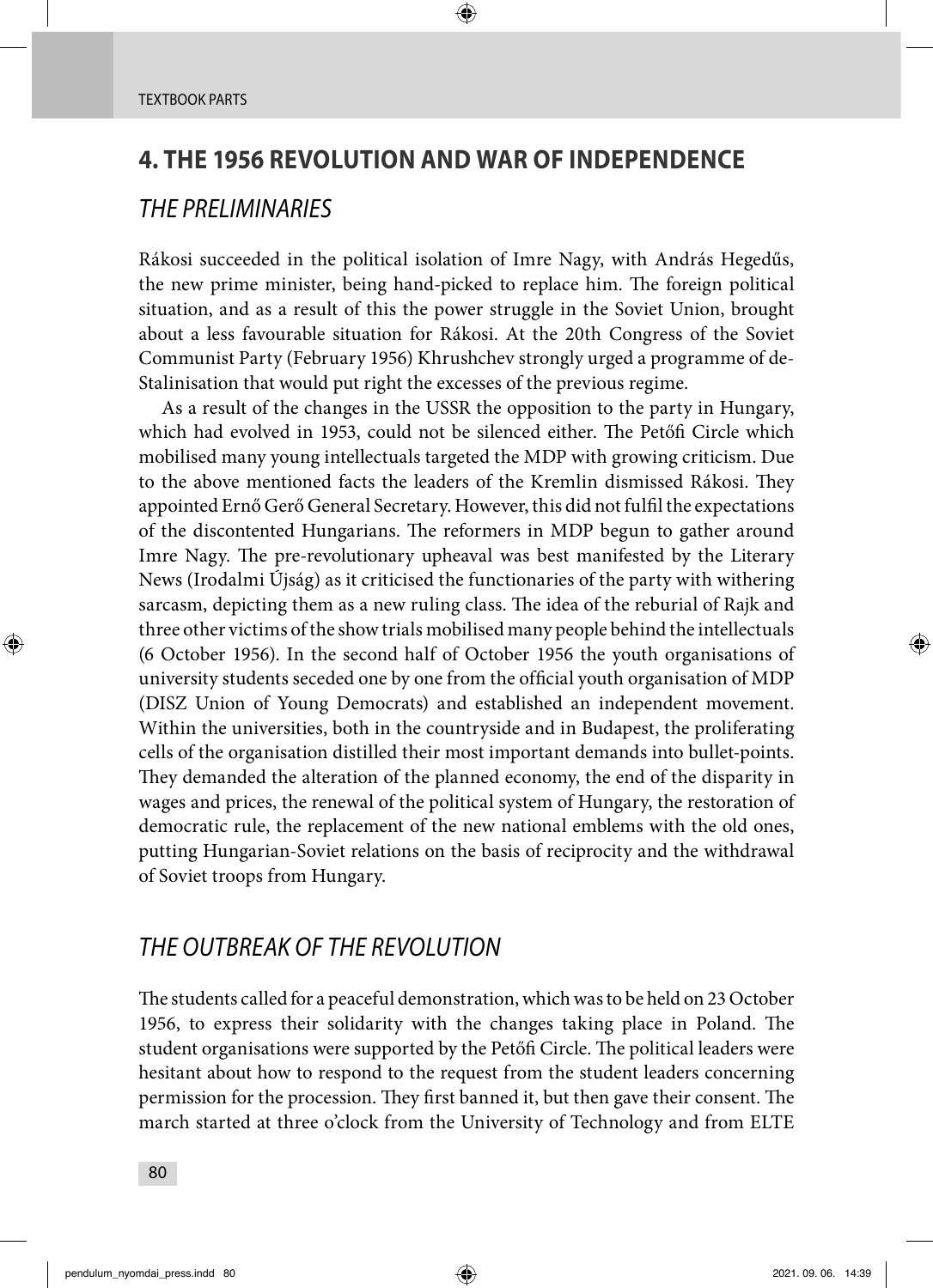## 4. THE 1956 REVOLUTION AND WAR OF INDEPENDENCE

### *THE PRELIMINARIES*

Rákosi succeeded in the political isolation of Imre Nagy, with András Hegedűs, the new prime minister, being hand-picked to replace him. The foreign political situation, and as a result of this the power struggle in the Soviet Union, brought about a less favourable situation for Rákosi. At the 20th Congress of the Soviet Communist Party (February 1956) Khrushchev strongly urged a programme of de-Stalinisation that would put right the excesses of the previous regime.

As a result of the changes in the USSR the opposition to the party in Hungary, which had evolved in 1953, could not be silenced either. The Petőfi Circle which mobilised many young intellectuals targeted the MDP with growing criticism. Due to the above mentioned facts the leaders of the Kremlin dismissed Rákosi. They appointed Ernő Gerő General Secretary. However, this did not fulfil the expectations of the discontented Hungarians. The reformers in MDP begun to gather around Imre Nagy. The pre-revolutionary upheaval was best manifested by the Literary News (Irodalmi Újság) as it criticised the functionaries of the party with withering sarcasm, depicting them as a new ruling class. The idea of the reburial of Rajk and three other victims of the show trials mobilised many people behind the intellectuals (6 October 1956). In the second half of October 1956 the youth organisations of university students seceded one by one from the official youth organisation of MDP (DISZ Union of Young Democrats) and established an independent movement. Within the universities, both in the countryside and in Budapest, the proliferating cells of the organisation distilled their most important demands into bullet-points. They demanded the alteration of the planned economy, the end of the disparity in wages and prices, the renewal of the political system of Hungary, the restoration of democratic rule, the replacement of the new national emblems with the old ones, putting Hungarian-Soviet relations on the basis of reciprocity and the withdrawal of Soviet troops from Hungary.

### *THE OUTBREAK OF THE REVOLUTION*

The students called for a peaceful demonstration, which was to be held on 23 October 1956, to express their solidarity with the changes taking place in Poland. The student organisations were supported by the Petőfi Circle. The political leaders were hesitant about how to respond to the request from the student leaders concerning permission for the procession. They first banned it, but then gave their consent. The march started at three o'clock from the University of Technology and from ELTE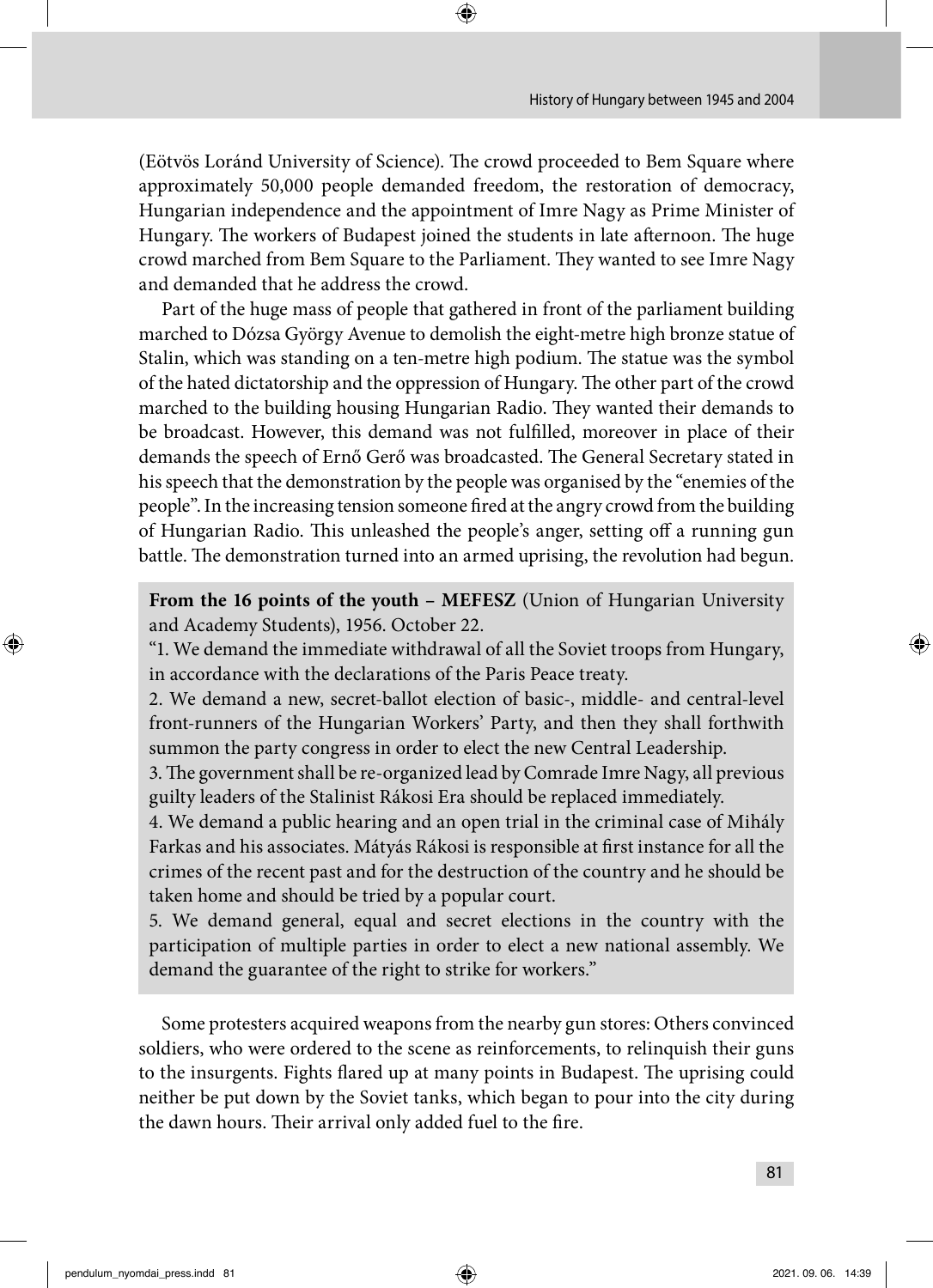(Eötvös Loránd University of Science). The crowd proceeded to Bem Square where approximately 50,000 people demanded freedom, the restoration of democracy, Hungarian independence and the appointment of Imre Nagy as Prime Minister of Hungary. The workers of Budapest joined the students in late afternoon. The huge crowd marched from Bem Square to the Parliament. They wanted to see Imre Nagy and demanded that he address the crowd.

Part of the huge mass of people that gathered in front of the parliament building marched to Dózsa György Avenue to demolish the eight-metre high bronze statue of Stalin, which was standing on a ten-metre high podium. The statue was the symbol of the hated dictatorship and the oppression of Hungary. The other part of the crowd marched to the building housing Hungarian Radio. They wanted their demands to be broadcast. However, this demand was not fulfilled, moreover in place of their demands the speech of Ernő Gerő was broadcasted. The General Secretary stated in his speech that the demonstration by the people was organised by the "enemies of the people". In the increasing tension someone fired at the angry crowd from the building of Hungarian Radio. This unleashed the people's anger, setting off a running gun battle. The demonstration turned into an armed uprising, the revolution had begun.

**From the 16 points of the youth – MEFESZ** (Union of Hungarian University and Academy Students), 1956. October 22.

"1. We demand the immediate withdrawal of all the Soviet troops from Hungary, in accordance with the declarations of the Paris Peace treaty.
2. We demand a new, secret-ballot election of basic-, middle- and central-level front-runners of the Hungarian Workers' Party, and then they shall forthwith summon the party congress in order to elect the new Central Leadership.
3. The government shall be re-organized lead by Comrade Imre Nagy, all previous guilty leaders of the Stalinist Rákosi Era should be replaced immediately.
4. We demand a public hearing and an open trial in the criminal case of Mihály Farkas and his associates. Mátyás Rákosi is responsible at first instance for all the crimes of the recent past and for the destruction of the country and he should be taken home and should be tried by a popular court.
5. We demand general, equal and secret elections in the country with the participation of multiple parties in order to elect a new national assembly. We demand the guarantee of the right to strike for workers."

Some protesters acquired weapons from the nearby gun stores: Others convinced soldiers, who were ordered to the scene as reinforcements, to relinquish their guns to the insurgents. Fights flared up at many points in Budapest. The uprising could neither be put down by the Soviet tanks, which began to pour into the city during the dawn hours. Their arrival only added fuel to the fire.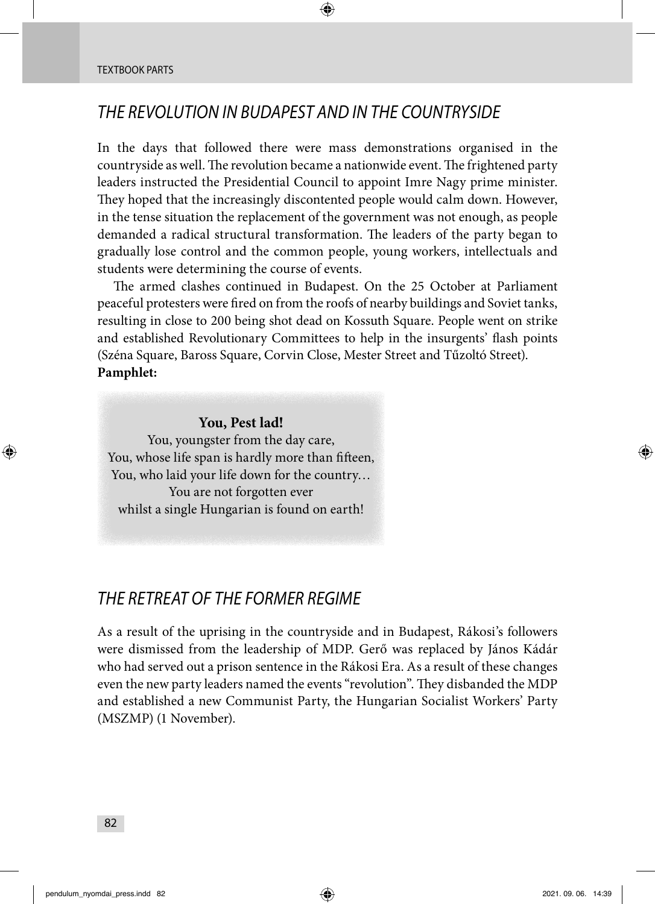## *THE REVOLUTION IN BUDAPEST AND IN THE COUNTRYSIDE*

In the days that followed there were mass demonstrations organised in the countryside as well. The revolution became a nationwide event. The frightened party leaders instructed the Presidential Council to appoint Imre Nagy prime minister. They hoped that the increasingly discontented people would calm down. However, in the tense situation the replacement of the government was not enough, as people demanded a radical structural transformation. The leaders of the party began to gradually lose control and the common people, young workers, intellectuals and students were determining the course of events.

The armed clashes continued in Budapest. On the 25 October at Parliament peaceful protesters were fired on from the roofs of nearby buildings and Soviet tanks, resulting in close to 200 being shot dead on Kossuth Square. People went on strike and established Revolutionary Committees to help in the insurgents' flash points (Széna Square, Baross Square, Corvin Close, Mester Street and Tűzoltó Street).

**Pamphlet:**

> **You, Pest lad!**
> You, youngster from the day care,
> You, whose life span is hardly more than fifteen,
> You, who laid your life down for the country…
> You are not forgotten ever
> whilst a single Hungarian is found on earth!

## *THE RETREAT OF THE FORMER REGIME*

As a result of the uprising in the countryside and in Budapest, Rákosi's followers were dismissed from the leadership of MDP. Gerő was replaced by János Kádár who had served out a prison sentence in the Rákosi Era. As a result of these changes even the new party leaders named the events "revolution". They disbanded the MDP and established a new Communist Party, the Hungarian Socialist Workers' Party (MSZMP) (1 November).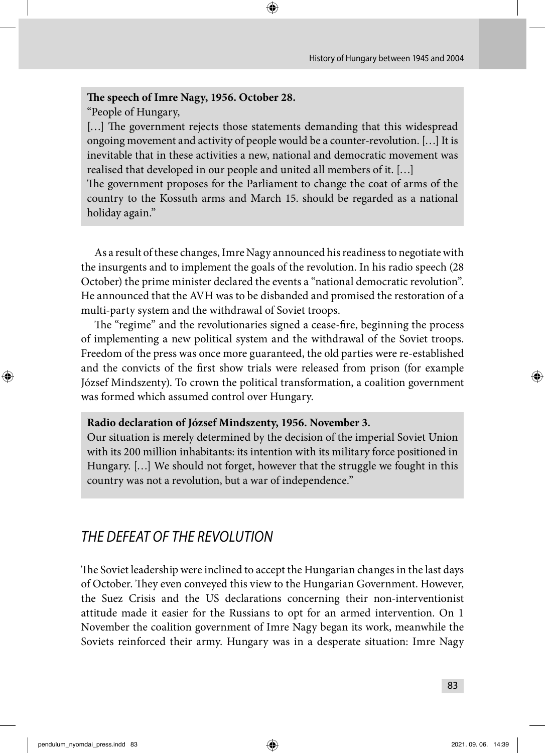**The speech of Imre Nagy, 1956. October 28.**

"People of Hungary,

[…] The government rejects those statements demanding that this widespread ongoing movement and activity of people would be a counter-revolution. […] It is inevitable that in these activities a new, national and democratic movement was realised that developed in our people and united all members of it. […]

The government proposes for the Parliament to change the coat of arms of the country to the Kossuth arms and March 15. should be regarded as a national holiday again."

As a result of these changes, Imre Nagy announced his readiness to negotiate with the insurgents and to implement the goals of the revolution. In his radio speech (28 October) the prime minister declared the events a "national democratic revolution". He announced that the AVH was to be disbanded and promised the restoration of a multi-party system and the withdrawal of Soviet troops.

The "regime" and the revolutionaries signed a cease-fire, beginning the process of implementing a new political system and the withdrawal of the Soviet troops. Freedom of the press was once more guaranteed, the old parties were re-established and the convicts of the first show trials were released from prison (for example József Mindszenty). To crown the political transformation, a coalition government was formed which assumed control over Hungary.

**Radio declaration of József Mindszenty, 1956. November 3.**

Our situation is merely determined by the decision of the imperial Soviet Union with its 200 million inhabitants: its intention with its military force positioned in Hungary. […] We should not forget, however that the struggle we fought in this country was not a revolution, but a war of independence."

## *THE DEFEAT OF THE REVOLUTION*

The Soviet leadership were inclined to accept the Hungarian changes in the last days of October. They even conveyed this view to the Hungarian Government. However, the Suez Crisis and the US declarations concerning their non-interventionist attitude made it easier for the Russians to opt for an armed intervention. On 1 November the coalition government of Imre Nagy began its work, meanwhile the Soviets reinforced their army. Hungary was in a desperate situation: Imre Nagy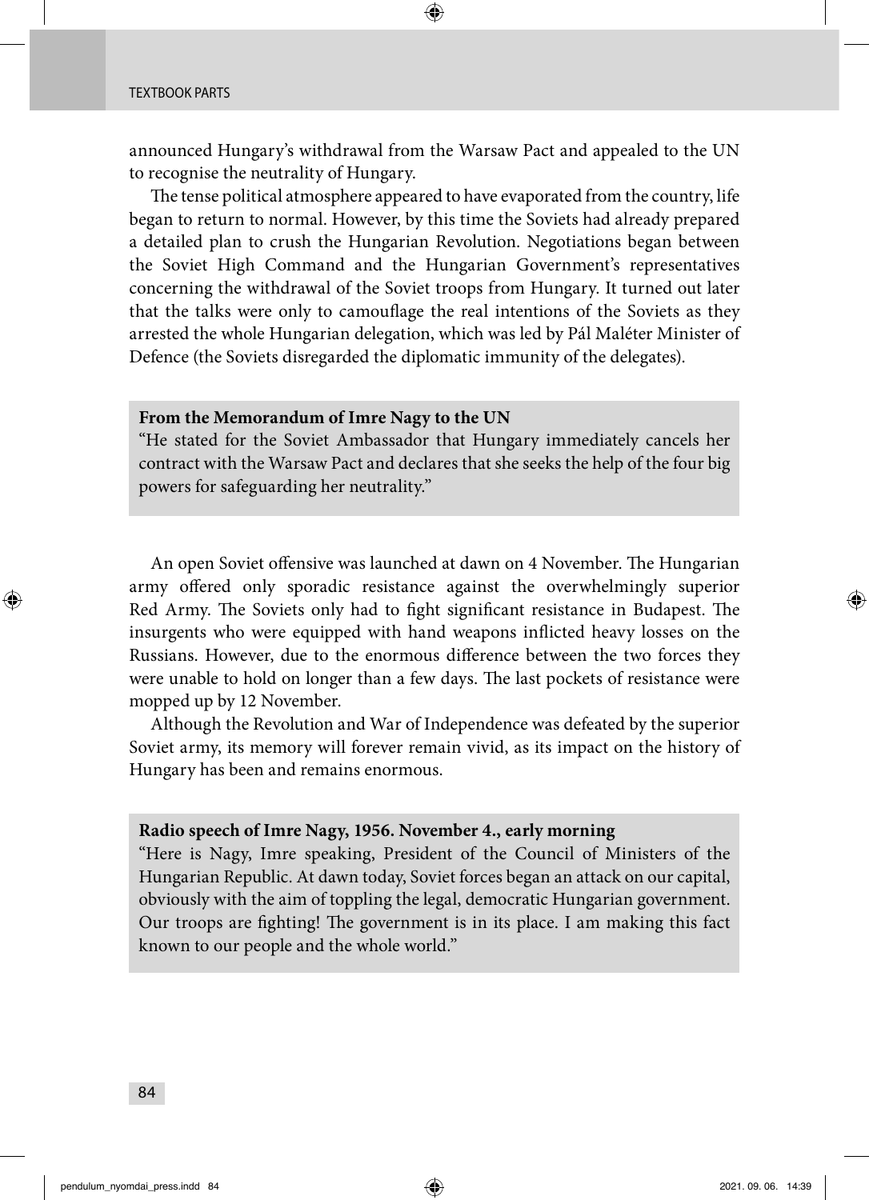announced Hungary's withdrawal from the Warsaw Pact and appealed to the UN to recognise the neutrality of Hungary.

The tense political atmosphere appeared to have evaporated from the country, life began to return to normal. However, by this time the Soviets had already prepared a detailed plan to crush the Hungarian Revolution. Negotiations began between the Soviet High Command and the Hungarian Government's representatives concerning the withdrawal of the Soviet troops from Hungary. It turned out later that the talks were only to camouflage the real intentions of the Soviets as they arrested the whole Hungarian delegation, which was led by Pál Maléter Minister of Defence (the Soviets disregarded the diplomatic immunity of the delegates).

**From the Memorandum of Imre Nagy to the UN**

"He stated for the Soviet Ambassador that Hungary immediately cancels her contract with the Warsaw Pact and declares that she seeks the help of the four big powers for safeguarding her neutrality."

An open Soviet offensive was launched at dawn on 4 November. The Hungarian army offered only sporadic resistance against the overwhelmingly superior Red Army. The Soviets only had to fight significant resistance in Budapest. The insurgents who were equipped with hand weapons inflicted heavy losses on the Russians. However, due to the enormous difference between the two forces they were unable to hold on longer than a few days. The last pockets of resistance were mopped up by 12 November.

Although the Revolution and War of Independence was defeated by the superior Soviet army, its memory will forever remain vivid, as its impact on the history of Hungary has been and remains enormous.

**Radio speech of Imre Nagy, 1956. November 4., early morning**

"Here is Nagy, Imre speaking, President of the Council of Ministers of the Hungarian Republic. At dawn today, Soviet forces began an attack on our capital, obviously with the aim of toppling the legal, democratic Hungarian government. Our troops are fighting! The government is in its place. I am making this fact known to our people and the whole world."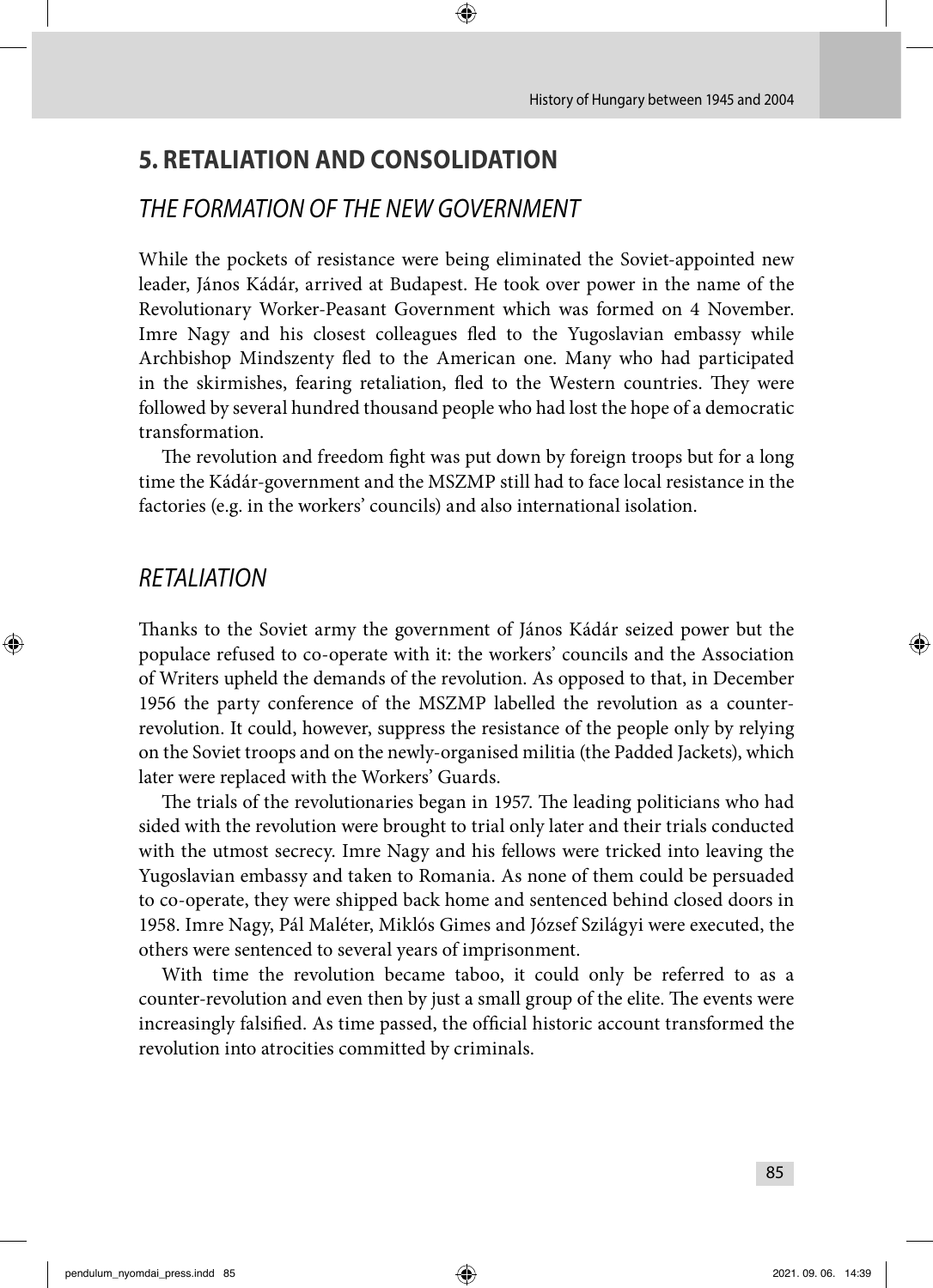## 5. RETALIATION AND CONSOLIDATION

### *THE FORMATION OF THE NEW GOVERNMENT*

While the pockets of resistance were being eliminated the Soviet-appointed new leader, János Kádár, arrived at Budapest. He took over power in the name of the Revolutionary Worker-Peasant Government which was formed on 4 November. Imre Nagy and his closest colleagues fled to the Yugoslavian embassy while Archbishop Mindszenty fled to the American one. Many who had participated in the skirmishes, fearing retaliation, fled to the Western countries. They were followed by several hundred thousand people who had lost the hope of a democratic transformation.

The revolution and freedom fight was put down by foreign troops but for a long time the Kádár-government and the MSZMP still had to face local resistance in the factories (e.g. in the workers' councils) and also international isolation.

### *RETALIATION*

Thanks to the Soviet army the government of János Kádár seized power but the populace refused to co-operate with it: the workers' councils and the Association of Writers upheld the demands of the revolution. As opposed to that, in December 1956 the party conference of the MSZMP labelled the revolution as a counter-revolution. It could, however, suppress the resistance of the people only by relying on the Soviet troops and on the newly-organised militia (the Padded Jackets), which later were replaced with the Workers' Guards.

The trials of the revolutionaries began in 1957. The leading politicians who had sided with the revolution were brought to trial only later and their trials conducted with the utmost secrecy. Imre Nagy and his fellows were tricked into leaving the Yugoslavian embassy and taken to Romania. As none of them could be persuaded to co-operate, they were shipped back home and sentenced behind closed doors in 1958. Imre Nagy, Pál Maléter, Miklós Gimes and József Szilágyi were executed, the others were sentenced to several years of imprisonment.

With time the revolution became taboo, it could only be referred to as a counter-revolution and even then by just a small group of the elite. The events were increasingly falsified. As time passed, the official historic account transformed the revolution into atrocities committed by criminals.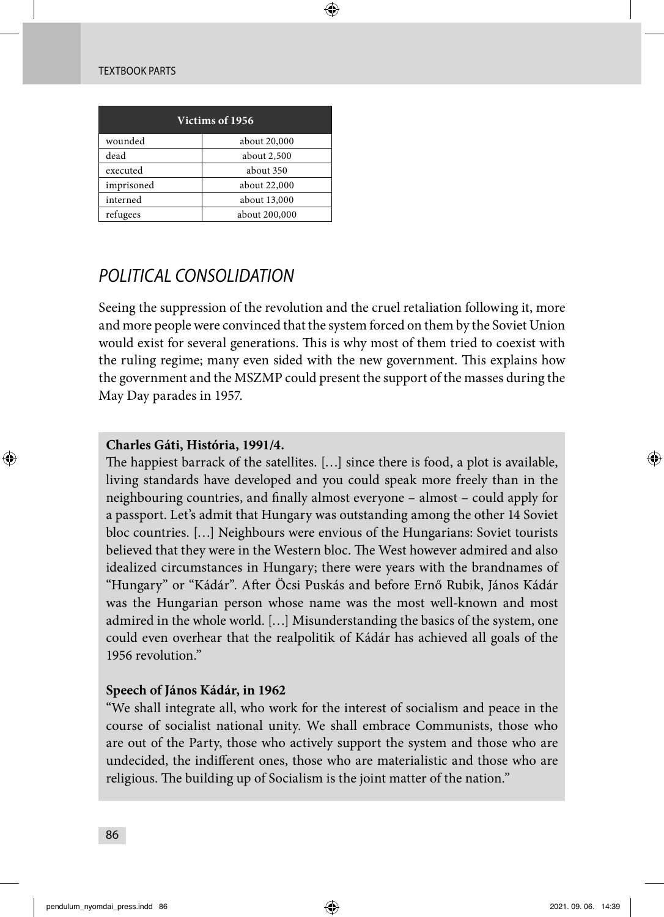| Victims of 1956 | |
|---|---|
| wounded | about 20,000 |
| dead | about 2,500 |
| executed | about 350 |
| imprisoned | about 22,000 |
| interned | about 13,000 |
| refugees | about 200,000 |

## *POLITICAL CONSOLIDATION*

Seeing the suppression of the revolution and the cruel retaliation following it, more and more people were convinced that the system forced on them by the Soviet Union would exist for several generations. This is why most of them tried to coexist with the ruling regime; many even sided with the new government. This explains how the government and the MSZMP could present the support of the masses during the May Day parades in 1957.

**Charles Gáti, História, 1991/4.**

The happiest barrack of the satellites. […] since there is food, a plot is available, living standards have developed and you could speak more freely than in the neighbouring countries, and finally almost everyone – almost – could apply for a passport. Let's admit that Hungary was outstanding among the other 14 Soviet bloc countries. […] Neighbours were envious of the Hungarians: Soviet tourists believed that they were in the Western bloc. The West however admired and also idealized circumstances in Hungary; there were years with the brandnames of "Hungary" or "Kádár". After Öcsi Puskás and before Ernő Rubik, János Kádár was the Hungarian person whose name was the most well-known and most admired in the whole world. […] Misunderstanding the basics of the system, one could even overhear that the realpolitik of Kádár has achieved all goals of the 1956 revolution."

**Speech of János Kádár, in 1962**

"We shall integrate all, who work for the interest of socialism and peace in the course of socialist national unity. We shall embrace Communists, those who are out of the Party, those who actively support the system and those who are undecided, the indifferent ones, those who are materialistic and those who are religious. The building up of Socialism is the joint matter of the nation."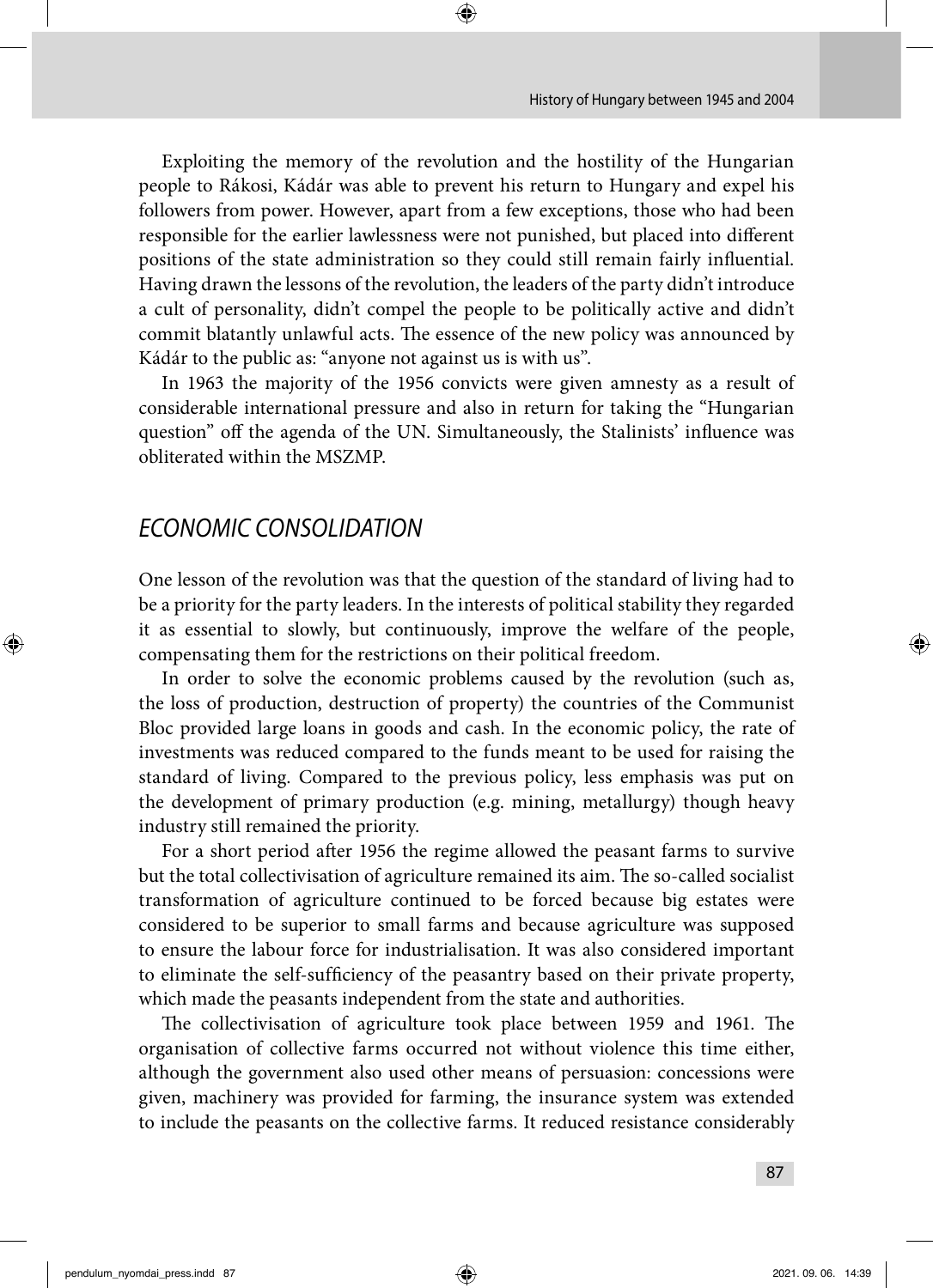Exploiting the memory of the revolution and the hostility of the Hungarian people to Rákosi, Kádár was able to prevent his return to Hungary and expel his followers from power. However, apart from a few exceptions, those who had been responsible for the earlier lawlessness were not punished, but placed into different positions of the state administration so they could still remain fairly influential. Having drawn the lessons of the revolution, the leaders of the party didn't introduce a cult of personality, didn't compel the people to be politically active and didn't commit blatantly unlawful acts. The essence of the new policy was announced by Kádár to the public as: "anyone not against us is with us".

In 1963 the majority of the 1956 convicts were given amnesty as a result of considerable international pressure and also in return for taking the "Hungarian question" off the agenda of the UN. Simultaneously, the Stalinists' influence was obliterated within the MSZMP.

## *ECONOMIC CONSOLIDATION*

One lesson of the revolution was that the question of the standard of living had to be a priority for the party leaders. In the interests of political stability they regarded it as essential to slowly, but continuously, improve the welfare of the people, compensating them for the restrictions on their political freedom.

In order to solve the economic problems caused by the revolution (such as, the loss of production, destruction of property) the countries of the Communist Bloc provided large loans in goods and cash. In the economic policy, the rate of investments was reduced compared to the funds meant to be used for raising the standard of living. Compared to the previous policy, less emphasis was put on the development of primary production (e.g. mining, metallurgy) though heavy industry still remained the priority.

For a short period after 1956 the regime allowed the peasant farms to survive but the total collectivisation of agriculture remained its aim. The so-called socialist transformation of agriculture continued to be forced because big estates were considered to be superior to small farms and because agriculture was supposed to ensure the labour force for industrialisation. It was also considered important to eliminate the self-sufficiency of the peasantry based on their private property, which made the peasants independent from the state and authorities.

The collectivisation of agriculture took place between 1959 and 1961. The organisation of collective farms occurred not without violence this time either, although the government also used other means of persuasion: concessions were given, machinery was provided for farming, the insurance system was extended to include the peasants on the collective farms. It reduced resistance considerably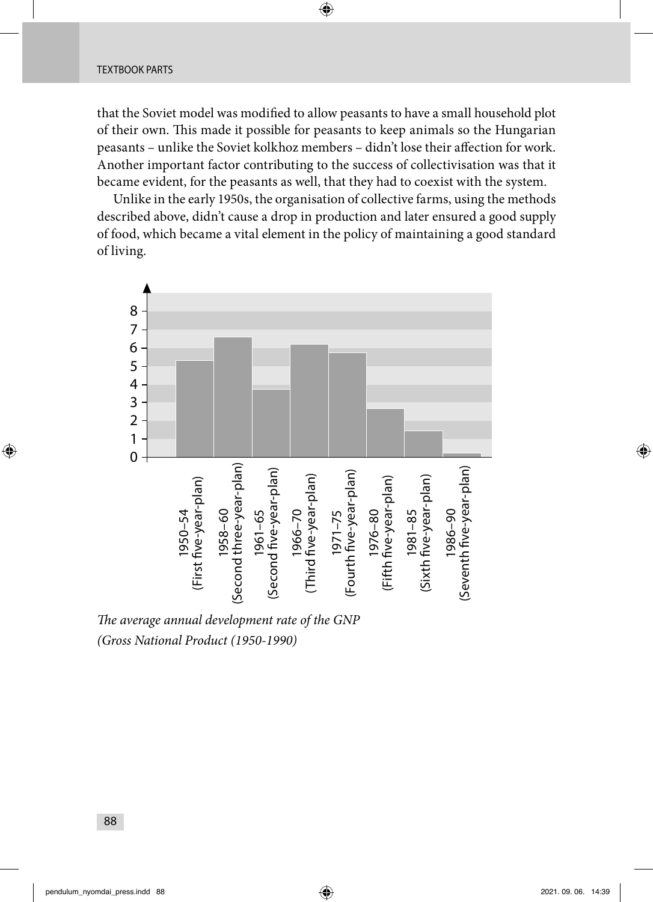that the Soviet model was modified to allow peasants to have a small household plot of their own. This made it possible for peasants to keep animals so the Hungarian peasants – unlike the Soviet kolkhoz members – didn't lose their affection for work. Another important factor contributing to the success of collectivisation was that it became evident, for the peasants as well, that they had to coexist with the system.

Unlike in the early 1950s, the organisation of collective farms, using the methods described above, didn't cause a drop in production and later ensured a good supply of food, which became a vital element in the policy of maintaining a good standard of living.

*The average annual development rate of the GNP (Gross National Product (1950-1990)*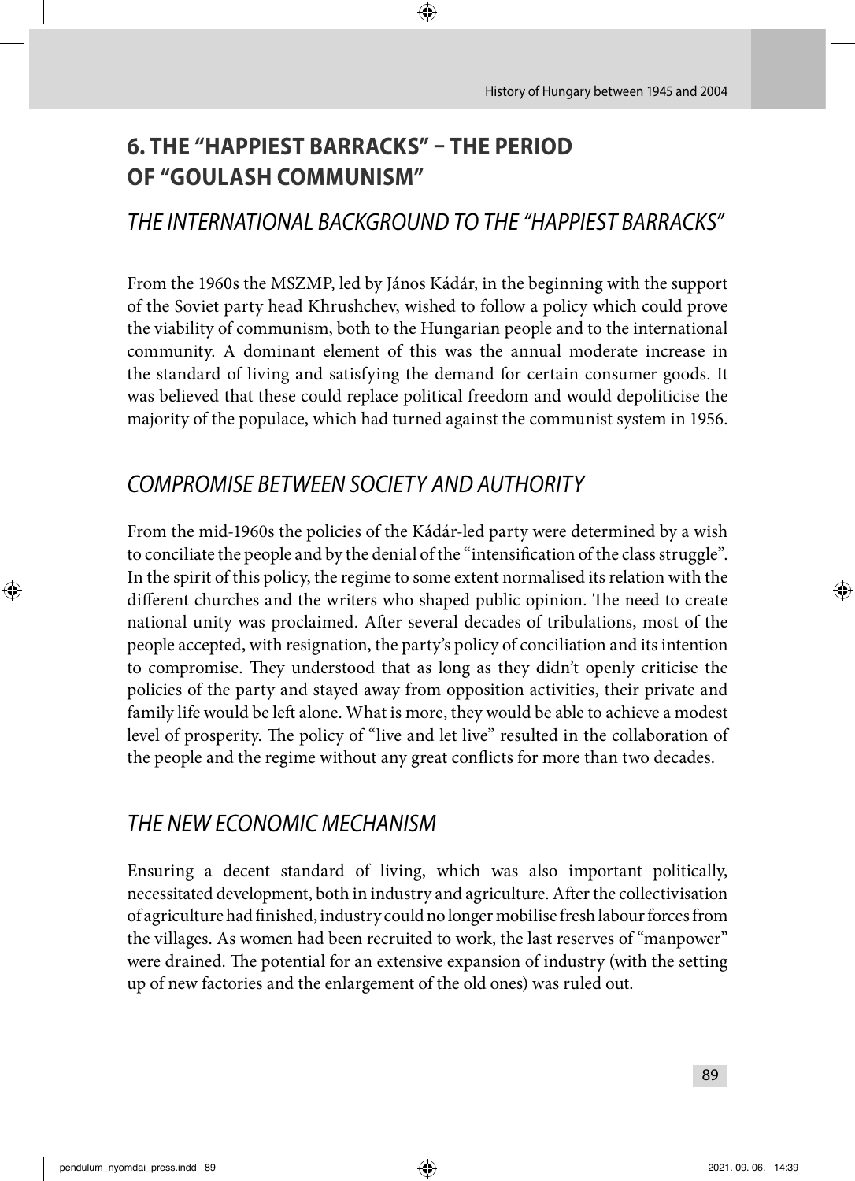# 6. THE "HAPPIEST BARRACKS" – THE PERIOD OF "GOULASH COMMUNISM"

## *THE INTERNATIONAL BACKGROUND TO THE "HAPPIEST BARRACKS"*

From the 1960s the MSZMP, led by János Kádár, in the beginning with the support of the Soviet party head Khrushchev, wished to follow a policy which could prove the viability of communism, both to the Hungarian people and to the international community. A dominant element of this was the annual moderate increase in the standard of living and satisfying the demand for certain consumer goods. It was believed that these could replace political freedom and would depoliticise the majority of the populace, which had turned against the communist system in 1956.

## *COMPROMISE BETWEEN SOCIETY AND AUTHORITY*

From the mid-1960s the policies of the Kádár-led party were determined by a wish to conciliate the people and by the denial of the "intensification of the class struggle". In the spirit of this policy, the regime to some extent normalised its relation with the different churches and the writers who shaped public opinion. The need to create national unity was proclaimed. After several decades of tribulations, most of the people accepted, with resignation, the party's policy of conciliation and its intention to compromise. They understood that as long as they didn't openly criticise the policies of the party and stayed away from opposition activities, their private and family life would be left alone. What is more, they would be able to achieve a modest level of prosperity. The policy of "live and let live" resulted in the collaboration of the people and the regime without any great conflicts for more than two decades.

## *THE NEW ECONOMIC MECHANISM*

Ensuring a decent standard of living, which was also important politically, necessitated development, both in industry and agriculture. After the collectivisation of agriculture had finished, industry could no longer mobilise fresh labour forces from the villages. As women had been recruited to work, the last reserves of "manpower" were drained. The potential for an extensive expansion of industry (with the setting up of new factories and the enlargement of the old ones) was ruled out.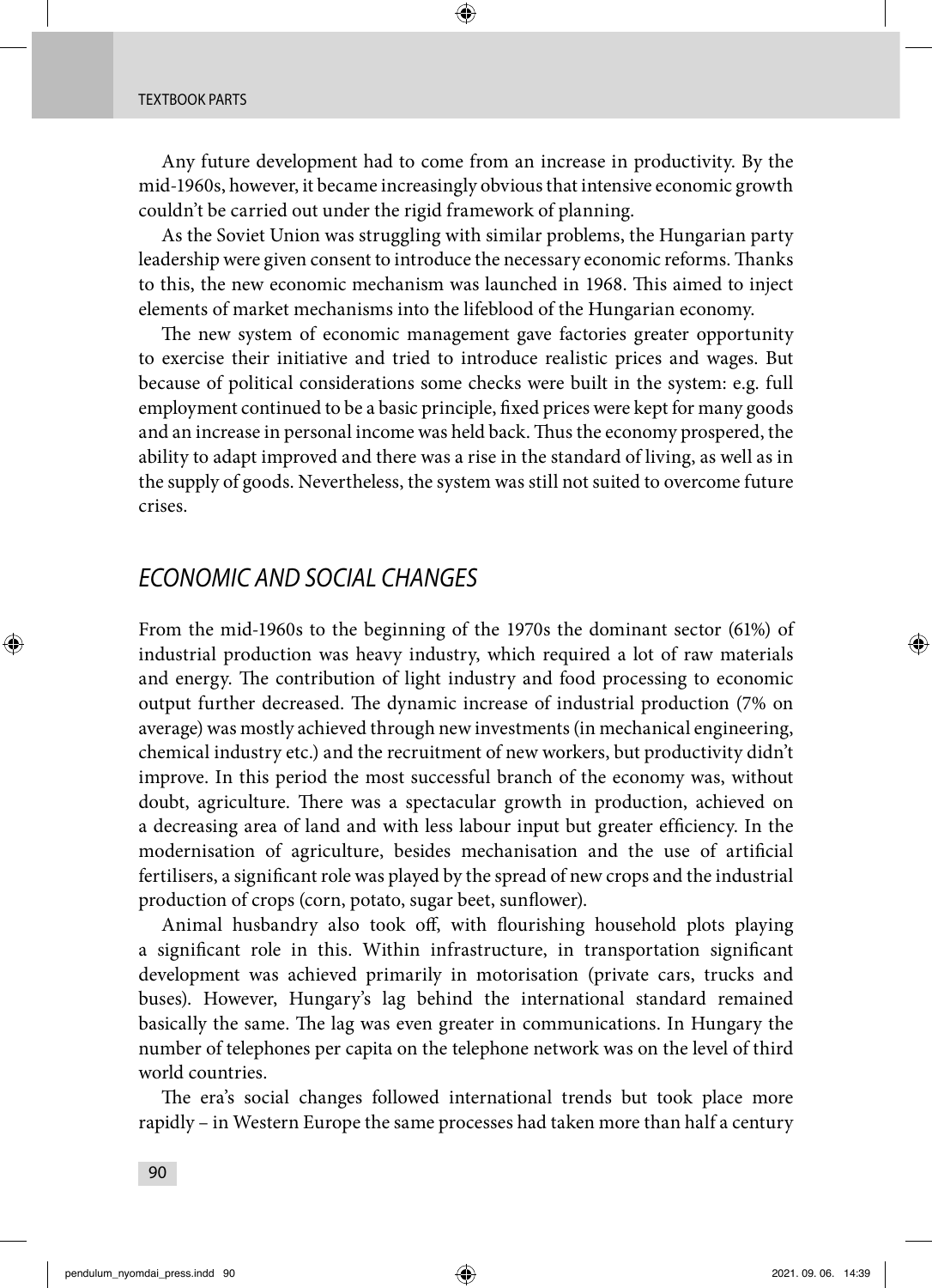Any future development had to come from an increase in productivity. By the mid-1960s, however, it became increasingly obvious that intensive economic growth couldn't be carried out under the rigid framework of planning.

As the Soviet Union was struggling with similar problems, the Hungarian party leadership were given consent to introduce the necessary economic reforms. Thanks to this, the new economic mechanism was launched in 1968. This aimed to inject elements of market mechanisms into the lifeblood of the Hungarian economy.

The new system of economic management gave factories greater opportunity to exercise their initiative and tried to introduce realistic prices and wages. But because of political considerations some checks were built in the system: e.g. full employment continued to be a basic principle, fixed prices were kept for many goods and an increase in personal income was held back. Thus the economy prospered, the ability to adapt improved and there was a rise in the standard of living, as well as in the supply of goods. Nevertheless, the system was still not suited to overcome future crises.

## *ECONOMIC AND SOCIAL CHANGES*

From the mid-1960s to the beginning of the 1970s the dominant sector (61%) of industrial production was heavy industry, which required a lot of raw materials and energy. The contribution of light industry and food processing to economic output further decreased. The dynamic increase of industrial production (7% on average) was mostly achieved through new investments (in mechanical engineering, chemical industry etc.) and the recruitment of new workers, but productivity didn't improve. In this period the most successful branch of the economy was, without doubt, agriculture. There was a spectacular growth in production, achieved on a decreasing area of land and with less labour input but greater efficiency. In the modernisation of agriculture, besides mechanisation and the use of artificial fertilisers, a significant role was played by the spread of new crops and the industrial production of crops (corn, potato, sugar beet, sunflower).

Animal husbandry also took off, with flourishing household plots playing a significant role in this. Within infrastructure, in transportation significant development was achieved primarily in motorisation (private cars, trucks and buses). However, Hungary's lag behind the international standard remained basically the same. The lag was even greater in communications. In Hungary the number of telephones per capita on the telephone network was on the level of third world countries.

The era's social changes followed international trends but took place more rapidly – in Western Europe the same processes had taken more than half a century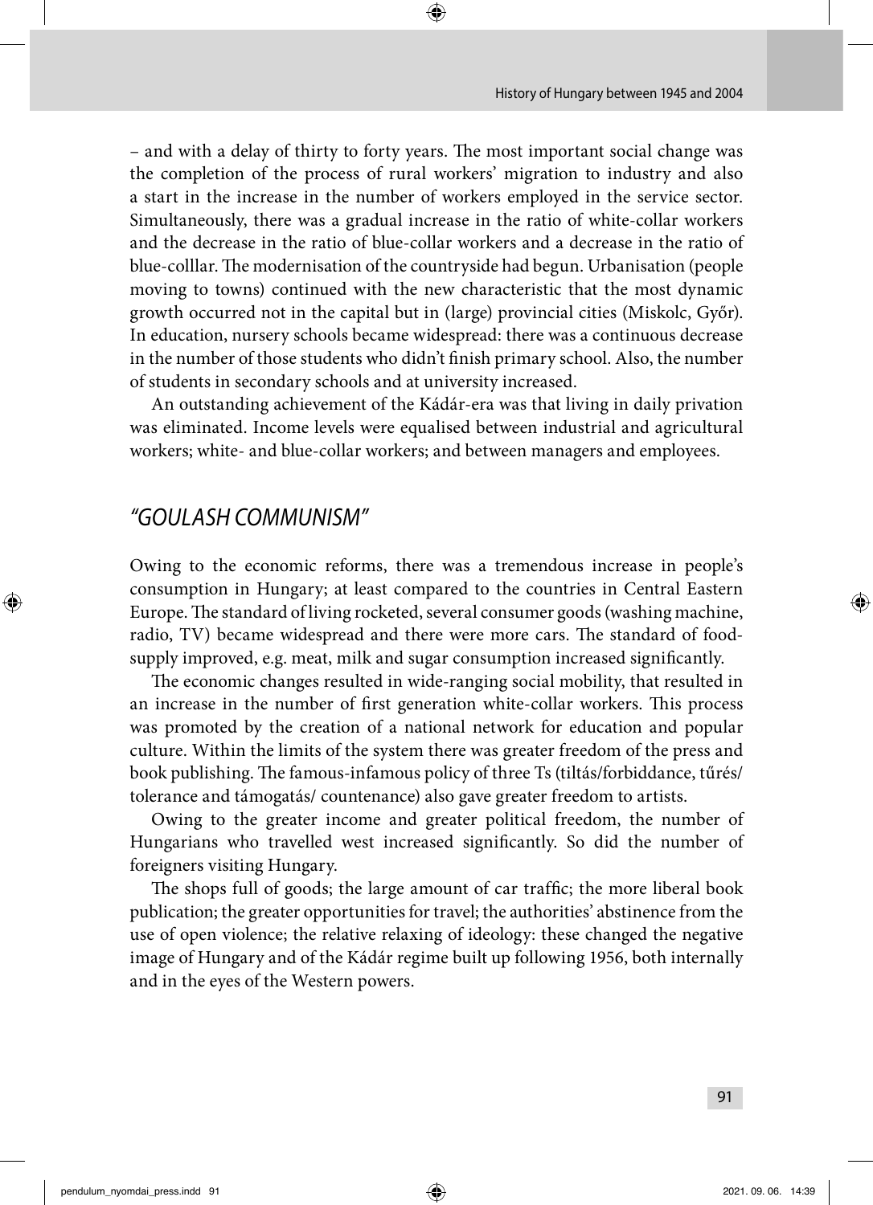– and with a delay of thirty to forty years. The most important social change was the completion of the process of rural workers' migration to industry and also a start in the increase in the number of workers employed in the service sector. Simultaneously, there was a gradual increase in the ratio of white-collar workers and the decrease in the ratio of blue-collar workers and a decrease in the ratio of blue-colllar. The modernisation of the countryside had begun. Urbanisation (people moving to towns) continued with the new characteristic that the most dynamic growth occurred not in the capital but in (large) provincial cities (Miskolc, Győr). In education, nursery schools became widespread: there was a continuous decrease in the number of those students who didn't finish primary school. Also, the number of students in secondary schools and at university increased.

An outstanding achievement of the Kádár-era was that living in daily privation was eliminated. Income levels were equalised between industrial and agricultural workers; white- and blue-collar workers; and between managers and employees.

## *"GOULASH COMMUNISM"*

Owing to the economic reforms, there was a tremendous increase in people's consumption in Hungary; at least compared to the countries in Central Eastern Europe. The standard of living rocketed, several consumer goods (washing machine, radio, TV) became widespread and there were more cars. The standard of food-supply improved, e.g. meat, milk and sugar consumption increased significantly.

The economic changes resulted in wide-ranging social mobility, that resulted in an increase in the number of first generation white-collar workers. This process was promoted by the creation of a national network for education and popular culture. Within the limits of the system there was greater freedom of the press and book publishing. The famous-infamous policy of three Ts (tiltás/forbiddance, tűrés/ tolerance and támogatás/ countenance) also gave greater freedom to artists.

Owing to the greater income and greater political freedom, the number of Hungarians who travelled west increased significantly. So did the number of foreigners visiting Hungary.

The shops full of goods; the large amount of car traffic; the more liberal book publication; the greater opportunities for travel; the authorities' abstinence from the use of open violence; the relative relaxing of ideology: these changed the negative image of Hungary and of the Kádár regime built up following 1956, both internally and in the eyes of the Western powers.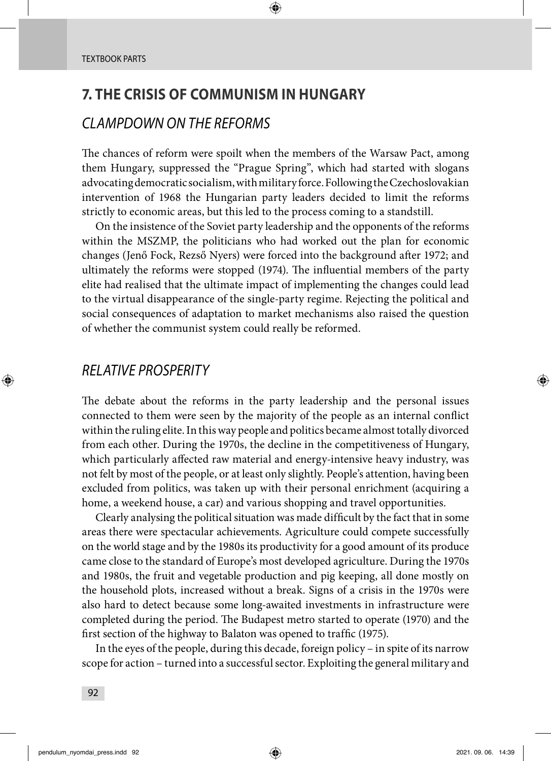## 7. THE CRISIS OF COMMUNISM IN HUNGARY

### *CLAMPDOWN ON THE REFORMS*

The chances of reform were spoilt when the members of the Warsaw Pact, among them Hungary, suppressed the "Prague Spring", which had started with slogans advocating democratic socialism, with military force. Following the Czechoslovakian intervention of 1968 the Hungarian party leaders decided to limit the reforms strictly to economic areas, but this led to the process coming to a standstill.

On the insistence of the Soviet party leadership and the opponents of the reforms within the MSZMP, the politicians who had worked out the plan for economic changes (Jenő Fock, Rezső Nyers) were forced into the background after 1972; and ultimately the reforms were stopped (1974). The influential members of the party elite had realised that the ultimate impact of implementing the changes could lead to the virtual disappearance of the single-party regime. Rejecting the political and social consequences of adaptation to market mechanisms also raised the question of whether the communist system could really be reformed.

### *RELATIVE PROSPERITY*

The debate about the reforms in the party leadership and the personal issues connected to them were seen by the majority of the people as an internal conflict within the ruling elite. In this way people and politics became almost totally divorced from each other. During the 1970s, the decline in the competitiveness of Hungary, which particularly affected raw material and energy-intensive heavy industry, was not felt by most of the people, or at least only slightly. People's attention, having been excluded from politics, was taken up with their personal enrichment (acquiring a home, a weekend house, a car) and various shopping and travel opportunities.

Clearly analysing the political situation was made difficult by the fact that in some areas there were spectacular achievements. Agriculture could compete successfully on the world stage and by the 1980s its productivity for a good amount of its produce came close to the standard of Europe's most developed agriculture. During the 1970s and 1980s, the fruit and vegetable production and pig keeping, all done mostly on the household plots, increased without a break. Signs of a crisis in the 1970s were also hard to detect because some long-awaited investments in infrastructure were completed during the period. The Budapest metro started to operate (1970) and the first section of the highway to Balaton was opened to traffic (1975).

In the eyes of the people, during this decade, foreign policy – in spite of its narrow scope for action – turned into a successful sector. Exploiting the general military and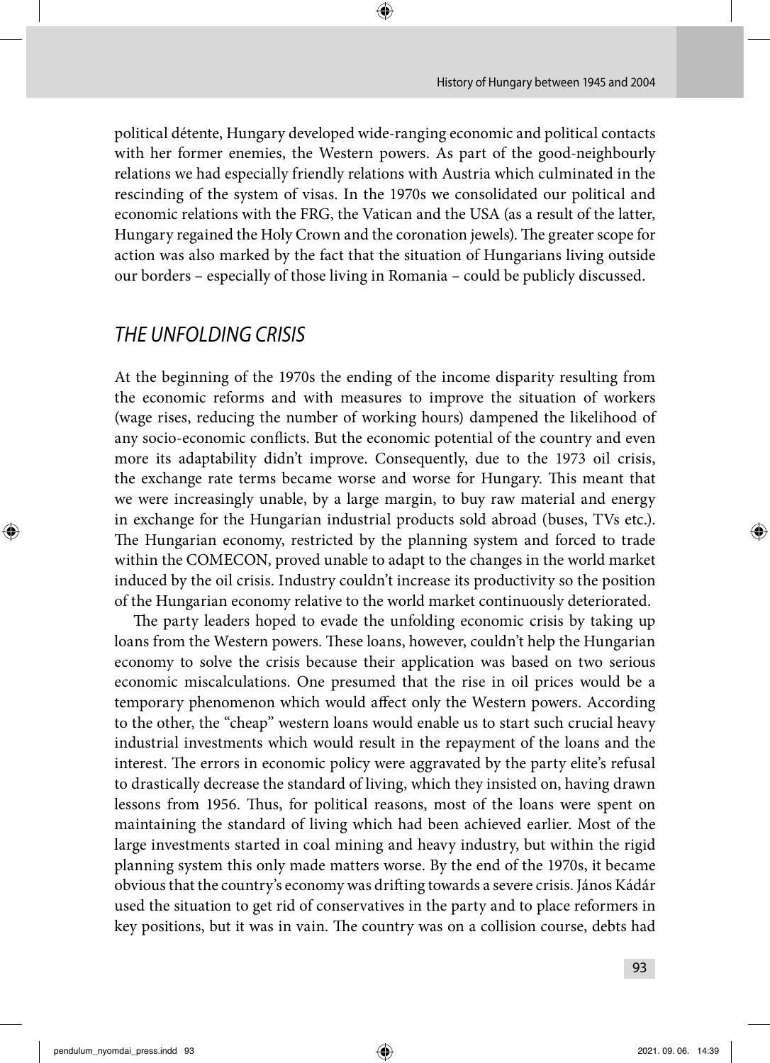political détente, Hungary developed wide-ranging economic and political contacts with her former enemies, the Western powers. As part of the good-neighbourly relations we had especially friendly relations with Austria which culminated in the rescinding of the system of visas. In the 1970s we consolidated our political and economic relations with the FRG, the Vatican and the USA (as a result of the latter, Hungary regained the Holy Crown and the coronation jewels). The greater scope for action was also marked by the fact that the situation of Hungarians living outside our borders – especially of those living in Romania – could be publicly discussed.

## *THE UNFOLDING CRISIS*

At the beginning of the 1970s the ending of the income disparity resulting from the economic reforms and with measures to improve the situation of workers (wage rises, reducing the number of working hours) dampened the likelihood of any socio-economic conflicts. But the economic potential of the country and even more its adaptability didn't improve. Consequently, due to the 1973 oil crisis, the exchange rate terms became worse and worse for Hungary. This meant that we were increasingly unable, by a large margin, to buy raw material and energy in exchange for the Hungarian industrial products sold abroad (buses, TVs etc.). The Hungarian economy, restricted by the planning system and forced to trade within the COMECON, proved unable to adapt to the changes in the world market induced by the oil crisis. Industry couldn't increase its productivity so the position of the Hungarian economy relative to the world market continuously deteriorated.

The party leaders hoped to evade the unfolding economic crisis by taking up loans from the Western powers. These loans, however, couldn't help the Hungarian economy to solve the crisis because their application was based on two serious economic miscalculations. One presumed that the rise in oil prices would be a temporary phenomenon which would affect only the Western powers. According to the other, the "cheap" western loans would enable us to start such crucial heavy industrial investments which would result in the repayment of the loans and the interest. The errors in economic policy were aggravated by the party elite's refusal to drastically decrease the standard of living, which they insisted on, having drawn lessons from 1956. Thus, for political reasons, most of the loans were spent on maintaining the standard of living which had been achieved earlier. Most of the large investments started in coal mining and heavy industry, but within the rigid planning system this only made matters worse. By the end of the 1970s, it became obvious that the country's economy was drifting towards a severe crisis. János Kádár used the situation to get rid of conservatives in the party and to place reformers in key positions, but it was in vain. The country was on a collision course, debts had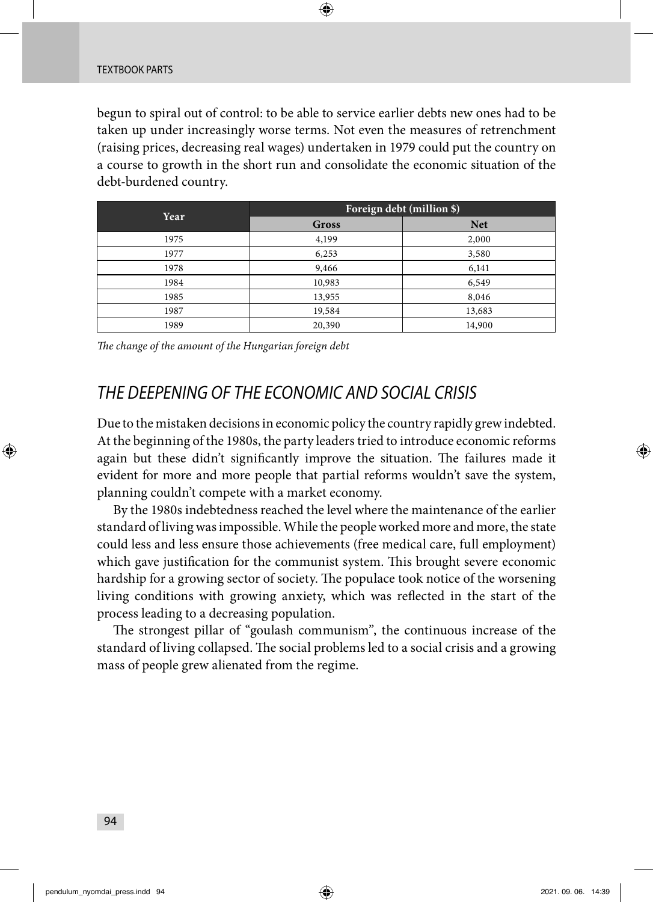begun to spiral out of control: to be able to service earlier debts new ones had to be taken up under increasingly worse terms. Not even the measures of retrenchment (raising prices, decreasing real wages) undertaken in 1979 could put the country on a course to growth in the short run and consolidate the economic situation of the debt-burdened country.

| Year | Foreign debt (million $) | |
|---|---|---|
| | Gross | Net |
| 1975 | 4,199 | 2,000 |
| 1977 | 6,253 | 3,580 |
| 1978 | 9,466 | 6,141 |
| 1984 | 10,983 | 6,549 |
| 1985 | 13,955 | 8,046 |
| 1987 | 19,584 | 13,683 |
| 1989 | 20,390 | 14,900 |

*The change of the amount of the Hungarian foreign debt*

## THE DEEPENING OF THE ECONOMIC AND SOCIAL CRISIS

Due to the mistaken decisions in economic policy the country rapidly grew indebted. At the beginning of the 1980s, the party leaders tried to introduce economic reforms again but these didn't significantly improve the situation. The failures made it evident for more and more people that partial reforms wouldn't save the system, planning couldn't compete with a market economy.

By the 1980s indebtedness reached the level where the maintenance of the earlier standard of living was impossible. While the people worked more and more, the state could less and less ensure those achievements (free medical care, full employment) which gave justification for the communist system. This brought severe economic hardship for a growing sector of society. The populace took notice of the worsening living conditions with growing anxiety, which was reflected in the start of the process leading to a decreasing population.

The strongest pillar of "goulash communism", the continuous increase of the standard of living collapsed. The social problems led to a social crisis and a growing mass of people grew alienated from the regime.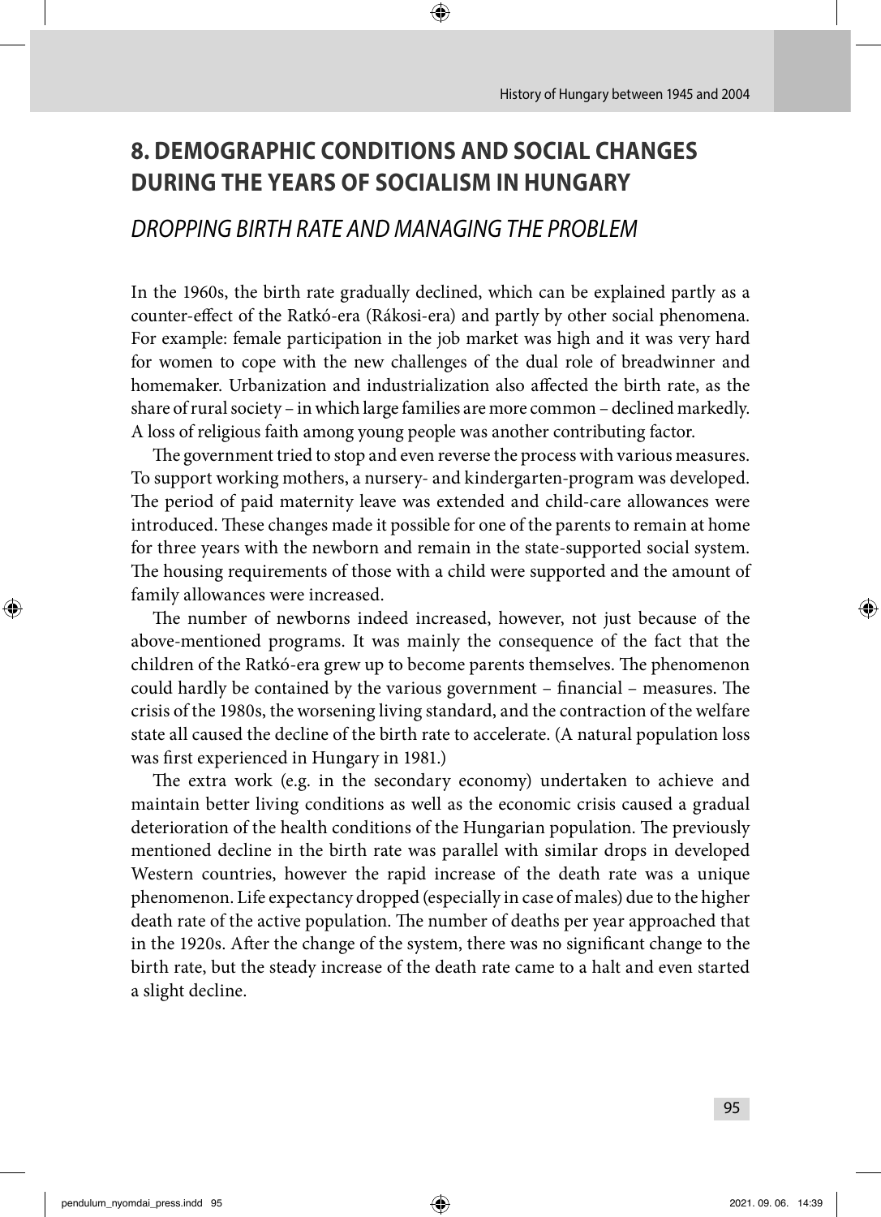# 8. DEMOGRAPHIC CONDITIONS AND SOCIAL CHANGES DURING THE YEARS OF SOCIALISM IN HUNGARY

## *DROPPING BIRTH RATE AND MANAGING THE PROBLEM*

In the 1960s, the birth rate gradually declined, which can be explained partly as a counter-effect of the Ratkó-era (Rákosi-era) and partly by other social phenomena. For example: female participation in the job market was high and it was very hard for women to cope with the new challenges of the dual role of breadwinner and homemaker. Urbanization and industrialization also affected the birth rate, as the share of rural society – in which large families are more common – declined markedly. A loss of religious faith among young people was another contributing factor.

The government tried to stop and even reverse the process with various measures. To support working mothers, a nursery- and kindergarten-program was developed. The period of paid maternity leave was extended and child-care allowances were introduced. These changes made it possible for one of the parents to remain at home for three years with the newborn and remain in the state-supported social system. The housing requirements of those with a child were supported and the amount of family allowances were increased.

The number of newborns indeed increased, however, not just because of the above-mentioned programs. It was mainly the consequence of the fact that the children of the Ratkó-era grew up to become parents themselves. The phenomenon could hardly be contained by the various government – financial – measures. The crisis of the 1980s, the worsening living standard, and the contraction of the welfare state all caused the decline of the birth rate to accelerate. (A natural population loss was first experienced in Hungary in 1981.)

The extra work (e.g. in the secondary economy) undertaken to achieve and maintain better living conditions as well as the economic crisis caused a gradual deterioration of the health conditions of the Hungarian population. The previously mentioned decline in the birth rate was parallel with similar drops in developed Western countries, however the rapid increase of the death rate was a unique phenomenon. Life expectancy dropped (especially in case of males) due to the higher death rate of the active population. The number of deaths per year approached that in the 1920s. After the change of the system, there was no significant change to the birth rate, but the steady increase of the death rate came to a halt and even started a slight decline.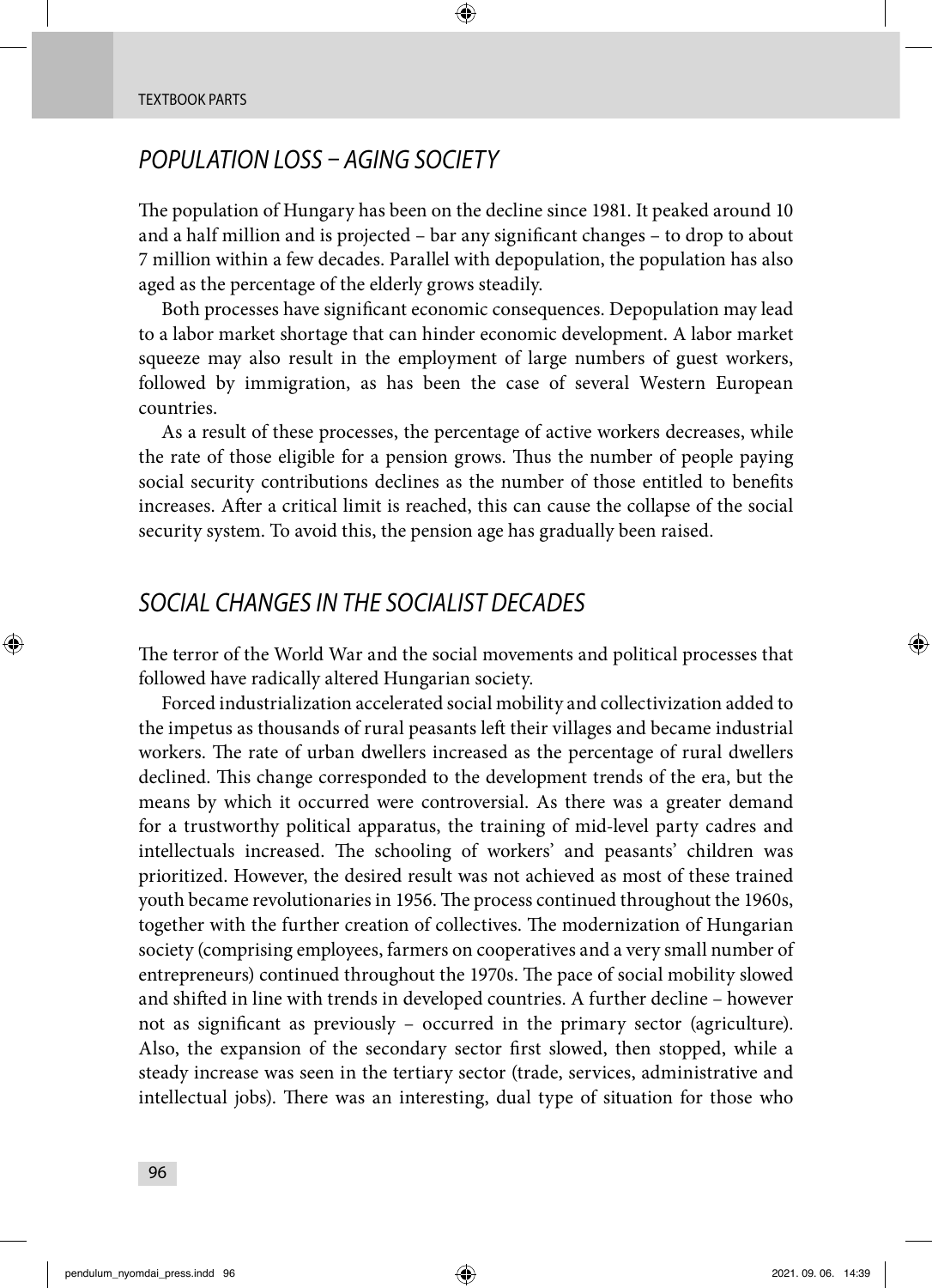## POPULATION LOSS – AGING SOCIETY

The population of Hungary has been on the decline since 1981. It peaked around 10 and a half million and is projected – bar any significant changes – to drop to about 7 million within a few decades. Parallel with depopulation, the population has also aged as the percentage of the elderly grows steadily.

Both processes have significant economic consequences. Depopulation may lead to a labor market shortage that can hinder economic development. A labor market squeeze may also result in the employment of large numbers of guest workers, followed by immigration, as has been the case of several Western European countries.

As a result of these processes, the percentage of active workers decreases, while the rate of those eligible for a pension grows. Thus the number of people paying social security contributions declines as the number of those entitled to benefits increases. After a critical limit is reached, this can cause the collapse of the social security system. To avoid this, the pension age has gradually been raised.

## SOCIAL CHANGES IN THE SOCIALIST DECADES

The terror of the World War and the social movements and political processes that followed have radically altered Hungarian society.

Forced industrialization accelerated social mobility and collectivization added to the impetus as thousands of rural peasants left their villages and became industrial workers. The rate of urban dwellers increased as the percentage of rural dwellers declined. This change corresponded to the development trends of the era, but the means by which it occurred were controversial. As there was a greater demand for a trustworthy political apparatus, the training of mid-level party cadres and intellectuals increased. The schooling of workers' and peasants' children was prioritized. However, the desired result was not achieved as most of these trained youth became revolutionaries in 1956. The process continued throughout the 1960s, together with the further creation of collectives. The modernization of Hungarian society (comprising employees, farmers on cooperatives and a very small number of entrepreneurs) continued throughout the 1970s. The pace of social mobility slowed and shifted in line with trends in developed countries. A further decline – however not as significant as previously – occurred in the primary sector (agriculture). Also, the expansion of the secondary sector first slowed, then stopped, while a steady increase was seen in the tertiary sector (trade, services, administrative and intellectual jobs). There was an interesting, dual type of situation for those who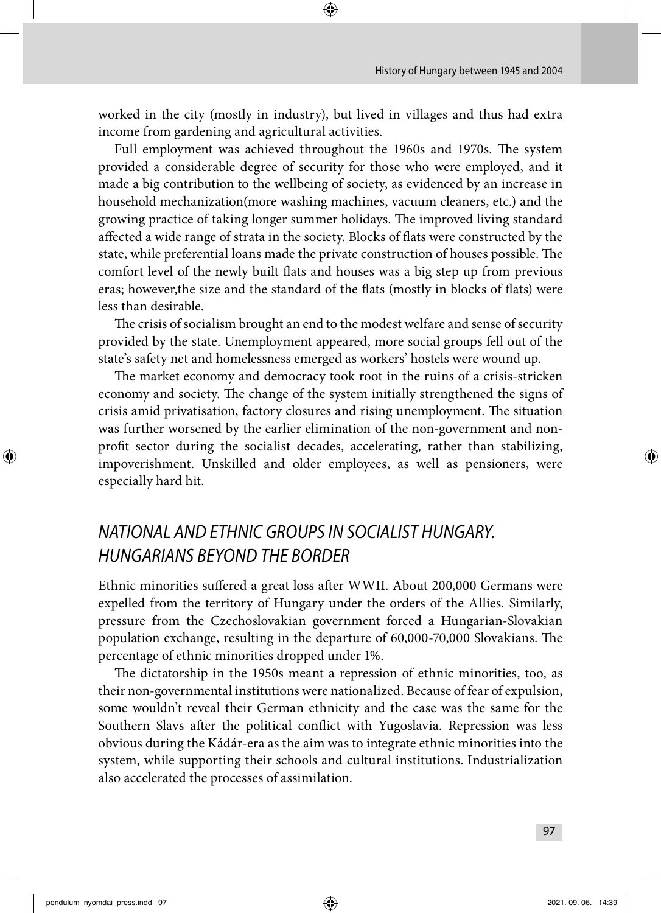worked in the city (mostly in industry), but lived in villages and thus had extra income from gardening and agricultural activities.

Full employment was achieved throughout the 1960s and 1970s. The system provided a considerable degree of security for those who were employed, and it made a big contribution to the wellbeing of society, as evidenced by an increase in household mechanization(more washing machines, vacuum cleaners, etc.) and the growing practice of taking longer summer holidays. The improved living standard affected a wide range of strata in the society. Blocks of flats were constructed by the state, while preferential loans made the private construction of houses possible. The comfort level of the newly built flats and houses was a big step up from previous eras; however,the size and the standard of the flats (mostly in blocks of flats) were less than desirable.

The crisis of socialism brought an end to the modest welfare and sense of security provided by the state. Unemployment appeared, more social groups fell out of the state's safety net and homelessness emerged as workers' hostels were wound up.

The market economy and democracy took root in the ruins of a crisis-stricken economy and society. The change of the system initially strengthened the signs of crisis amid privatisation, factory closures and rising unemployment. The situation was further worsened by the earlier elimination of the non-government and non-profit sector during the socialist decades, accelerating, rather than stabilizing, impoverishment. Unskilled and older employees, as well as pensioners, were especially hard hit.

## *NATIONAL AND ETHNIC GROUPS IN SOCIALIST HUNGARY. HUNGARIANS BEYOND THE BORDER*

Ethnic minorities suffered a great loss after WWII. About 200,000 Germans were expelled from the territory of Hungary under the orders of the Allies. Similarly, pressure from the Czechoslovakian government forced a Hungarian-Slovakian population exchange, resulting in the departure of 60,000-70,000 Slovakians. The percentage of ethnic minorities dropped under 1%.

The dictatorship in the 1950s meant a repression of ethnic minorities, too, as their non-governmental institutions were nationalized. Because of fear of expulsion, some wouldn't reveal their German ethnicity and the case was the same for the Southern Slavs after the political conflict with Yugoslavia. Repression was less obvious during the Kádár-era as the aim was to integrate ethnic minorities into the system, while supporting their schools and cultural institutions. Industrialization also accelerated the processes of assimilation.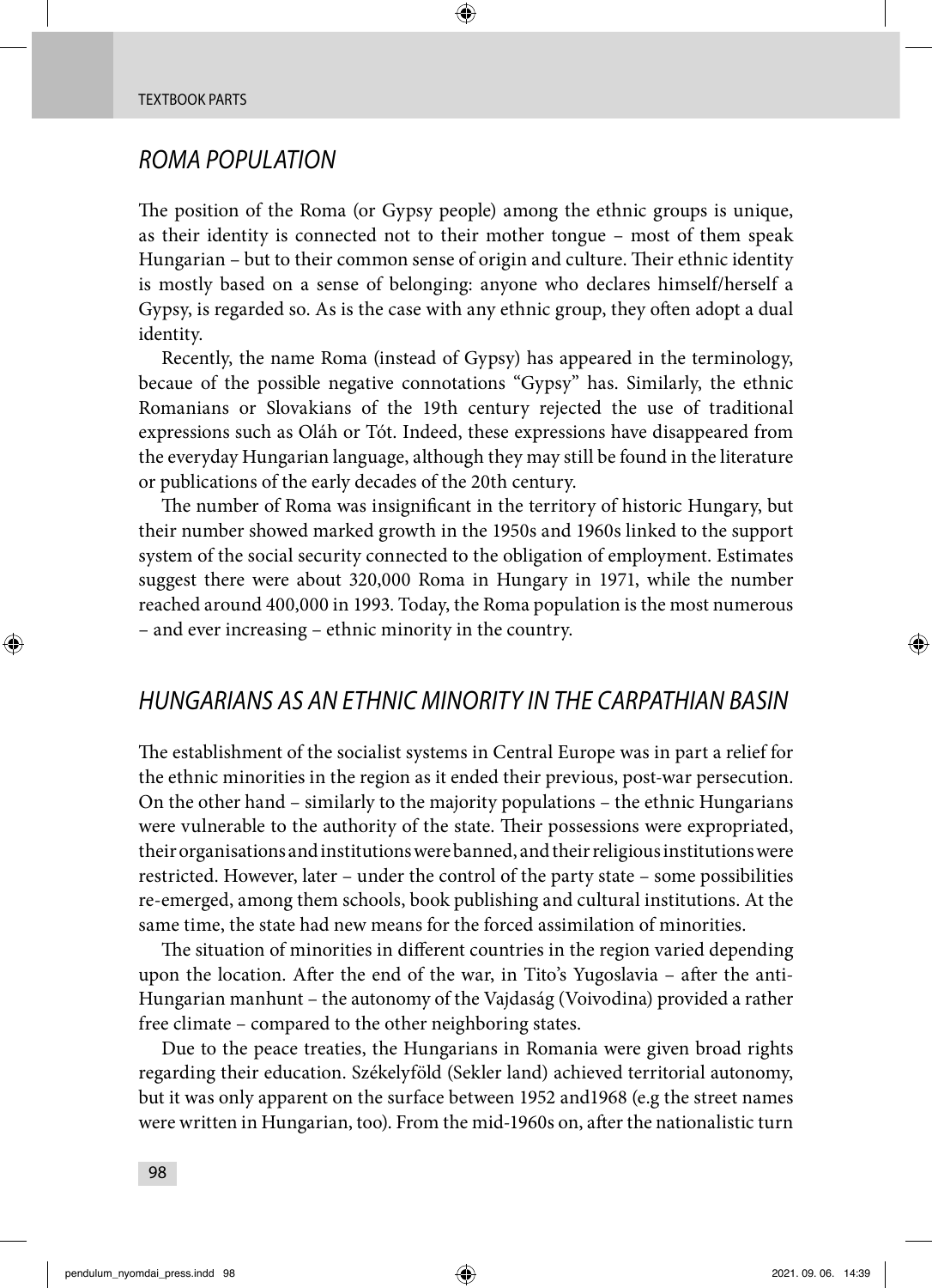## *ROMA POPULATION*

The position of the Roma (or Gypsy people) among the ethnic groups is unique, as their identity is connected not to their mother tongue – most of them speak Hungarian – but to their common sense of origin and culture. Their ethnic identity is mostly based on a sense of belonging: anyone who declares himself/herself a Gypsy, is regarded so. As is the case with any ethnic group, they often adopt a dual identity.

Recently, the name Roma (instead of Gypsy) has appeared in the terminology, becaue of the possible negative connotations "Gypsy" has. Similarly, the ethnic Romanians or Slovakians of the 19th century rejected the use of traditional expressions such as Oláh or Tót. Indeed, these expressions have disappeared from the everyday Hungarian language, although they may still be found in the literature or publications of the early decades of the 20th century.

The number of Roma was insignificant in the territory of historic Hungary, but their number showed marked growth in the 1950s and 1960s linked to the support system of the social security connected to the obligation of employment. Estimates suggest there were about 320,000 Roma in Hungary in 1971, while the number reached around 400,000 in 1993. Today, the Roma population is the most numerous – and ever increasing – ethnic minority in the country.

## *HUNGARIANS AS AN ETHNIC MINORITY IN THE CARPATHIAN BASIN*

The establishment of the socialist systems in Central Europe was in part a relief for the ethnic minorities in the region as it ended their previous, post-war persecution. On the other hand – similarly to the majority populations – the ethnic Hungarians were vulnerable to the authority of the state. Their possessions were expropriated, their organisations and institutions were banned, and their religious institutions were restricted. However, later – under the control of the party state – some possibilities re-emerged, among them schools, book publishing and cultural institutions. At the same time, the state had new means for the forced assimilation of minorities.

The situation of minorities in different countries in the region varied depending upon the location. After the end of the war, in Tito's Yugoslavia – after the anti-Hungarian manhunt – the autonomy of the Vajdaság (Voivodina) provided a rather free climate – compared to the other neighboring states.

Due to the peace treaties, the Hungarians in Romania were given broad rights regarding their education. Székelyföld (Sekler land) achieved territorial autonomy, but it was only apparent on the surface between 1952 and1968 (e.g the street names were written in Hungarian, too). From the mid-1960s on, after the nationalistic turn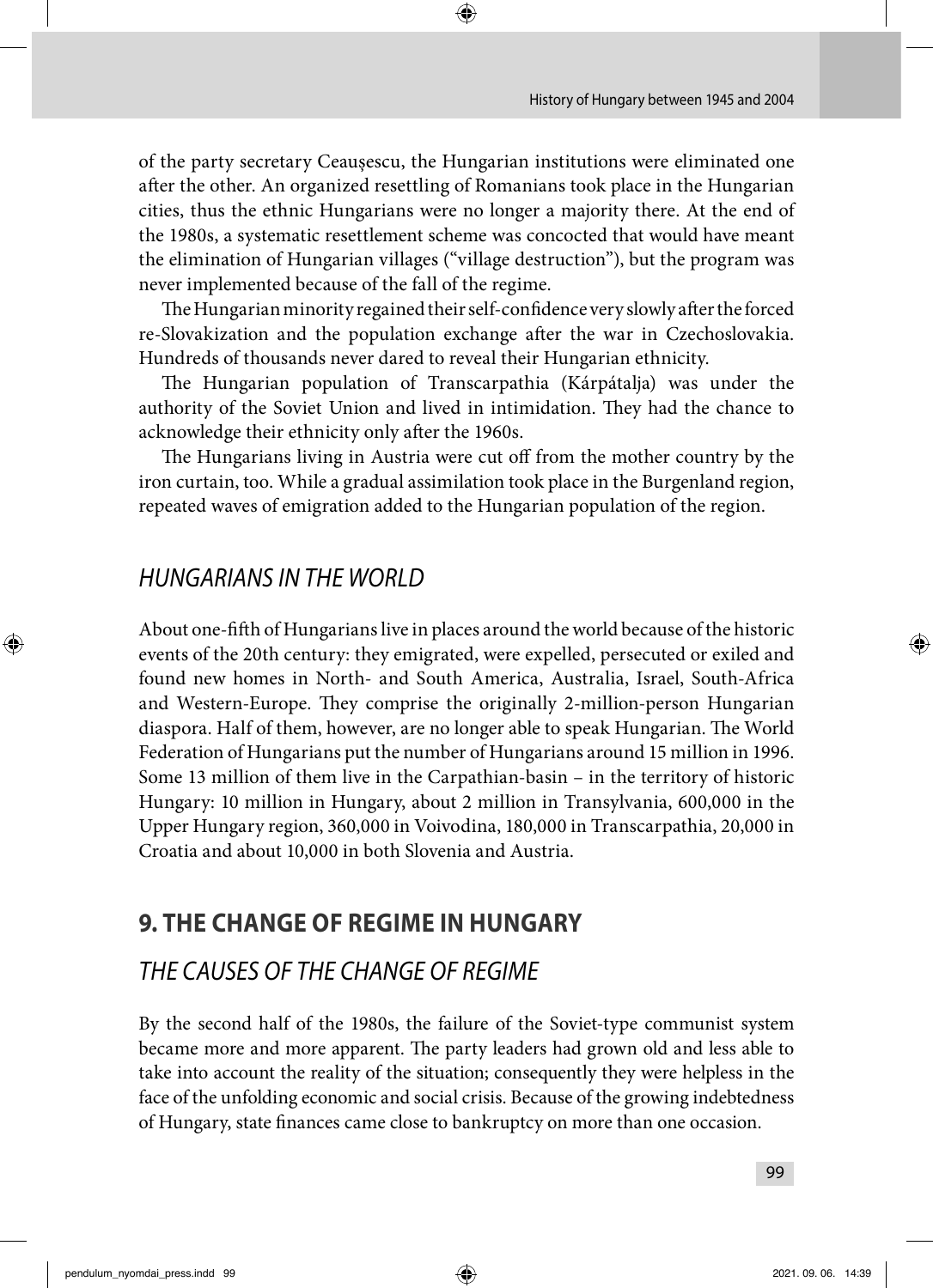of the party secretary Ceaușescu, the Hungarian institutions were eliminated one after the other. An organized resettling of Romanians took place in the Hungarian cities, thus the ethnic Hungarians were no longer a majority there. At the end of the 1980s, a systematic resettlement scheme was concocted that would have meant the elimination of Hungarian villages ("village destruction"), but the program was never implemented because of the fall of the regime.

The Hungarian minority regained their self-confidence very slowly after the forced re-Slovakization and the population exchange after the war in Czechoslovakia. Hundreds of thousands never dared to reveal their Hungarian ethnicity.

The Hungarian population of Transcarpathia (Kárpátalja) was under the authority of the Soviet Union and lived in intimidation. They had the chance to acknowledge their ethnicity only after the 1960s.

The Hungarians living in Austria were cut off from the mother country by the iron curtain, too. While a gradual assimilation took place in the Burgenland region, repeated waves of emigration added to the Hungarian population of the region.

### *HUNGARIANS IN THE WORLD*

About one-fifth of Hungarians live in places around the world because of the historic events of the 20th century: they emigrated, were expelled, persecuted or exiled and found new homes in North- and South America, Australia, Israel, South-Africa and Western-Europe. They comprise the originally 2-million-person Hungarian diaspora. Half of them, however, are no longer able to speak Hungarian. The World Federation of Hungarians put the number of Hungarians around 15 million in 1996. Some 13 million of them live in the Carpathian-basin – in the territory of historic Hungary: 10 million in Hungary, about 2 million in Transylvania, 600,000 in the Upper Hungary region, 360,000 in Voivodina, 180,000 in Transcarpathia, 20,000 in Croatia and about 10,000 in both Slovenia and Austria.

## 9. THE CHANGE OF REGIME IN HUNGARY

### *THE CAUSES OF THE CHANGE OF REGIME*

By the second half of the 1980s, the failure of the Soviet-type communist system became more and more apparent. The party leaders had grown old and less able to take into account the reality of the situation; consequently they were helpless in the face of the unfolding economic and social crisis. Because of the growing indebtedness of Hungary, state finances came close to bankruptcy on more than one occasion.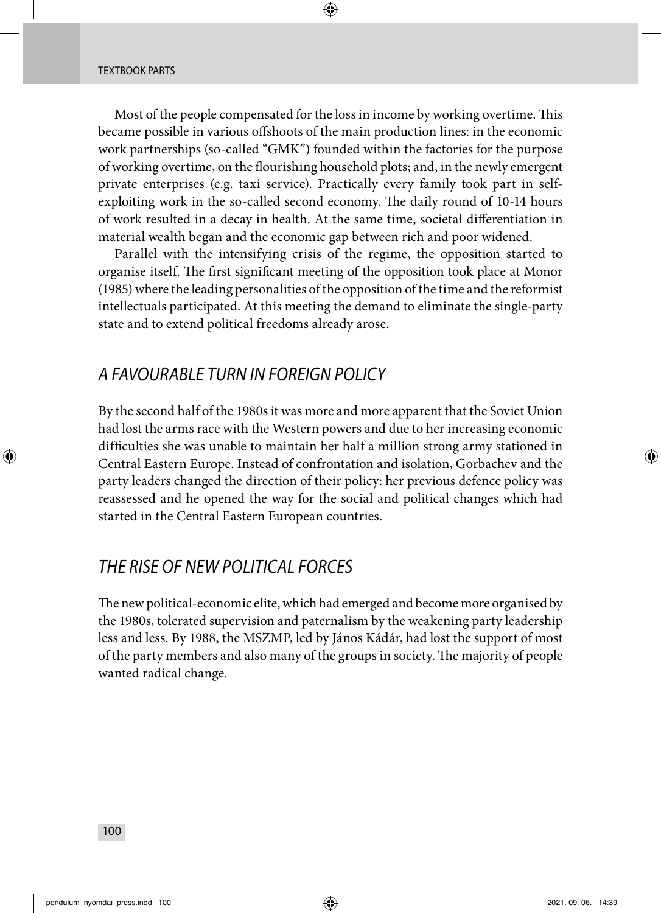Most of the people compensated for the loss in income by working overtime. This became possible in various offshoots of the main production lines: in the economic work partnerships (so-called "GMK") founded within the factories for the purpose of working overtime, on the flourishing household plots; and, in the newly emergent private enterprises (e.g. taxi service). Practically every family took part in self-exploiting work in the so-called second economy. The daily round of 10-14 hours of work resulted in a decay in health. At the same time, societal differentiation in material wealth began and the economic gap between rich and poor widened.

Parallel with the intensifying crisis of the regime, the opposition started to organise itself. The first significant meeting of the opposition took place at Monor (1985) where the leading personalities of the opposition of the time and the reformist intellectuals participated. At this meeting the demand to eliminate the single-party state and to extend political freedoms already arose.

## *A FAVOURABLE TURN IN FOREIGN POLICY*

By the second half of the 1980s it was more and more apparent that the Soviet Union had lost the arms race with the Western powers and due to her increasing economic difficulties she was unable to maintain her half a million strong army stationed in Central Eastern Europe. Instead of confrontation and isolation, Gorbachev and the party leaders changed the direction of their policy: her previous defence policy was reassessed and he opened the way for the social and political changes which had started in the Central Eastern European countries.

## *THE RISE OF NEW POLITICAL FORCES*

The new political-economic elite, which had emerged and become more organised by the 1980s, tolerated supervision and paternalism by the weakening party leadership less and less. By 1988, the MSZMP, led by János Kádár, had lost the support of most of the party members and also many of the groups in society. The majority of people wanted radical change.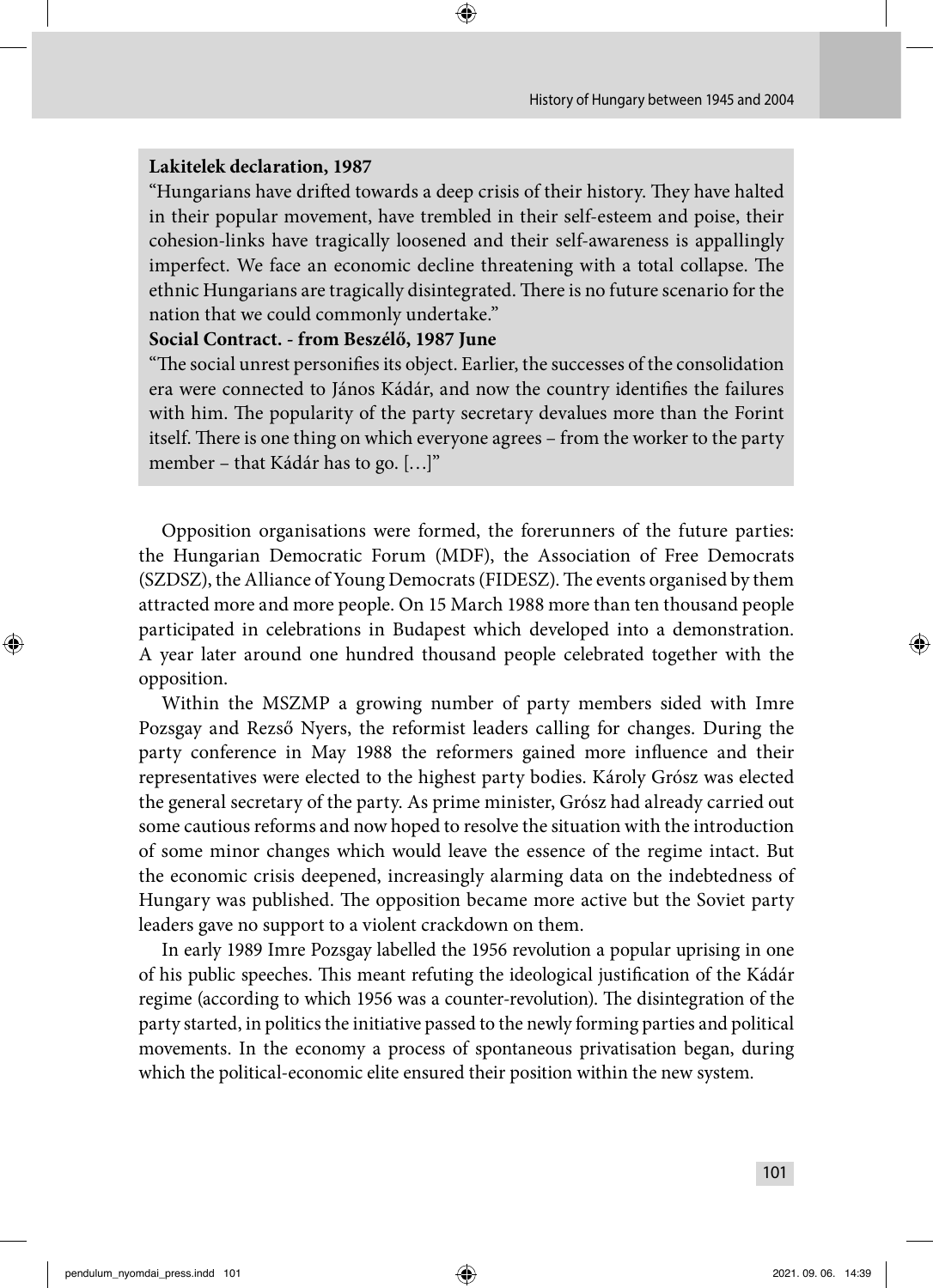**Lakitelek declaration, 1987**

"Hungarians have drifted towards a deep crisis of their history. They have halted in their popular movement, have trembled in their self-esteem and poise, their cohesion-links have tragically loosened and their self-awareness is appallingly imperfect. We face an economic decline threatening with a total collapse. The ethnic Hungarians are tragically disintegrated. There is no future scenario for the nation that we could commonly undertake."

**Social Contract. - from Beszélő, 1987 June**

"The social unrest personifies its object. Earlier, the successes of the consolidation era were connected to János Kádár, and now the country identifies the failures with him. The popularity of the party secretary devalues more than the Forint itself. There is one thing on which everyone agrees – from the worker to the party member – that Kádár has to go. […]"

Opposition organisations were formed, the forerunners of the future parties: the Hungarian Democratic Forum (MDF), the Association of Free Democrats (SZDSZ), the Alliance of Young Democrats (FIDESZ). The events organised by them attracted more and more people. On 15 March 1988 more than ten thousand people participated in celebrations in Budapest which developed into a demonstration. A year later around one hundred thousand people celebrated together with the opposition.

Within the MSZMP a growing number of party members sided with Imre Pozsgay and Rezső Nyers, the reformist leaders calling for changes. During the party conference in May 1988 the reformers gained more influence and their representatives were elected to the highest party bodies. Károly Grósz was elected the general secretary of the party. As prime minister, Grósz had already carried out some cautious reforms and now hoped to resolve the situation with the introduction of some minor changes which would leave the essence of the regime intact. But the economic crisis deepened, increasingly alarming data on the indebtedness of Hungary was published. The opposition became more active but the Soviet party leaders gave no support to a violent crackdown on them.

In early 1989 Imre Pozsgay labelled the 1956 revolution a popular uprising in one of his public speeches. This meant refuting the ideological justification of the Kádár regime (according to which 1956 was a counter-revolution). The disintegration of the party started, in politics the initiative passed to the newly forming parties and political movements. In the economy a process of spontaneous privatisation began, during which the political-economic elite ensured their position within the new system.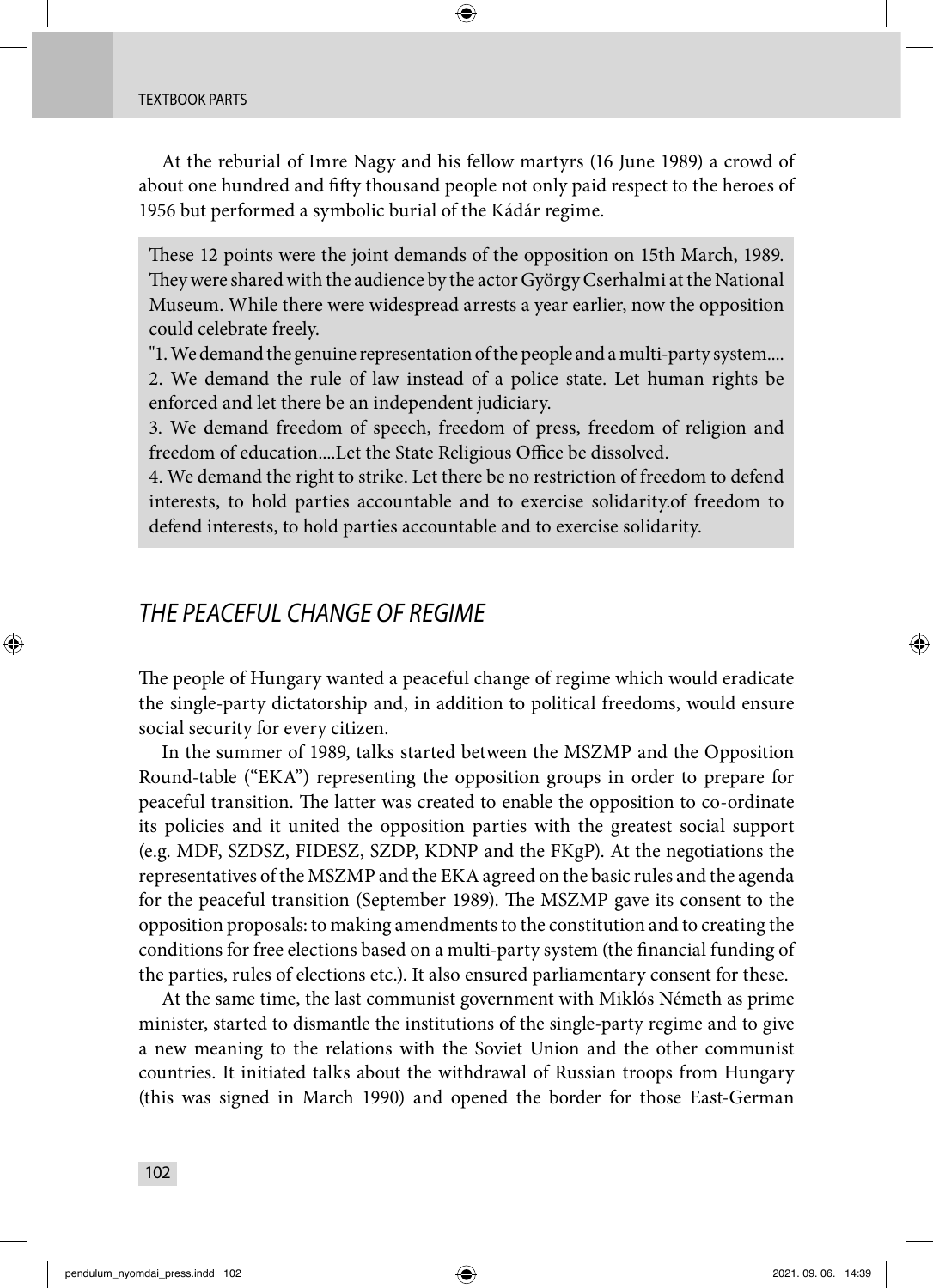At the reburial of Imre Nagy and his fellow martyrs (16 June 1989) a crowd of about one hundred and fifty thousand people not only paid respect to the heroes of 1956 but performed a symbolic burial of the Kádár regime.

> These 12 points were the joint demands of the opposition on 15th March, 1989. They were shared with the audience by the actor György Cserhalmi at the National Museum. While there were widespread arrests a year earlier, now the opposition could celebrate freely.
>
> "1. We demand the genuine representation of the people and a multi-party system....
> 2. We demand the rule of law instead of a police state. Let human rights be enforced and let there be an independent judiciary.
> 3. We demand freedom of speech, freedom of press, freedom of religion and freedom of education....Let the State Religious Office be dissolved.
> 4. We demand the right to strike. Let there be no restriction of freedom to defend interests, to hold parties accountable and to exercise solidarity.of freedom to defend interests, to hold parties accountable and to exercise solidarity.

## *THE PEACEFUL CHANGE OF REGIME*

The people of Hungary wanted a peaceful change of regime which would eradicate the single-party dictatorship and, in addition to political freedoms, would ensure social security for every citizen.

In the summer of 1989, talks started between the MSZMP and the Opposition Round-table ("EKA") representing the opposition groups in order to prepare for peaceful transition. The latter was created to enable the opposition to co-ordinate its policies and it united the opposition parties with the greatest social support (e.g. MDF, SZDSZ, FIDESZ, SZDP, KDNP and the FKgP). At the negotiations the representatives of the MSZMP and the EKA agreed on the basic rules and the agenda for the peaceful transition (September 1989). The MSZMP gave its consent to the opposition proposals: to making amendments to the constitution and to creating the conditions for free elections based on a multi-party system (the financial funding of the parties, rules of elections etc.). It also ensured parliamentary consent for these.

At the same time, the last communist government with Miklós Németh as prime minister, started to dismantle the institutions of the single-party regime and to give a new meaning to the relations with the Soviet Union and the other communist countries. It initiated talks about the withdrawal of Russian troops from Hungary (this was signed in March 1990) and opened the border for those East-German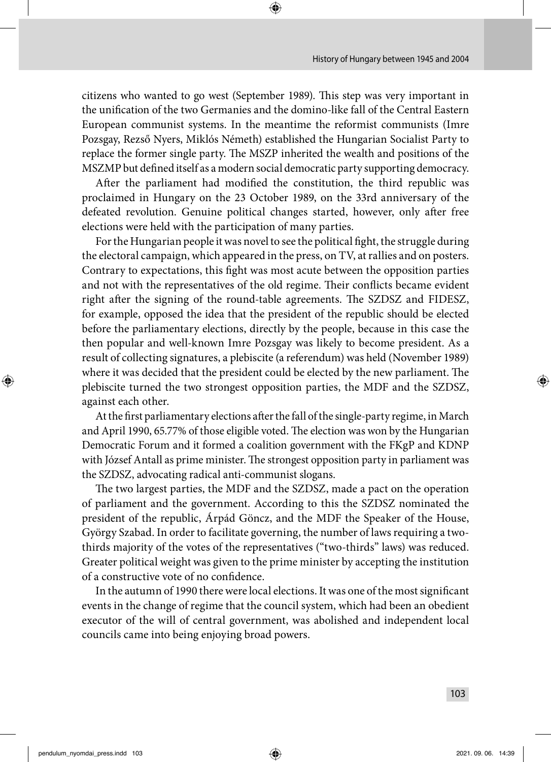citizens who wanted to go west (September 1989). This step was very important in the unification of the two Germanies and the domino-like fall of the Central Eastern European communist systems. In the meantime the reformist communists (Imre Pozsgay, Rezső Nyers, Miklós Németh) established the Hungarian Socialist Party to replace the former single party. The MSZP inherited the wealth and positions of the MSZMP but defined itself as a modern social democratic party supporting democracy.

After the parliament had modified the constitution, the third republic was proclaimed in Hungary on the 23 October 1989, on the 33rd anniversary of the defeated revolution. Genuine political changes started, however, only after free elections were held with the participation of many parties.

For the Hungarian people it was novel to see the political fight, the struggle during the electoral campaign, which appeared in the press, on TV, at rallies and on posters. Contrary to expectations, this fight was most acute between the opposition parties and not with the representatives of the old regime. Their conflicts became evident right after the signing of the round-table agreements. The SZDSZ and FIDESZ, for example, opposed the idea that the president of the republic should be elected before the parliamentary elections, directly by the people, because in this case the then popular and well-known Imre Pozsgay was likely to become president. As a result of collecting signatures, a plebiscite (a referendum) was held (November 1989) where it was decided that the president could be elected by the new parliament. The plebiscite turned the two strongest opposition parties, the MDF and the SZDSZ, against each other.

At the first parliamentary elections after the fall of the single-party regime, in March and April 1990, 65.77% of those eligible voted. The election was won by the Hungarian Democratic Forum and it formed a coalition government with the FKgP and KDNP with József Antall as prime minister. The strongest opposition party in parliament was the SZDSZ, advocating radical anti-communist slogans.

The two largest parties, the MDF and the SZDSZ, made a pact on the operation of parliament and the government. According to this the SZDSZ nominated the president of the republic, Árpád Göncz, and the MDF the Speaker of the House, György Szabad. In order to facilitate governing, the number of laws requiring a two-thirds majority of the votes of the representatives ("two-thirds" laws) was reduced. Greater political weight was given to the prime minister by accepting the institution of a constructive vote of no confidence.

In the autumn of 1990 there were local elections. It was one of the most significant events in the change of regime that the council system, which had been an obedient executor of the will of central government, was abolished and independent local councils came into being enjoying broad powers.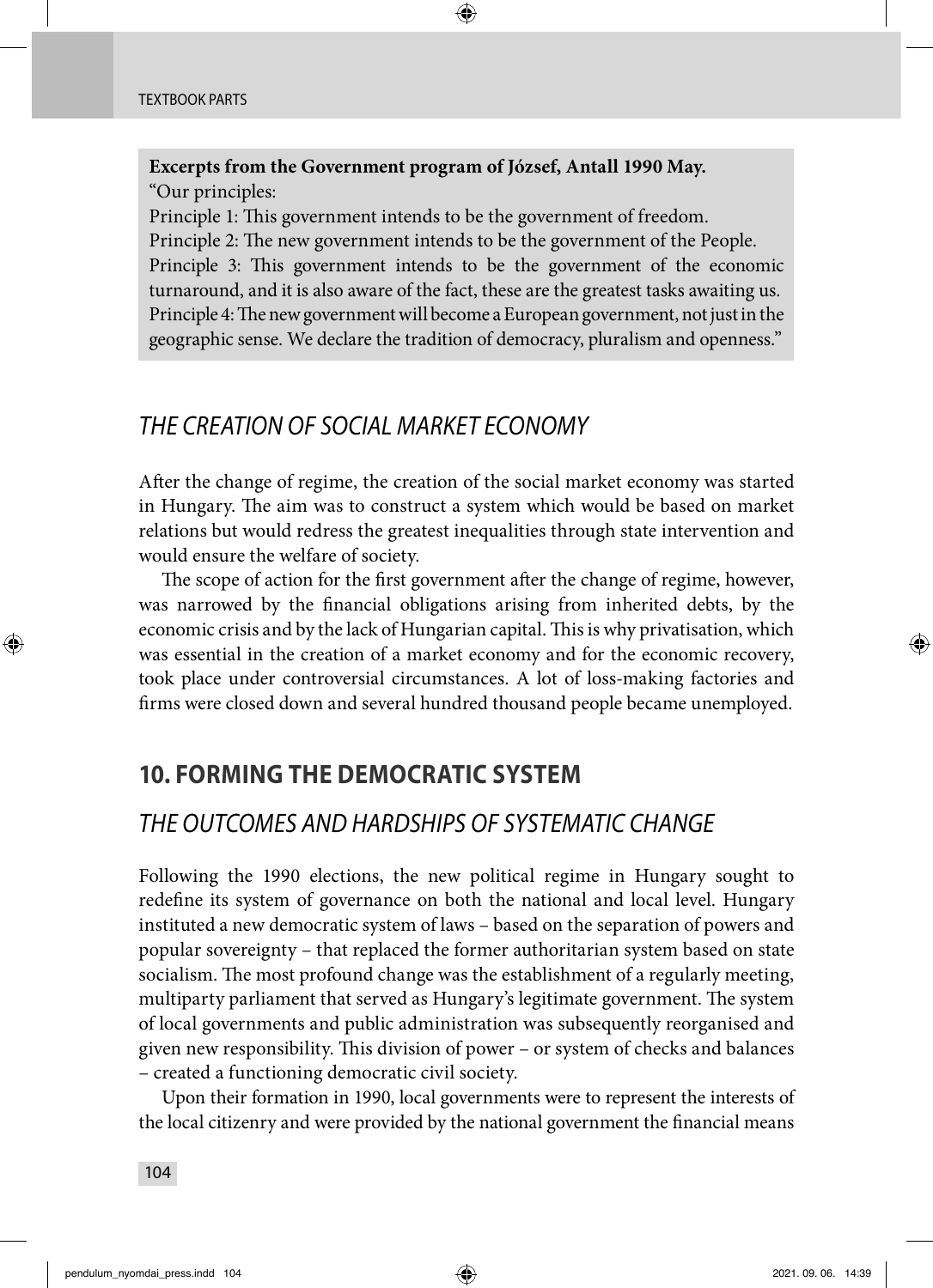**Excerpts from the Government program of József, Antall 1990 May.**

"Our principles:

Principle 1: This government intends to be the government of freedom.

Principle 2: The new government intends to be the government of the People.

Principle 3: This government intends to be the government of the economic turnaround, and it is also aware of the fact, these are the greatest tasks awaiting us.

Principle 4: The new government will become a European government, not just in the geographic sense. We declare the tradition of democracy, pluralism and openness."

### *THE CREATION OF SOCIAL MARKET ECONOMY*

After the change of regime, the creation of the social market economy was started in Hungary. The aim was to construct a system which would be based on market relations but would redress the greatest inequalities through state intervention and would ensure the welfare of society.

The scope of action for the first government after the change of regime, however, was narrowed by the financial obligations arising from inherited debts, by the economic crisis and by the lack of Hungarian capital. This is why privatisation, which was essential in the creation of a market economy and for the economic recovery, took place under controversial circumstances. A lot of loss-making factories and firms were closed down and several hundred thousand people became unemployed.

## 10. FORMING THE DEMOCRATIC SYSTEM

### *THE OUTCOMES AND HARDSHIPS OF SYSTEMATIC CHANGE*

Following the 1990 elections, the new political regime in Hungary sought to redefine its system of governance on both the national and local level. Hungary instituted a new democratic system of laws – based on the separation of powers and popular sovereignty – that replaced the former authoritarian system based on state socialism. The most profound change was the establishment of a regularly meeting, multiparty parliament that served as Hungary's legitimate government. The system of local governments and public administration was subsequently reorganised and given new responsibility. This division of power – or system of checks and balances – created a functioning democratic civil society.

Upon their formation in 1990, local governments were to represent the interests of the local citizenry and were provided by the national government the financial means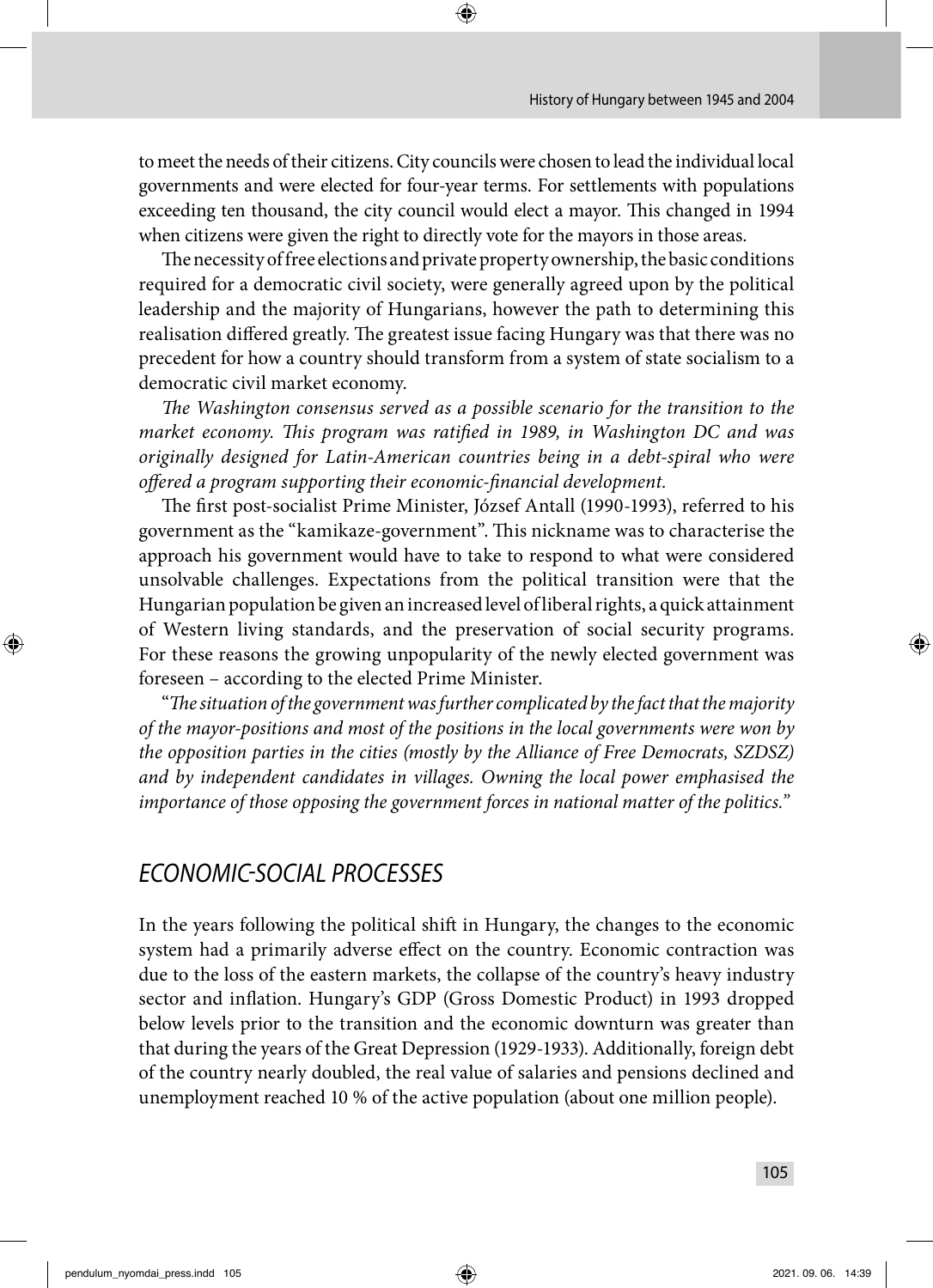to meet the needs of their citizens. City councils were chosen to lead the individual local governments and were elected for four-year terms. For settlements with populations exceeding ten thousand, the city council would elect a mayor. This changed in 1994 when citizens were given the right to directly vote for the mayors in those areas.

The necessity of free elections and private property ownership, the basic conditions required for a democratic civil society, were generally agreed upon by the political leadership and the majority of Hungarians, however the path to determining this realisation differed greatly. The greatest issue facing Hungary was that there was no precedent for how a country should transform from a system of state socialism to a democratic civil market economy.

*The Washington consensus served as a possible scenario for the transition to the market economy. This program was ratified in 1989, in Washington DC and was originally designed for Latin-American countries being in a debt-spiral who were offered a program supporting their economic-financial development.*

The first post-socialist Prime Minister, József Antall (1990-1993), referred to his government as the "kamikaze-government". This nickname was to characterise the approach his government would have to take to respond to what were considered unsolvable challenges. Expectations from the political transition were that the Hungarian population be given an increased level of liberal rights, a quick attainment of Western living standards, and the preservation of social security programs. For these reasons the growing unpopularity of the newly elected government was foreseen – according to the elected Prime Minister.

"*The situation of the government was further complicated by the fact that the majority of the mayor-positions and most of the positions in the local governments were won by the opposition parties in the cities (mostly by the Alliance of Free Democrats, SZDSZ) and by independent candidates in villages. Owning the local power emphasised the importance of those opposing the government forces in national matter of the politics.*"

## *ECONOMIC-SOCIAL PROCESSES*

In the years following the political shift in Hungary, the changes to the economic system had a primarily adverse effect on the country. Economic contraction was due to the loss of the eastern markets, the collapse of the country's heavy industry sector and inflation. Hungary's GDP (Gross Domestic Product) in 1993 dropped below levels prior to the transition and the economic downturn was greater than that during the years of the Great Depression (1929-1933). Additionally, foreign debt of the country nearly doubled, the real value of salaries and pensions declined and unemployment reached 10 % of the active population (about one million people).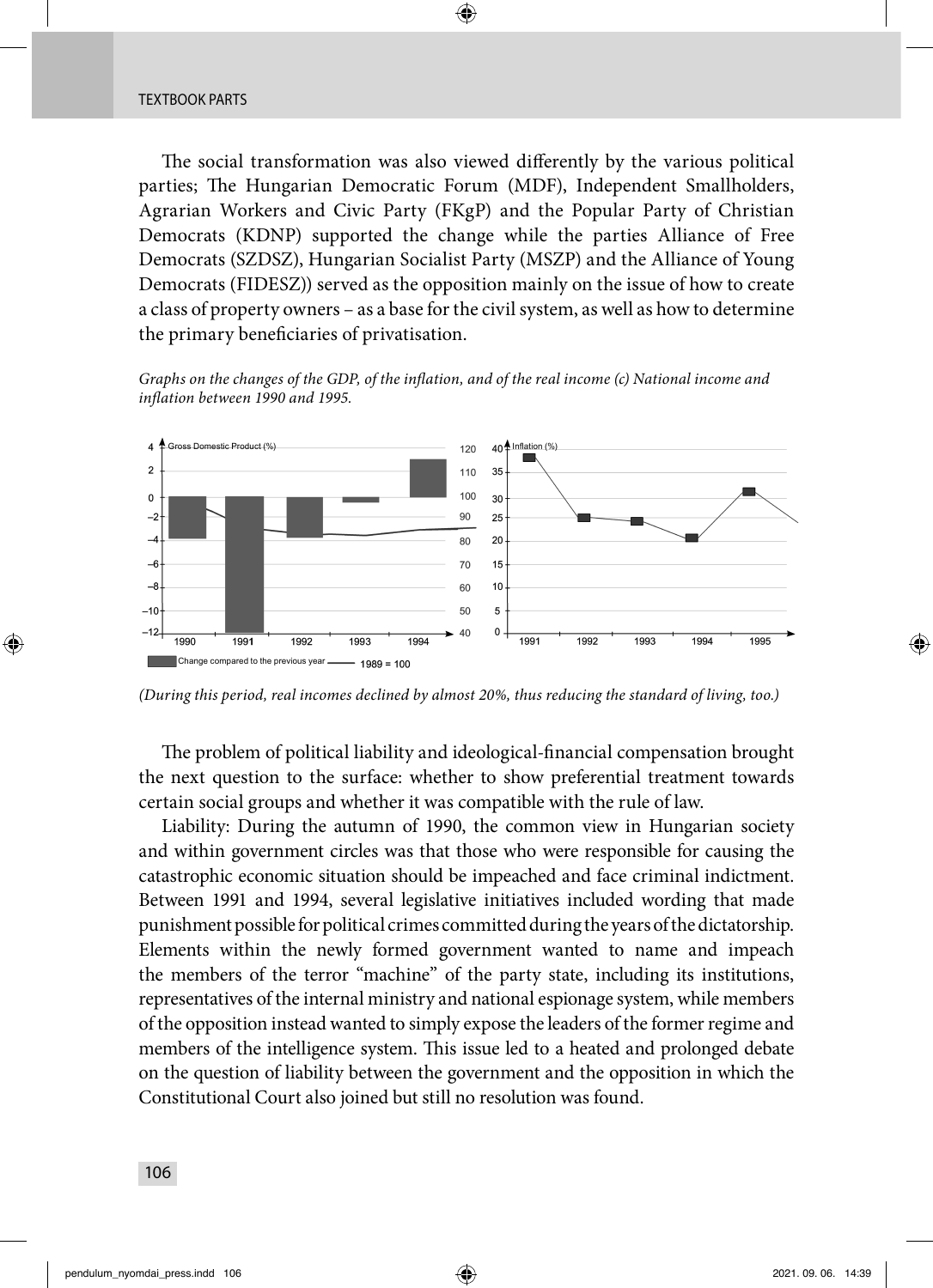The social transformation was also viewed differently by the various political parties; The Hungarian Democratic Forum (MDF), Independent Smallholders, Agrarian Workers and Civic Party (FKgP) and the Popular Party of Christian Democrats (KDNP) supported the change while the parties Alliance of Free Democrats (SZDSZ), Hungarian Socialist Party (MSZP) and the Alliance of Young Democrats (FIDESZ)) served as the opposition mainly on the issue of how to create a class of property owners – as a base for the civil system, as well as how to determine the primary beneficiaries of privatisation.

*Graphs on the changes of the GDP, of the inflation, and of the real income (c) National income and inflation between 1990 and 1995.*

*(During this period, real incomes declined by almost 20%, thus reducing the standard of living, too.)*

The problem of political liability and ideological-financial compensation brought the next question to the surface: whether to show preferential treatment towards certain social groups and whether it was compatible with the rule of law.

Liability: During the autumn of 1990, the common view in Hungarian society and within government circles was that those who were responsible for causing the catastrophic economic situation should be impeached and face criminal indictment. Between 1991 and 1994, several legislative initiatives included wording that made punishment possible for political crimes committed during the years of the dictatorship. Elements within the newly formed government wanted to name and impeach the members of the terror "machine" of the party state, including its institutions, representatives of the internal ministry and national espionage system, while members of the opposition instead wanted to simply expose the leaders of the former regime and members of the intelligence system. This issue led to a heated and prolonged debate on the question of liability between the government and the opposition in which the Constitutional Court also joined but still no resolution was found.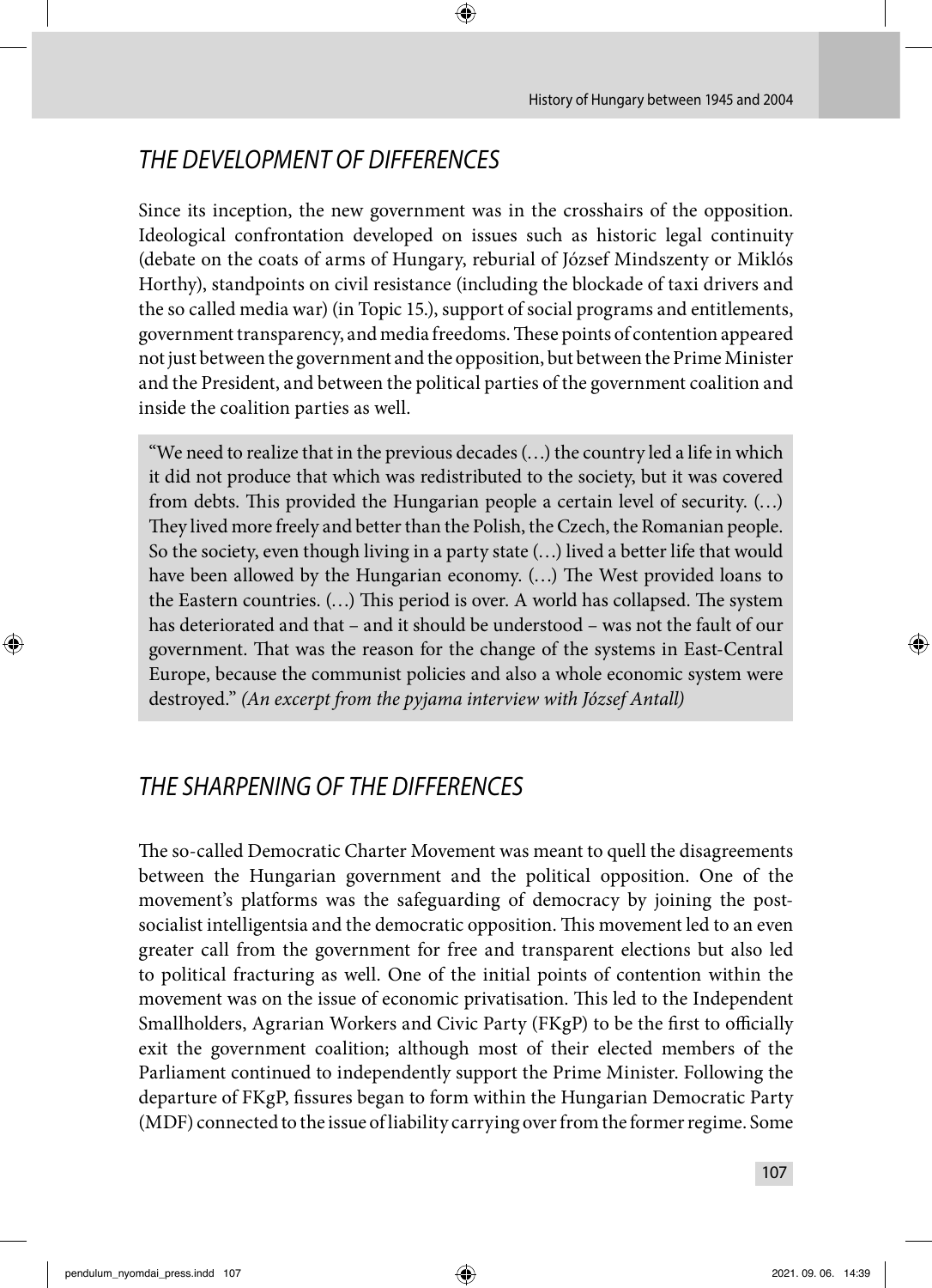## *THE DEVELOPMENT OF DIFFERENCES*

Since its inception, the new government was in the crosshairs of the opposition. Ideological confrontation developed on issues such as historic legal continuity (debate on the coats of arms of Hungary, reburial of József Mindszenty or Miklós Horthy), standpoints on civil resistance (including the blockade of taxi drivers and the so called media war) (in Topic 15.), support of social programs and entitlements, government transparency, and media freedoms. These points of contention appeared not just between the government and the opposition, but between the Prime Minister and the President, and between the political parties of the government coalition and inside the coalition parties as well.

> "We need to realize that in the previous decades (…) the country led a life in which it did not produce that which was redistributed to the society, but it was covered from debts. This provided the Hungarian people a certain level of security. (…) They lived more freely and better than the Polish, the Czech, the Romanian people. So the society, even though living in a party state (…) lived a better life that would have been allowed by the Hungarian economy. (…) The West provided loans to the Eastern countries. (…) This period is over. A world has collapsed. The system has deteriorated and that – and it should be understood – was not the fault of our government. That was the reason for the change of the systems in East-Central Europe, because the communist policies and also a whole economic system were destroyed." *(An excerpt from the pyjama interview with József Antall)*

## *THE SHARPENING OF THE DIFFERENCES*

The so-called Democratic Charter Movement was meant to quell the disagreements between the Hungarian government and the political opposition. One of the movement's platforms was the safeguarding of democracy by joining the post-socialist intelligentsia and the democratic opposition. This movement led to an even greater call from the government for free and transparent elections but also led to political fracturing as well. One of the initial points of contention within the movement was on the issue of economic privatisation. This led to the Independent Smallholders, Agrarian Workers and Civic Party (FKgP) to be the first to officially exit the government coalition; although most of their elected members of the Parliament continued to independently support the Prime Minister. Following the departure of FKgP, fissures began to form within the Hungarian Democratic Party (MDF) connected to the issue of liability carrying over from the former regime. Some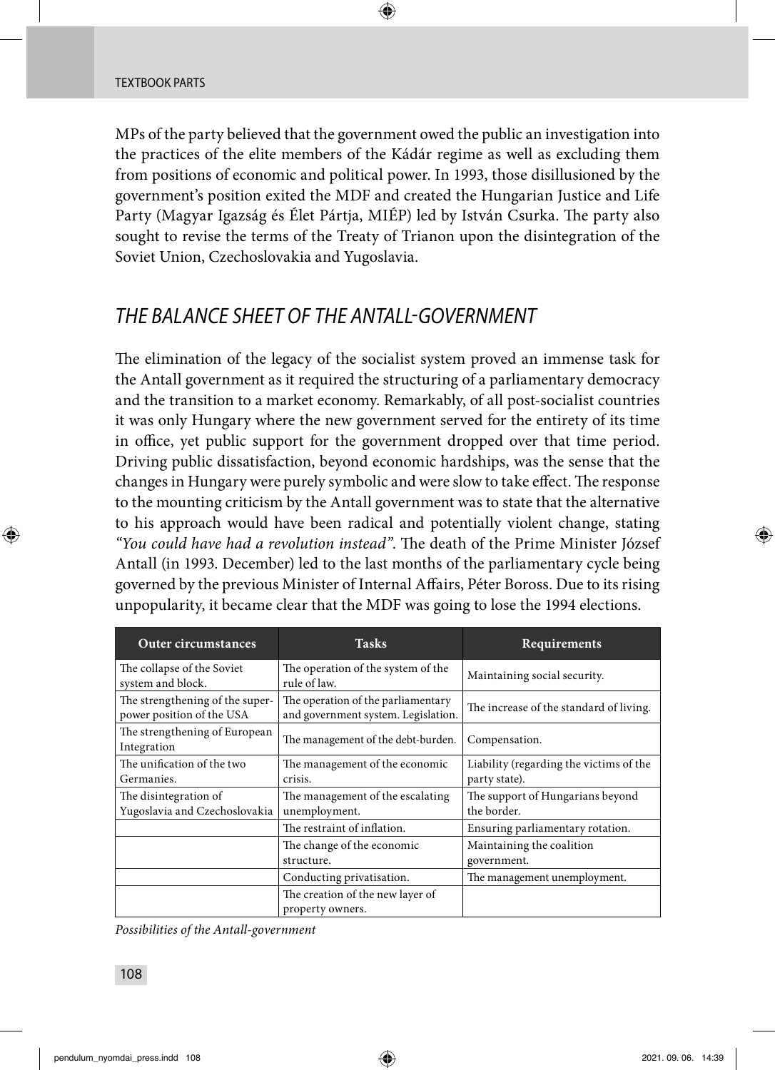MPs of the party believed that the government owed the public an investigation into the practices of the elite members of the Kádár regime as well as excluding them from positions of economic and political power. In 1993, those disillusioned by the government's position exited the MDF and created the Hungarian Justice and Life Party (Magyar Igazság és Élet Pártja, MIÉP) led by István Csurka. The party also sought to revise the terms of the Treaty of Trianon upon the disintegration of the Soviet Union, Czechoslovakia and Yugoslavia.

## THE BALANCE SHEET OF THE ANTALL-GOVERNMENT

The elimination of the legacy of the socialist system proved an immense task for the Antall government as it required the structuring of a parliamentary democracy and the transition to a market economy. Remarkably, of all post-socialist countries it was only Hungary where the new government served for the entirety of its time in office, yet public support for the government dropped over that time period. Driving public dissatisfaction, beyond economic hardships, was the sense that the changes in Hungary were purely symbolic and were slow to take effect. The response to the mounting criticism by the Antall government was to state that the alternative to his approach would have been radical and potentially violent change, stating *"You could have had a revolution instead"*. The death of the Prime Minister József Antall (in 1993. December) led to the last months of the parliamentary cycle being governed by the previous Minister of Internal Affairs, Péter Boross. Due to its rising unpopularity, it became clear that the MDF was going to lose the 1994 elections.

| Outer circumstances | Tasks | Requirements |
|---|---|---|
| The collapse of the Soviet system and block. | The operation of the system of the rule of law. | Maintaining social security. |
| The strengthening of the super-power position of the USA | The operation of the parliamentary and government system. Legislation. | The increase of the standard of living. |
| The strengthening of European Integration | The management of the debt-burden. | Compensation. |
| The unification of the two Germanies. | The management of the economic crisis. | Liability (regarding the victims of the party state). |
| The disintegration of Yugoslavia and Czechoslovakia | The management of the escalating unemployment. | The support of Hungarians beyond the border. |
| | The restraint of inflation. | Ensuring parliamentary rotation. |
| | The change of the economic structure. | Maintaining the coalition government. |
| | Conducting privatisation. | The management unemployment. |
| | The creation of the new layer of property owners. | |

*Possibilities of the Antall-government*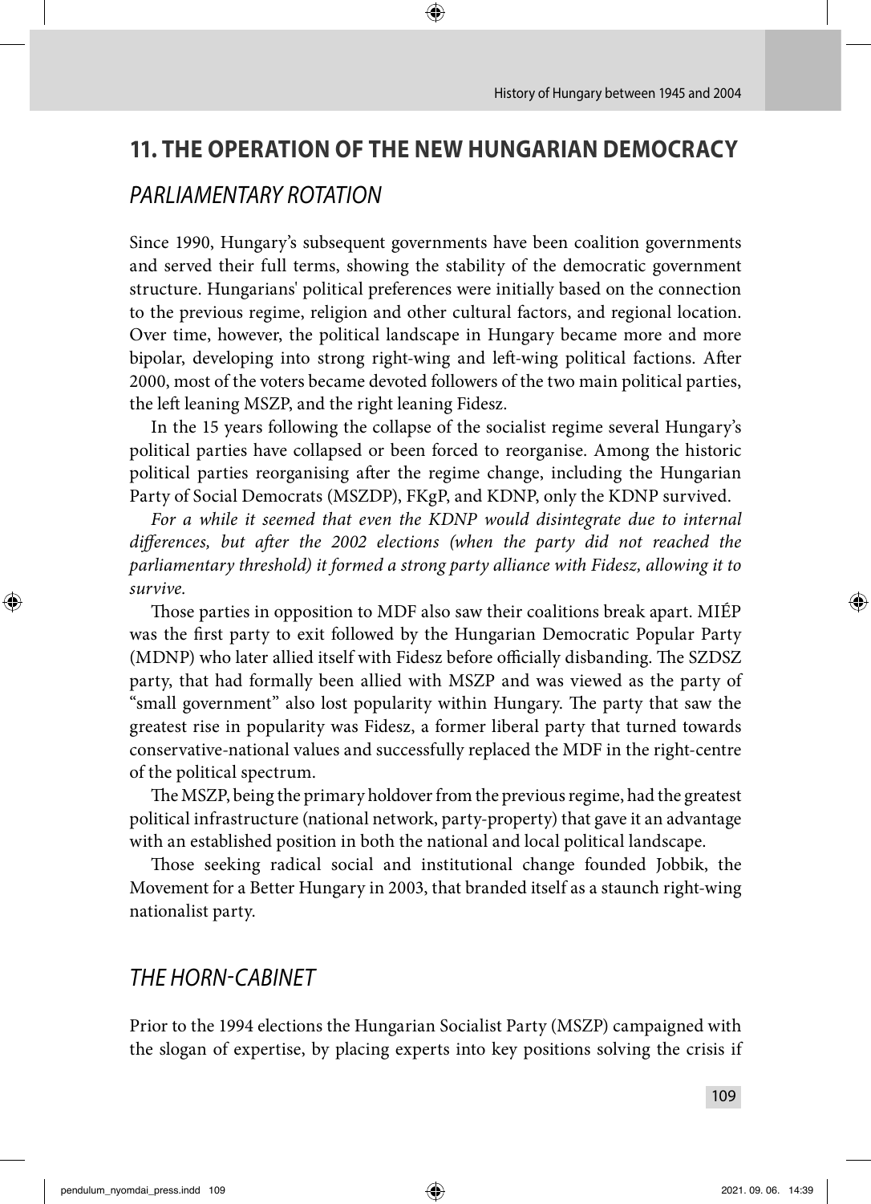## 11. THE OPERATION OF THE NEW HUNGARIAN DEMOCRACY

### *PARLIAMENTARY ROTATION*

Since 1990, Hungary's subsequent governments have been coalition governments and served their full terms, showing the stability of the democratic government structure. Hungarians' political preferences were initially based on the connection to the previous regime, religion and other cultural factors, and regional location. Over time, however, the political landscape in Hungary became more and more bipolar, developing into strong right-wing and left-wing political factions. After 2000, most of the voters became devoted followers of the two main political parties, the left leaning MSZP, and the right leaning Fidesz.

In the 15 years following the collapse of the socialist regime several Hungary's political parties have collapsed or been forced to reorganise. Among the historic political parties reorganising after the regime change, including the Hungarian Party of Social Democrats (MSZDP), FKgP, and KDNP, only the KDNP survived.

*For a while it seemed that even the KDNP would disintegrate due to internal differences, but after the 2002 elections (when the party did not reached the parliamentary threshold) it formed a strong party alliance with Fidesz, allowing it to survive.*

Those parties in opposition to MDF also saw their coalitions break apart. MIÉP was the first party to exit followed by the Hungarian Democratic Popular Party (MDNP) who later allied itself with Fidesz before officially disbanding. The SZDSZ party, that had formally been allied with MSZP and was viewed as the party of "small government" also lost popularity within Hungary. The party that saw the greatest rise in popularity was Fidesz, a former liberal party that turned towards conservative-national values and successfully replaced the MDF in the right-centre of the political spectrum.

The MSZP, being the primary holdover from the previous regime, had the greatest political infrastructure (national network, party-property) that gave it an advantage with an established position in both the national and local political landscape.

Those seeking radical social and institutional change founded Jobbik, the Movement for a Better Hungary in 2003, that branded itself as a staunch right-wing nationalist party.

### *THE HORN-CABINET*

Prior to the 1994 elections the Hungarian Socialist Party (MSZP) campaigned with the slogan of expertise, by placing experts into key positions solving the crisis if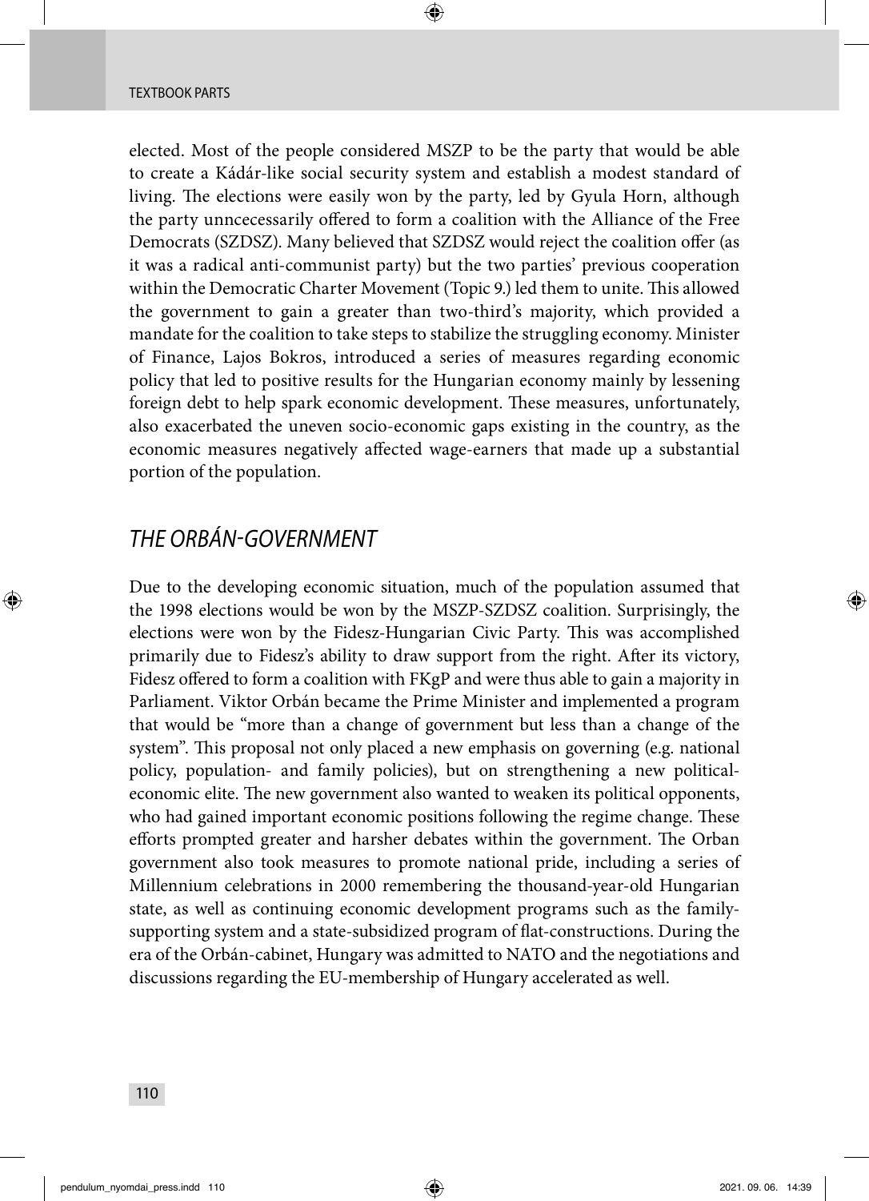elected. Most of the people considered MSZP to be the party that would be able to create a Kádár-like social security system and establish a modest standard of living. The elections were easily won by the party, led by Gyula Horn, although the party unncecessarily offered to form a coalition with the Alliance of the Free Democrats (SZDSZ). Many believed that SZDSZ would reject the coalition offer (as it was a radical anti-communist party) but the two parties' previous cooperation within the Democratic Charter Movement (Topic 9.) led them to unite. This allowed the government to gain a greater than two-third's majority, which provided a mandate for the coalition to take steps to stabilize the struggling economy. Minister of Finance, Lajos Bokros, introduced a series of measures regarding economic policy that led to positive results for the Hungarian economy mainly by lessening foreign debt to help spark economic development. These measures, unfortunately, also exacerbated the uneven socio-economic gaps existing in the country, as the economic measures negatively affected wage-earners that made up a substantial portion of the population.

## *THE ORBÁN-GOVERNMENT*

Due to the developing economic situation, much of the population assumed that the 1998 elections would be won by the MSZP-SZDSZ coalition. Surprisingly, the elections were won by the Fidesz-Hungarian Civic Party. This was accomplished primarily due to Fidesz's ability to draw support from the right. After its victory, Fidesz offered to form a coalition with FKgP and were thus able to gain a majority in Parliament. Viktor Orbán became the Prime Minister and implemented a program that would be "more than a change of government but less than a change of the system". This proposal not only placed a new emphasis on governing (e.g. national policy, population- and family policies), but on strengthening a new political-economic elite. The new government also wanted to weaken its political opponents, who had gained important economic positions following the regime change. These efforts prompted greater and harsher debates within the government. The Orban government also took measures to promote national pride, including a series of Millennium celebrations in 2000 remembering the thousand-year-old Hungarian state, as well as continuing economic development programs such as the family-supporting system and a state-subsidized program of flat-constructions. During the era of the Orbán-cabinet, Hungary was admitted to NATO and the negotiations and discussions regarding the EU-membership of Hungary accelerated as well.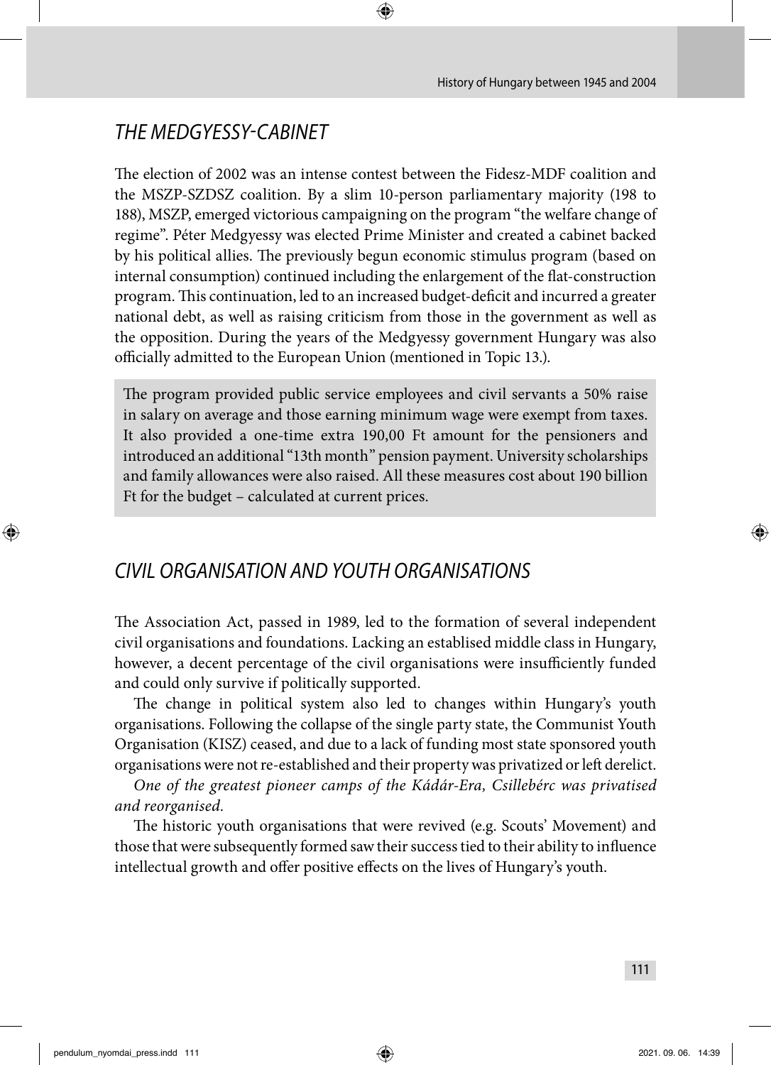## THE MEDGYESSY-CABINET

The election of 2002 was an intense contest between the Fidesz-MDF coalition and the MSZP-SZDSZ coalition. By a slim 10-person parliamentary majority (198 to 188), MSZP, emerged victorious campaigning on the program "the welfare change of regime". Péter Medgyessy was elected Prime Minister and created a cabinet backed by his political allies. The previously begun economic stimulus program (based on internal consumption) continued including the enlargement of the flat-construction program. This continuation, led to an increased budget-deficit and incurred a greater national debt, as well as raising criticism from those in the government as well as the opposition. During the years of the Medgyessy government Hungary was also officially admitted to the European Union (mentioned in Topic 13.).

> The program provided public service employees and civil servants a 50% raise in salary on average and those earning minimum wage were exempt from taxes. It also provided a one-time extra 190,00 Ft amount for the pensioners and introduced an additional "13th month" pension payment. University scholarships and family allowances were also raised. All these measures cost about 190 billion Ft for the budget – calculated at current prices.

## CIVIL ORGANISATION AND YOUTH ORGANISATIONS

The Association Act, passed in 1989, led to the formation of several independent civil organisations and foundations. Lacking an establised middle class in Hungary, however, a decent percentage of the civil organisations were insufficiently funded and could only survive if politically supported.

The change in political system also led to changes within Hungary's youth organisations. Following the collapse of the single party state, the Communist Youth Organisation (KISZ) ceased, and due to a lack of funding most state sponsored youth organisations were not re-established and their property was privatized or left derelict.

*One of the greatest pioneer camps of the Kádár-Era, Csillebérc was privatised and reorganised.*

The historic youth organisations that were revived (e.g. Scouts' Movement) and those that were subsequently formed saw their success tied to their ability to influence intellectual growth and offer positive effects on the lives of Hungary's youth.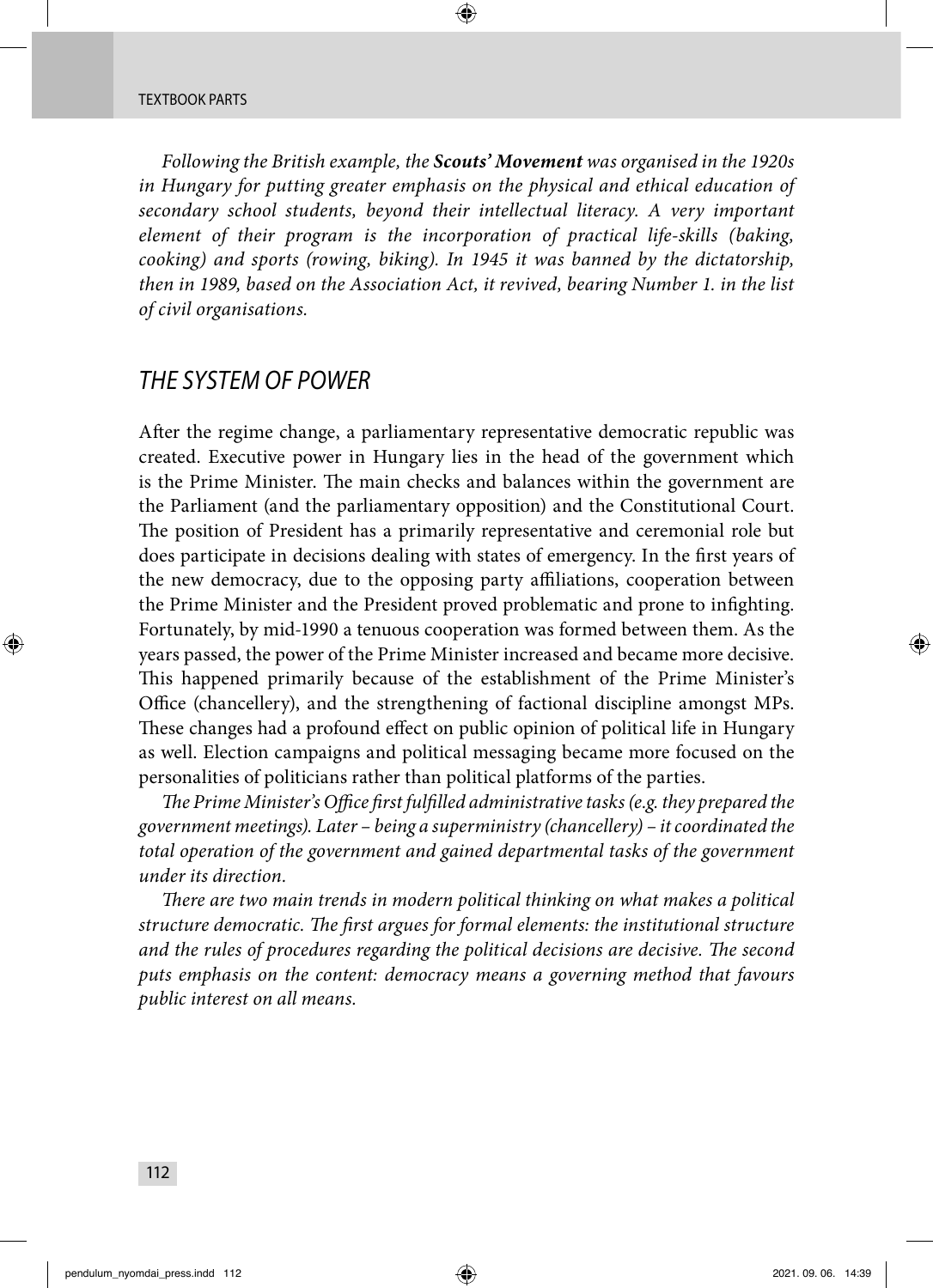*Following the British example, the **Scouts' Movement** was organised in the 1920s in Hungary for putting greater emphasis on the physical and ethical education of secondary school students, beyond their intellectual literacy. A very important element of their program is the incorporation of practical life-skills (baking, cooking) and sports (rowing, biking). In 1945 it was banned by the dictatorship, then in 1989, based on the Association Act, it revived, bearing Number 1. in the list of civil organisations.*

## *THE SYSTEM OF POWER*

After the regime change, a parliamentary representative democratic republic was created. Executive power in Hungary lies in the head of the government which is the Prime Minister. The main checks and balances within the government are the Parliament (and the parliamentary opposition) and the Constitutional Court. The position of President has a primarily representative and ceremonial role but does participate in decisions dealing with states of emergency. In the first years of the new democracy, due to the opposing party affiliations, cooperation between the Prime Minister and the President proved problematic and prone to infighting. Fortunately, by mid-1990 a tenuous cooperation was formed between them. As the years passed, the power of the Prime Minister increased and became more decisive. This happened primarily because of the establishment of the Prime Minister's Office (chancellery), and the strengthening of factional discipline amongst MPs. These changes had a profound effect on public opinion of political life in Hungary as well. Election campaigns and political messaging became more focused on the personalities of politicians rather than political platforms of the parties.

*The Prime Minister's Office first fulfilled administrative tasks (e.g. they prepared the government meetings). Later – being a superministry (chancellery) – it coordinated the total operation of the government and gained departmental tasks of the government under its direction.*

*There are two main trends in modern political thinking on what makes a political structure democratic. The first argues for formal elements: the institutional structure and the rules of procedures regarding the political decisions are decisive. The second puts emphasis on the content: democracy means a governing method that favours public interest on all means.*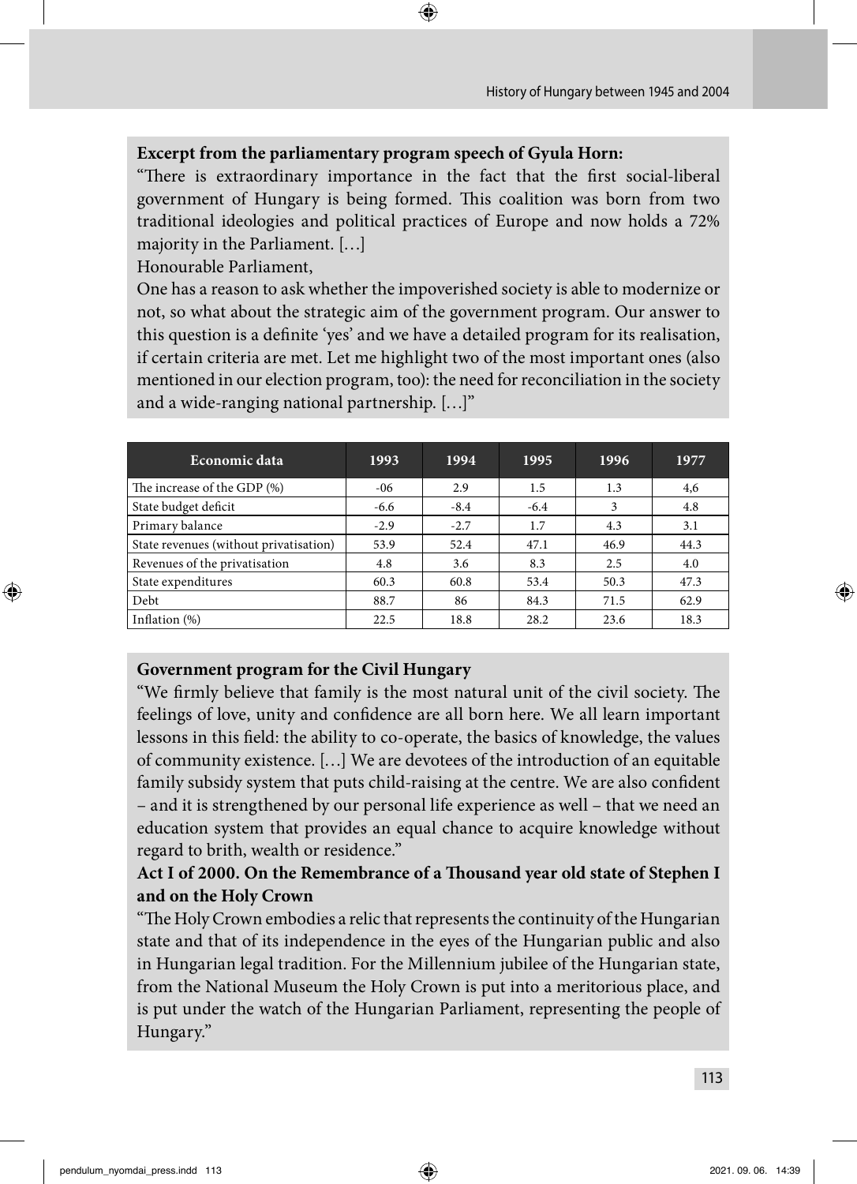**Excerpt from the parliamentary program speech of Gyula Horn:**

"There is extraordinary importance in the fact that the first social-liberal government of Hungary is being formed. This coalition was born from two traditional ideologies and political practices of Europe and now holds a 72% majority in the Parliament. […]

Honourable Parliament,

One has a reason to ask whether the impoverished society is able to modernize or not, so what about the strategic aim of the government program. Our answer to this question is a definite 'yes' and we have a detailed program for its realisation, if certain criteria are met. Let me highlight two of the most important ones (also mentioned in our election program, too): the need for reconciliation in the society and a wide-ranging national partnership. […]"

| Economic data | 1993 | 1994 | 1995 | 1996 | 1977 |
|---|---|---|---|---|---|
| The increase of the GDP (%) | -06 | 2.9 | 1.5 | 1.3 | 4,6 |
| State budget deficit | -6.6 | -8.4 | -6.4 | 3 | 4.8 |
| Primary balance | -2.9 | -2.7 | 1.7 | 4.3 | 3.1 |
| State revenues (without privatisation) | 53.9 | 52.4 | 47.1 | 46.9 | 44.3 |
| Revenues of the privatisation | 4.8 | 3.6 | 8.3 | 2.5 | 4.0 |
| State expenditures | 60.3 | 60.8 | 53.4 | 50.3 | 47.3 |
| Debt | 88.7 | 86 | 84.3 | 71.5 | 62.9 |
| Inflation (%) | 22.5 | 18.8 | 28.2 | 23.6 | 18.3 |

**Government program for the Civil Hungary**

"We firmly believe that family is the most natural unit of the civil society. The feelings of love, unity and confidence are all born here. We all learn important lessons in this field: the ability to co-operate, the basics of knowledge, the values of community existence. […] We are devotees of the introduction of an equitable family subsidy system that puts child-raising at the centre. We are also confident – and it is strengthened by our personal life experience as well – that we need an education system that provides an equal chance to acquire knowledge without regard to brith, wealth or residence."

**Act I of 2000. On the Remembrance of a Thousand year old state of Stephen I and on the Holy Crown**

"The Holy Crown embodies a relic that represents the continuity of the Hungarian state and that of its independence in the eyes of the Hungarian public and also in Hungarian legal tradition. For the Millennium jubilee of the Hungarian state, from the National Museum the Holy Crown is put into a meritorious place, and is put under the watch of the Hungarian Parliament, representing the people of Hungary."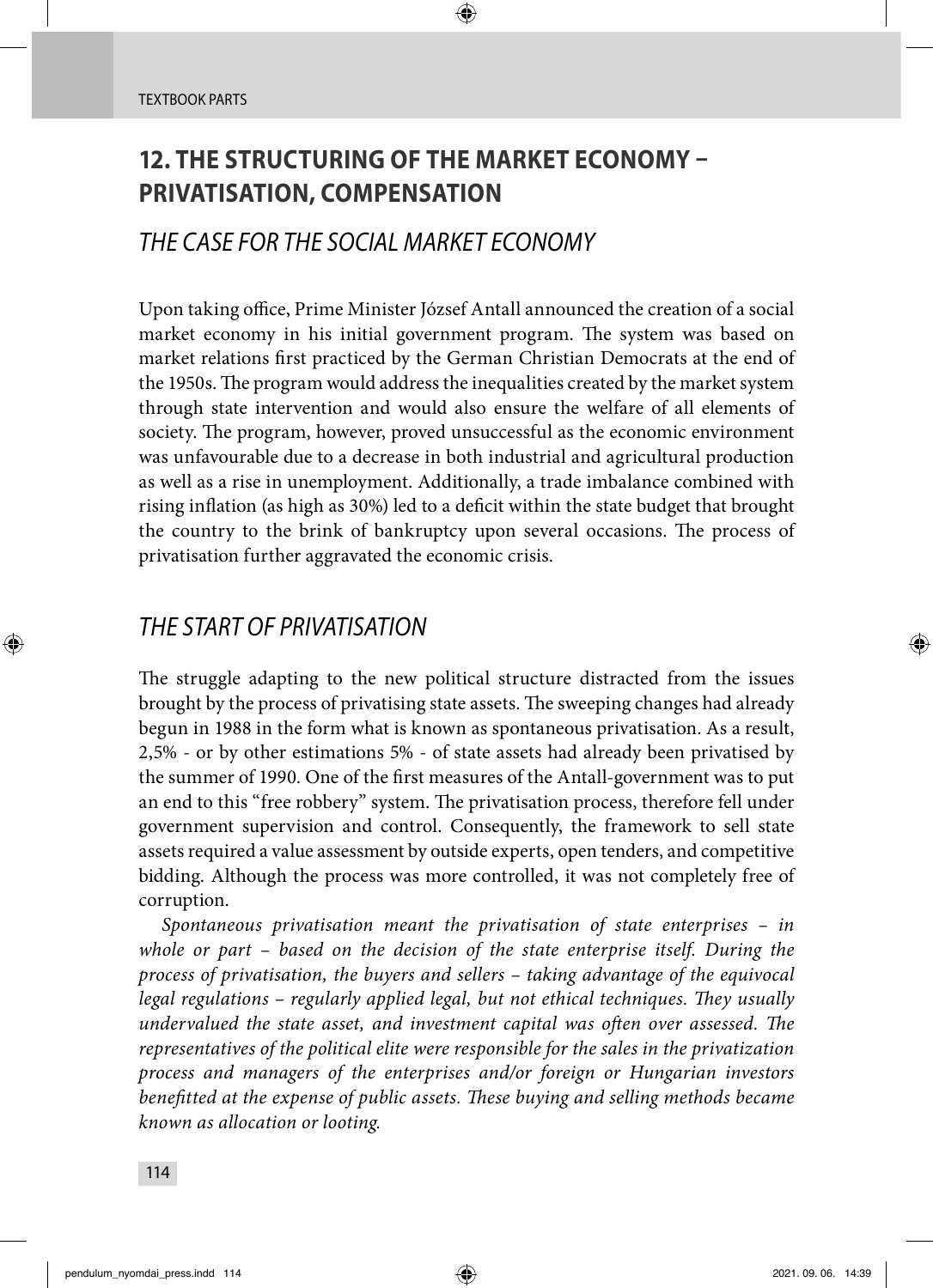## 12. THE STRUCTURING OF THE MARKET ECONOMY – PRIVATISATION, COMPENSATION

### *THE CASE FOR THE SOCIAL MARKET ECONOMY*

Upon taking office, Prime Minister József Antall announced the creation of a social market economy in his initial government program. The system was based on market relations first practiced by the German Christian Democrats at the end of the 1950s. The program would address the inequalities created by the market system through state intervention and would also ensure the welfare of all elements of society. The program, however, proved unsuccessful as the economic environment was unfavourable due to a decrease in both industrial and agricultural production as well as a rise in unemployment. Additionally, a trade imbalance combined with rising inflation (as high as 30%) led to a deficit within the state budget that brought the country to the brink of bankruptcy upon several occasions. The process of privatisation further aggravated the economic crisis.

### *THE START OF PRIVATISATION*

The struggle adapting to the new political structure distracted from the issues brought by the process of privatising state assets. The sweeping changes had already begun in 1988 in the form what is known as spontaneous privatisation. As a result, 2,5% - or by other estimations 5% - of state assets had already been privatised by the summer of 1990. One of the first measures of the Antall-government was to put an end to this "free robbery" system. The privatisation process, therefore fell under government supervision and control. Consequently, the framework to sell state assets required a value assessment by outside experts, open tenders, and competitive bidding. Although the process was more controlled, it was not completely free of corruption.

*Spontaneous privatisation meant the privatisation of state enterprises – in whole or part – based on the decision of the state enterprise itself. During the process of privatisation, the buyers and sellers – taking advantage of the equivocal legal regulations – regularly applied legal, but not ethical techniques. They usually undervalued the state asset, and investment capital was often over assessed. The representatives of the political elite were responsible for the sales in the privatization process and managers of the enterprises and/or foreign or Hungarian investors benefitted at the expense of public assets. These buying and selling methods became known as allocation or looting.*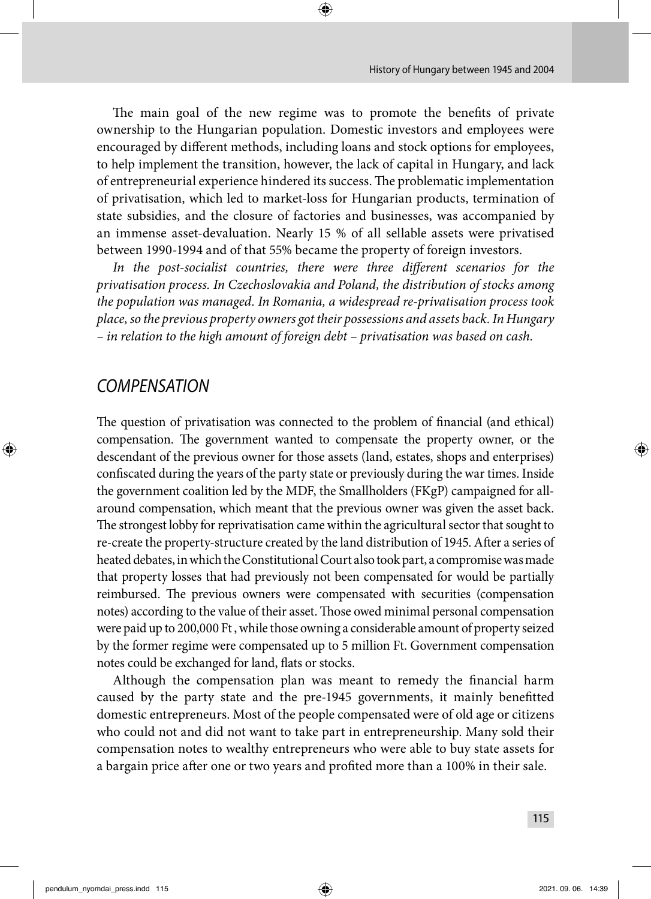The main goal of the new regime was to promote the benefits of private ownership to the Hungarian population. Domestic investors and employees were encouraged by different methods, including loans and stock options for employees, to help implement the transition, however, the lack of capital in Hungary, and lack of entrepreneurial experience hindered its success. The problematic implementation of privatisation, which led to market-loss for Hungarian products, termination of state subsidies, and the closure of factories and businesses, was accompanied by an immense asset-devaluation. Nearly 15 % of all sellable assets were privatised between 1990-1994 and of that 55% became the property of foreign investors.

*In the post-socialist countries, there were three different scenarios for the privatisation process. In Czechoslovakia and Poland, the distribution of stocks among the population was managed. In Romania, a widespread re-privatisation process took place, so the previous property owners got their possessions and assets back. In Hungary – in relation to the high amount of foreign debt – privatisation was based on cash.*

## COMPENSATION

The question of privatisation was connected to the problem of financial (and ethical) compensation. The government wanted to compensate the property owner, or the descendant of the previous owner for those assets (land, estates, shops and enterprises) confiscated during the years of the party state or previously during the war times. Inside the government coalition led by the MDF, the Smallholders (FKgP) campaigned for all-around compensation, which meant that the previous owner was given the asset back. The strongest lobby for reprivatisation came within the agricultural sector that sought to re-create the property-structure created by the land distribution of 1945. After a series of heated debates, in which the Constitutional Court also took part, a compromise was made that property losses that had previously not been compensated for would be partially reimbursed. The previous owners were compensated with securities (compensation notes) according to the value of their asset. Those owed minimal personal compensation were paid up to 200,000 Ft , while those owning a considerable amount of property seized by the former regime were compensated up to 5 million Ft. Government compensation notes could be exchanged for land, flats or stocks.

Although the compensation plan was meant to remedy the financial harm caused by the party state and the pre-1945 governments, it mainly benefitted domestic entrepreneurs. Most of the people compensated were of old age or citizens who could not and did not want to take part in entrepreneurship. Many sold their compensation notes to wealthy entrepreneurs who were able to buy state assets for a bargain price after one or two years and profited more than a 100% in their sale.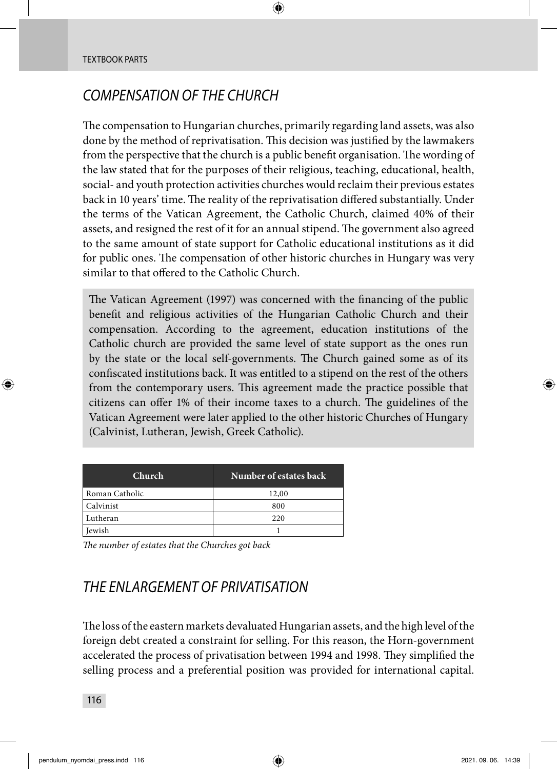## COMPENSATION OF THE CHURCH

The compensation to Hungarian churches, primarily regarding land assets, was also done by the method of reprivatisation. This decision was justified by the lawmakers from the perspective that the church is a public benefit organisation. The wording of the law stated that for the purposes of their religious, teaching, educational, health, social- and youth protection activities churches would reclaim their previous estates back in 10 years' time. The reality of the reprivatisation differed substantially. Under the terms of the Vatican Agreement, the Catholic Church, claimed 40% of their assets, and resigned the rest of it for an annual stipend. The government also agreed to the same amount of state support for Catholic educational institutions as it did for public ones. The compensation of other historic churches in Hungary was very similar to that offered to the Catholic Church.

> The Vatican Agreement (1997) was concerned with the financing of the public benefit and religious activities of the Hungarian Catholic Church and their compensation. According to the agreement, education institutions of the Catholic church are provided the same level of state support as the ones run by the state or the local self-governments. The Church gained some as of its confiscated institutions back. It was entitled to a stipend on the rest of the others from the contemporary users. This agreement made the practice possible that citizens can offer 1% of their income taxes to a church. The guidelines of the Vatican Agreement were later applied to the other historic Churches of Hungary (Calvinist, Lutheran, Jewish, Greek Catholic).

| Church | Number of estates back |
|---|---|
| Roman Catholic | 12,00 |
| Calvinist | 800 |
| Lutheran | 220 |
| Jewish | 1 |

*The number of estates that the Churches got back*

## THE ENLARGEMENT OF PRIVATISATION

The loss of the eastern markets devaluated Hungarian assets, and the high level of the foreign debt created a constraint for selling. For this reason, the Horn-government accelerated the process of privatisation between 1994 and 1998. They simplified the selling process and a preferential position was provided for international capital.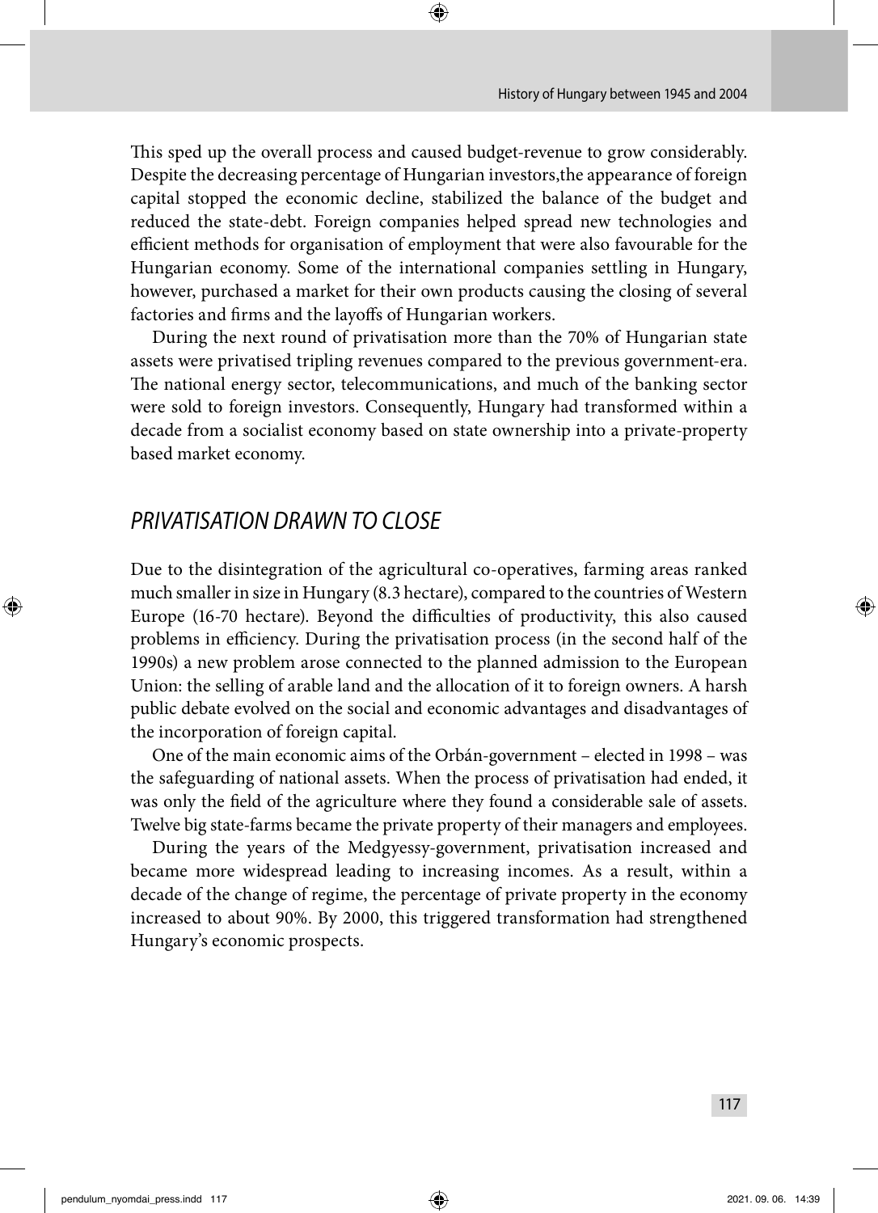This sped up the overall process and caused budget-revenue to grow considerably. Despite the decreasing percentage of Hungarian investors,the appearance of foreign capital stopped the economic decline, stabilized the balance of the budget and reduced the state-debt. Foreign companies helped spread new technologies and efficient methods for organisation of employment that were also favourable for the Hungarian economy. Some of the international companies settling in Hungary, however, purchased a market for their own products causing the closing of several factories and firms and the layoffs of Hungarian workers.

During the next round of privatisation more than the 70% of Hungarian state assets were privatised tripling revenues compared to the previous government-era. The national energy sector, telecommunications, and much of the banking sector were sold to foreign investors. Consequently, Hungary had transformed within a decade from a socialist economy based on state ownership into a private-property based market economy.

## *PRIVATISATION DRAWN TO CLOSE*

Due to the disintegration of the agricultural co-operatives, farming areas ranked much smaller in size in Hungary (8.3 hectare), compared to the countries of Western Europe (16-70 hectare). Beyond the difficulties of productivity, this also caused problems in efficiency. During the privatisation process (in the second half of the 1990s) a new problem arose connected to the planned admission to the European Union: the selling of arable land and the allocation of it to foreign owners. A harsh public debate evolved on the social and economic advantages and disadvantages of the incorporation of foreign capital.

One of the main economic aims of the Orbán-government – elected in 1998 – was the safeguarding of national assets. When the process of privatisation had ended, it was only the field of the agriculture where they found a considerable sale of assets. Twelve big state-farms became the private property of their managers and employees.

During the years of the Medgyessy-government, privatisation increased and became more widespread leading to increasing incomes. As a result, within a decade of the change of regime, the percentage of private property in the economy increased to about 90%. By 2000, this triggered transformation had strengthened Hungary's economic prospects.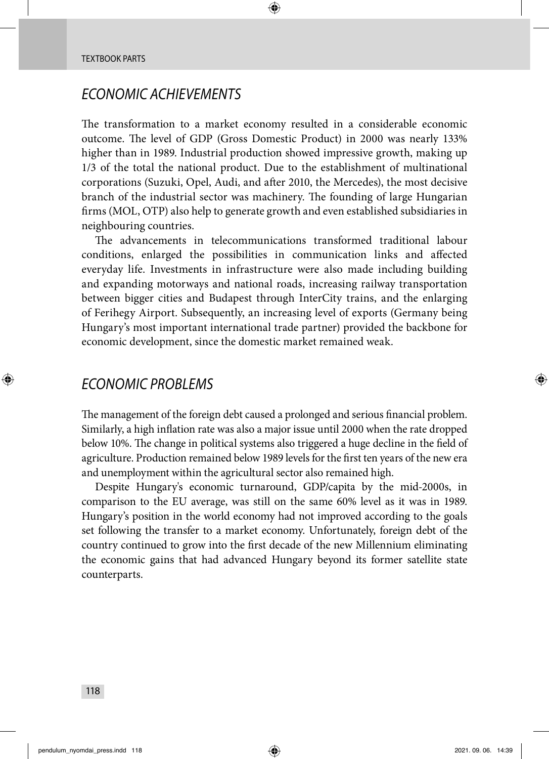## *ECONOMIC ACHIEVEMENTS*

The transformation to a market economy resulted in a considerable economic outcome. The level of GDP (Gross Domestic Product) in 2000 was nearly 133% higher than in 1989. Industrial production showed impressive growth, making up 1/3 of the total the national product. Due to the establishment of multinational corporations (Suzuki, Opel, Audi, and after 2010, the Mercedes), the most decisive branch of the industrial sector was machinery. The founding of large Hungarian firms (MOL, OTP) also help to generate growth and even established subsidiaries in neighbouring countries.

The advancements in telecommunications transformed traditional labour conditions, enlarged the possibilities in communication links and affected everyday life. Investments in infrastructure were also made including building and expanding motorways and national roads, increasing railway transportation between bigger cities and Budapest through InterCity trains, and the enlarging of Ferihegy Airport. Subsequently, an increasing level of exports (Germany being Hungary's most important international trade partner) provided the backbone for economic development, since the domestic market remained weak.

## *ECONOMIC PROBLEMS*

The management of the foreign debt caused a prolonged and serious financial problem. Similarly, a high inflation rate was also a major issue until 2000 when the rate dropped below 10%. The change in political systems also triggered a huge decline in the field of agriculture. Production remained below 1989 levels for the first ten years of the new era and unemployment within the agricultural sector also remained high.

Despite Hungary's economic turnaround, GDP/capita by the mid-2000s, in comparison to the EU average, was still on the same 60% level as it was in 1989. Hungary's position in the world economy had not improved according to the goals set following the transfer to a market economy. Unfortunately, foreign debt of the country continued to grow into the first decade of the new Millennium eliminating the economic gains that had advanced Hungary beyond its former satellite state counterparts.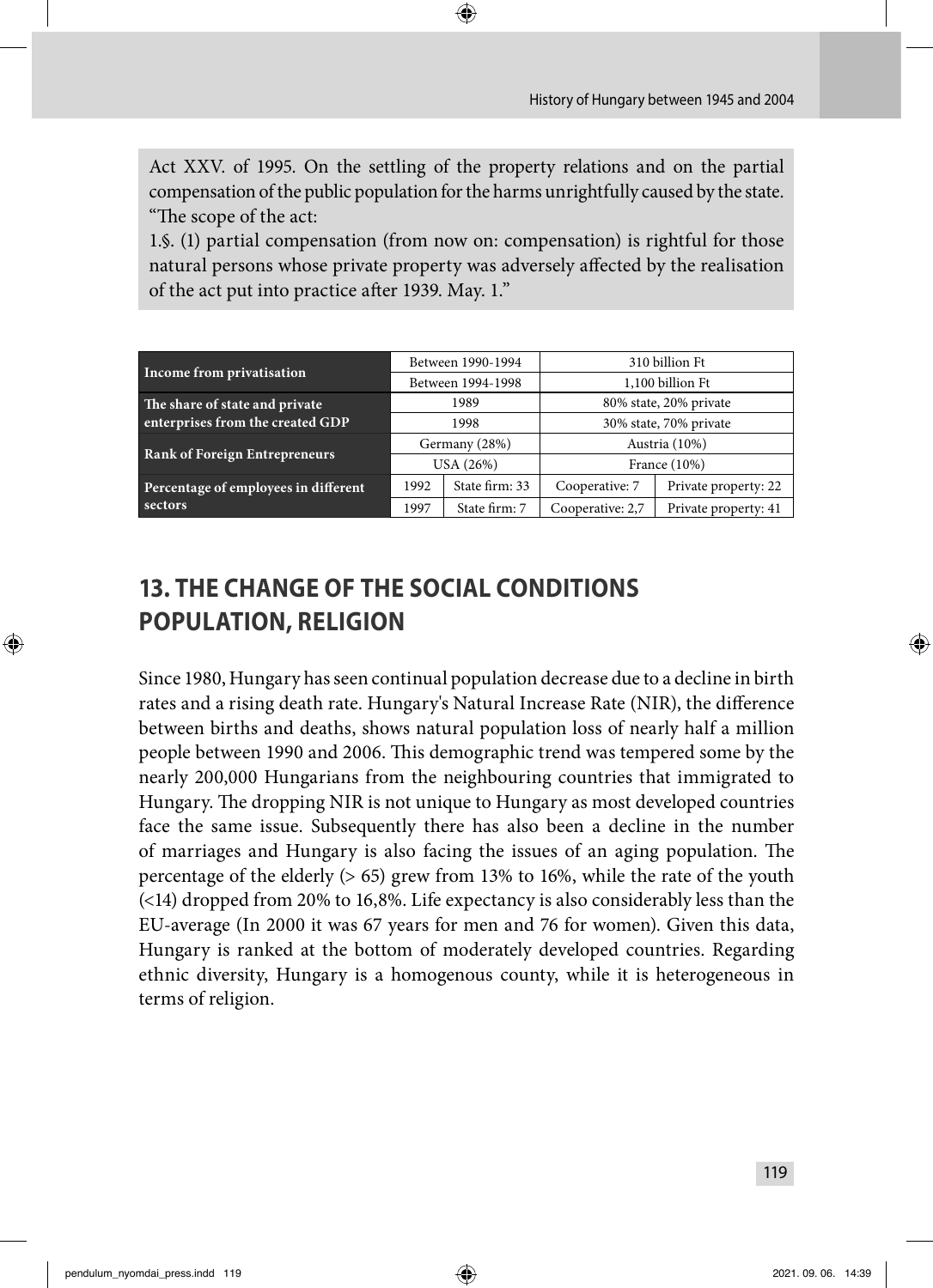Act XXV. of 1995. On the settling of the property relations and on the partial compensation of the public population for the harms unrightfully caused by the state. "The scope of the act:

1.§. (1) partial compensation (from now on: compensation) is rightful for those natural persons whose private property was adversely affected by the realisation of the act put into practice after 1939. May. 1."

| | | | | |
|---|---|---|---|---|
| **Income from privatisation** | Between 1990-1994 | | 310 billion Ft | |
| | Between 1994-1998 | | 1,100 billion Ft | |
| **The share of state and private enterprises from the created GDP** | 1989 | | 80% state, 20% private | |
| | 1998 | | 30% state, 70% private | |
| **Rank of Foreign Entrepreneurs** | Germany (28%) | | Austria (10%) | |
| | USA (26%) | | France (10%) | |
| **Percentage of employees in different sectors** | 1992 | State firm: 33 | Cooperative: 7 | Private property: 22 |
| | 1997 | State firm: 7 | Cooperative: 2,7 | Private property: 41 |

# 13. THE CHANGE OF THE SOCIAL CONDITIONS POPULATION, RELIGION

Since 1980, Hungary has seen continual population decrease due to a decline in birth rates and a rising death rate. Hungary's Natural Increase Rate (NIR), the difference between births and deaths, shows natural population loss of nearly half a million people between 1990 and 2006. This demographic trend was tempered some by the nearly 200,000 Hungarians from the neighbouring countries that immigrated to Hungary. The dropping NIR is not unique to Hungary as most developed countries face the same issue. Subsequently there has also been a decline in the number of marriages and Hungary is also facing the issues of an aging population. The percentage of the elderly (> 65) grew from 13% to 16%, while the rate of the youth (<14) dropped from 20% to 16,8%. Life expectancy is also considerably less than the EU-average (In 2000 it was 67 years for men and 76 for women). Given this data, Hungary is ranked at the bottom of moderately developed countries. Regarding ethnic diversity, Hungary is a homogenous county, while it is heterogeneous in terms of religion.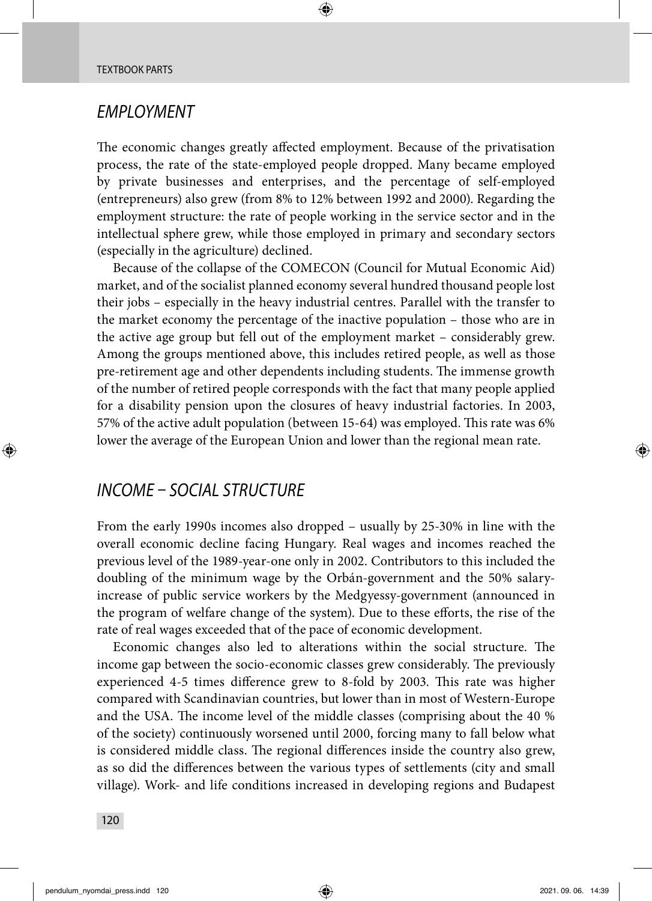## *EMPLOYMENT*

The economic changes greatly affected employment. Because of the privatisation process, the rate of the state-employed people dropped. Many became employed by private businesses and enterprises, and the percentage of self-employed (entrepreneurs) also grew (from 8% to 12% between 1992 and 2000). Regarding the employment structure: the rate of people working in the service sector and in the intellectual sphere grew, while those employed in primary and secondary sectors (especially in the agriculture) declined.

Because of the collapse of the COMECON (Council for Mutual Economic Aid) market, and of the socialist planned economy several hundred thousand people lost their jobs – especially in the heavy industrial centres. Parallel with the transfer to the market economy the percentage of the inactive population – those who are in the active age group but fell out of the employment market – considerably grew. Among the groups mentioned above, this includes retired people, as well as those pre-retirement age and other dependents including students. The immense growth of the number of retired people corresponds with the fact that many people applied for a disability pension upon the closures of heavy industrial factories. In 2003, 57% of the active adult population (between 15-64) was employed. This rate was 6% lower the average of the European Union and lower than the regional mean rate.

## *INCOME – SOCIAL STRUCTURE*

From the early 1990s incomes also dropped – usually by 25-30% in line with the overall economic decline facing Hungary. Real wages and incomes reached the previous level of the 1989-year-one only in 2002. Contributors to this included the doubling of the minimum wage by the Orbán-government and the 50% salary-increase of public service workers by the Medgyessy-government (announced in the program of welfare change of the system). Due to these efforts, the rise of the rate of real wages exceeded that of the pace of economic development.

Economic changes also led to alterations within the social structure. The income gap between the socio-economic classes grew considerably. The previously experienced 4-5 times difference grew to 8-fold by 2003. This rate was higher compared with Scandinavian countries, but lower than in most of Western-Europe and the USA. The income level of the middle classes (comprising about the 40 % of the society) continuously worsened until 2000, forcing many to fall below what is considered middle class. The regional differences inside the country also grew, as so did the differences between the various types of settlements (city and small village). Work- and life conditions increased in developing regions and Budapest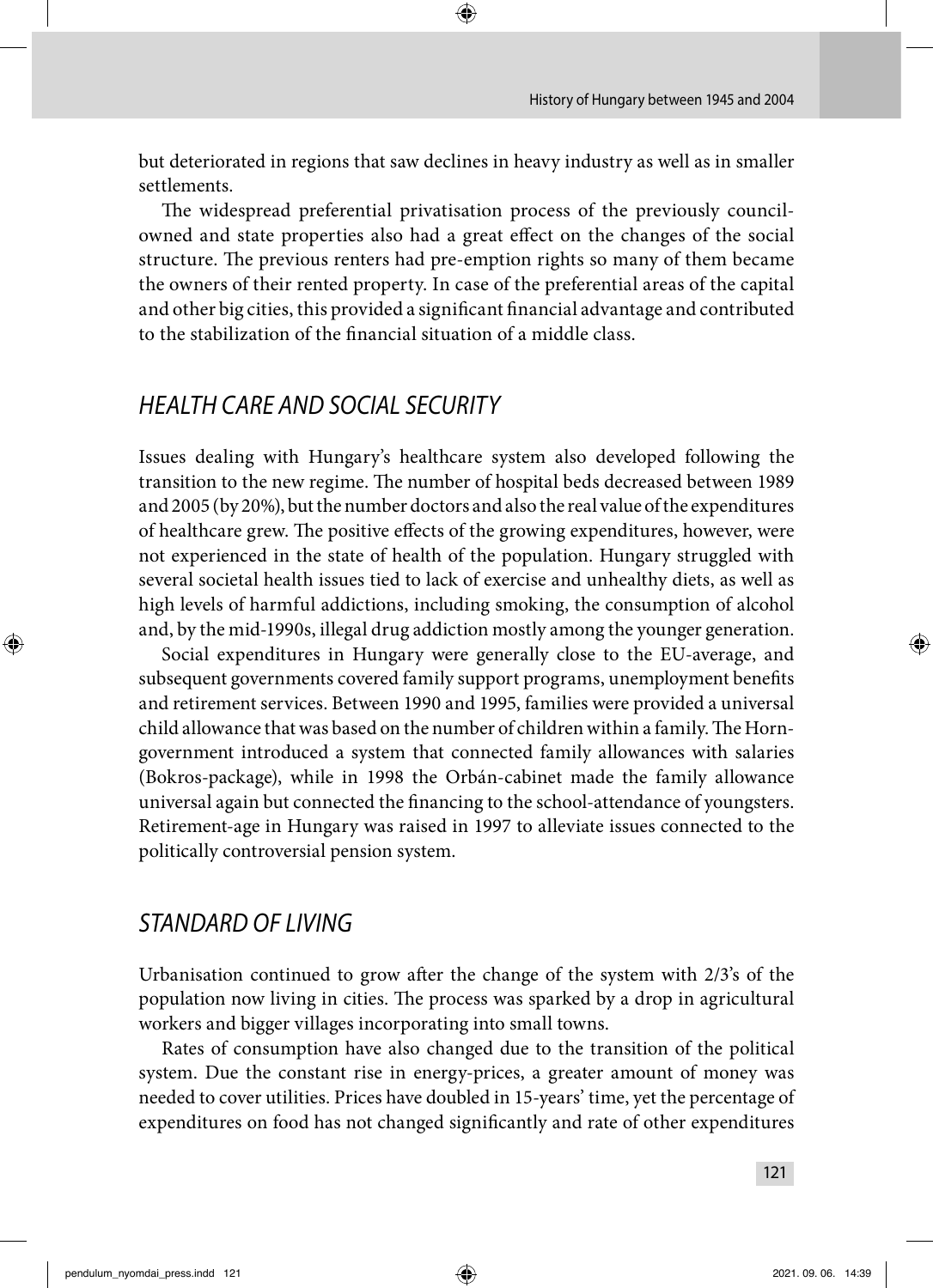but deteriorated in regions that saw declines in heavy industry as well as in smaller settlements.

The widespread preferential privatisation process of the previously council-owned and state properties also had a great effect on the changes of the social structure. The previous renters had pre-emption rights so many of them became the owners of their rented property. In case of the preferential areas of the capital and other big cities, this provided a significant financial advantage and contributed to the stabilization of the financial situation of a middle class.

## *HEALTH CARE AND SOCIAL SECURITY*

Issues dealing with Hungary's healthcare system also developed following the transition to the new regime. The number of hospital beds decreased between 1989 and 2005 (by 20%), but the number doctors and also the real value of the expenditures of healthcare grew. The positive effects of the growing expenditures, however, were not experienced in the state of health of the population. Hungary struggled with several societal health issues tied to lack of exercise and unhealthy diets, as well as high levels of harmful addictions, including smoking, the consumption of alcohol and, by the mid-1990s, illegal drug addiction mostly among the younger generation.

Social expenditures in Hungary were generally close to the EU-average, and subsequent governments covered family support programs, unemployment benefits and retirement services. Between 1990 and 1995, families were provided a universal child allowance that was based on the number of children within a family. The Horn-government introduced a system that connected family allowances with salaries (Bokros-package), while in 1998 the Orbán-cabinet made the family allowance universal again but connected the financing to the school-attendance of youngsters. Retirement-age in Hungary was raised in 1997 to alleviate issues connected to the politically controversial pension system.

## *STANDARD OF LIVING*

Urbanisation continued to grow after the change of the system with 2/3's of the population now living in cities. The process was sparked by a drop in agricultural workers and bigger villages incorporating into small towns.

Rates of consumption have also changed due to the transition of the political system. Due the constant rise in energy-prices, a greater amount of money was needed to cover utilities. Prices have doubled in 15-years' time, yet the percentage of expenditures on food has not changed significantly and rate of other expenditures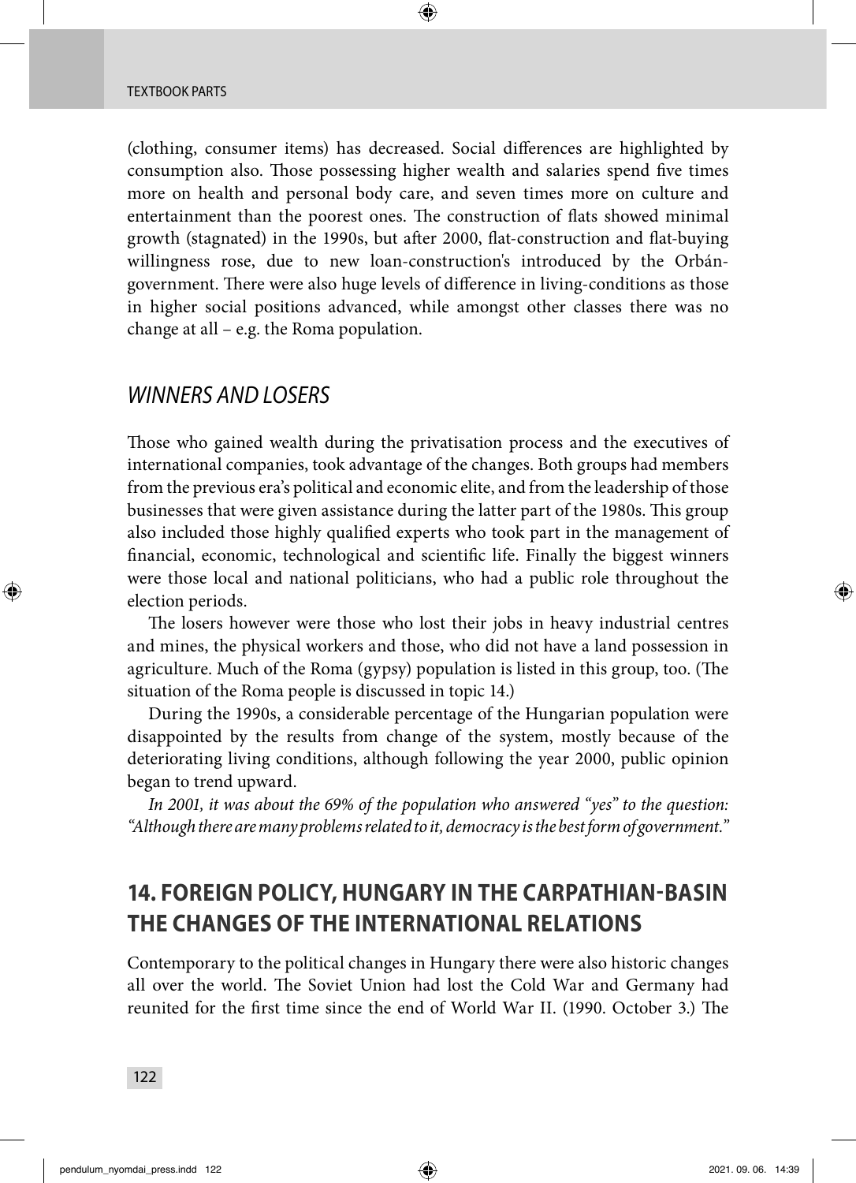(clothing, consumer items) has decreased. Social differences are highlighted by consumption also. Those possessing higher wealth and salaries spend five times more on health and personal body care, and seven times more on culture and entertainment than the poorest ones. The construction of flats showed minimal growth (stagnated) in the 1990s, but after 2000, flat-construction and flat-buying willingness rose, due to new loan-construction's introduced by the Orbán-government. There were also huge levels of difference in living-conditions as those in higher social positions advanced, while amongst other classes there was no change at all – e.g. the Roma population.

## *WINNERS AND LOSERS*

Those who gained wealth during the privatisation process and the executives of international companies, took advantage of the changes. Both groups had members from the previous era's political and economic elite, and from the leadership of those businesses that were given assistance during the latter part of the 1980s. This group also included those highly qualified experts who took part in the management of financial, economic, technological and scientific life. Finally the biggest winners were those local and national politicians, who had a public role throughout the election periods.

The losers however were those who lost their jobs in heavy industrial centres and mines, the physical workers and those, who did not have a land possession in agriculture. Much of the Roma (gypsy) population is listed in this group, too. (The situation of the Roma people is discussed in topic 14.)

During the 1990s, a considerable percentage of the Hungarian population were disappointed by the results from change of the system, mostly because of the deteriorating living conditions, although following the year 2000, public opinion began to trend upward.

*In 2001, it was about the 69% of the population who answered "yes" to the question: "Although there are many problems related to it, democracy is the best form of government."*

## **14. FOREIGN POLICY, HUNGARY IN THE CARPATHIAN-BASIN THE CHANGES OF THE INTERNATIONAL RELATIONS**

Contemporary to the political changes in Hungary there were also historic changes all over the world. The Soviet Union had lost the Cold War and Germany had reunited for the first time since the end of World War II. (1990. October 3.) The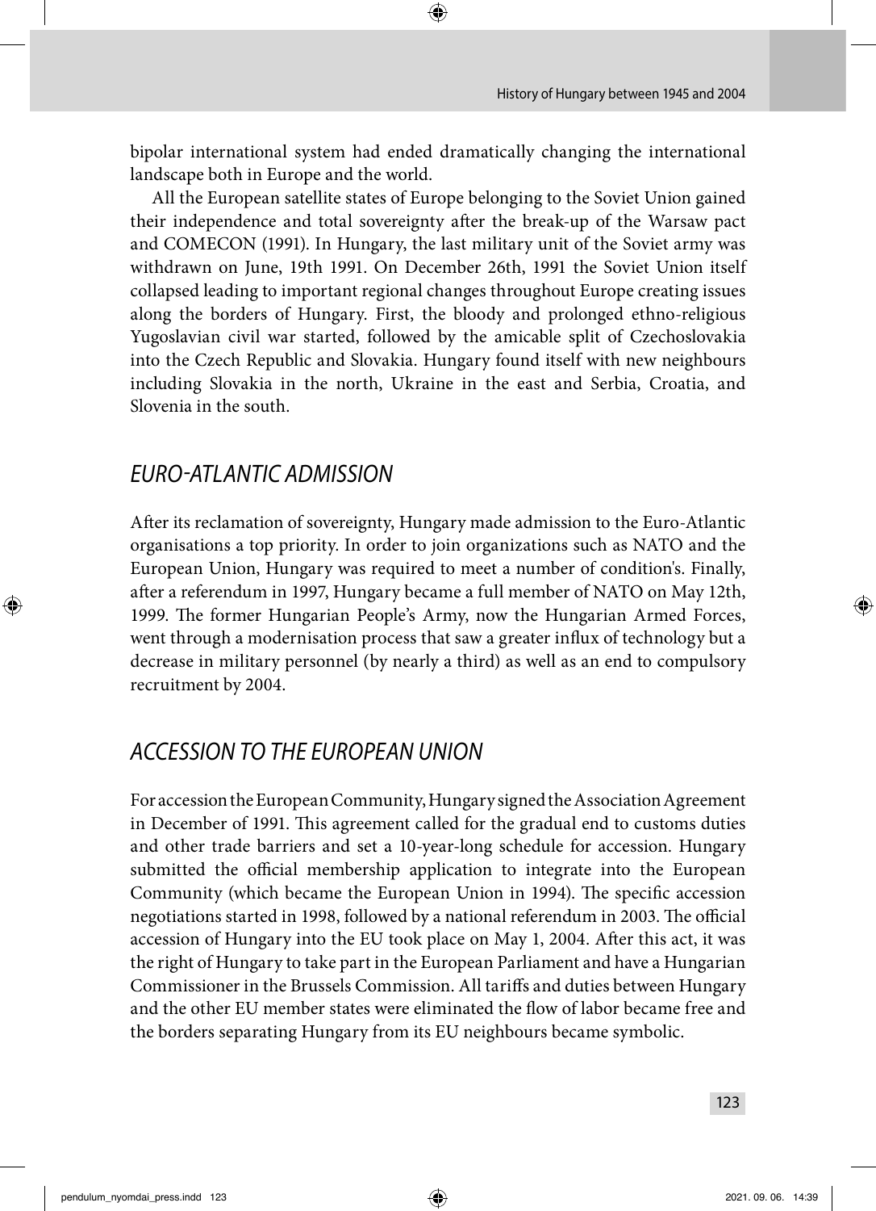bipolar international system had ended dramatically changing the international landscape both in Europe and the world.

All the European satellite states of Europe belonging to the Soviet Union gained their independence and total sovereignty after the break-up of the Warsaw pact and COMECON (1991). In Hungary, the last military unit of the Soviet army was withdrawn on June, 19th 1991. On December 26th, 1991 the Soviet Union itself collapsed leading to important regional changes throughout Europe creating issues along the borders of Hungary. First, the bloody and prolonged ethno-religious Yugoslavian civil war started, followed by the amicable split of Czechoslovakia into the Czech Republic and Slovakia. Hungary found itself with new neighbours including Slovakia in the north, Ukraine in the east and Serbia, Croatia, and Slovenia in the south.

## *EURO-ATLANTIC ADMISSION*

After its reclamation of sovereignty, Hungary made admission to the Euro-Atlantic organisations a top priority. In order to join organizations such as NATO and the European Union, Hungary was required to meet a number of condition's. Finally, after a referendum in 1997, Hungary became a full member of NATO on May 12th, 1999. The former Hungarian People's Army, now the Hungarian Armed Forces, went through a modernisation process that saw a greater influx of technology but a decrease in military personnel (by nearly a third) as well as an end to compulsory recruitment by 2004.

## *ACCESSION TO THE EUROPEAN UNION*

For accession the European Community, Hungary signed the Association Agreement in December of 1991. This agreement called for the gradual end to customs duties and other trade barriers and set a 10-year-long schedule for accession. Hungary submitted the official membership application to integrate into the European Community (which became the European Union in 1994). The specific accession negotiations started in 1998, followed by a national referendum in 2003. The official accession of Hungary into the EU took place on May 1, 2004. After this act, it was the right of Hungary to take part in the European Parliament and have a Hungarian Commissioner in the Brussels Commission. All tariffs and duties between Hungary and the other EU member states were eliminated the flow of labor became free and the borders separating Hungary from its EU neighbours became symbolic.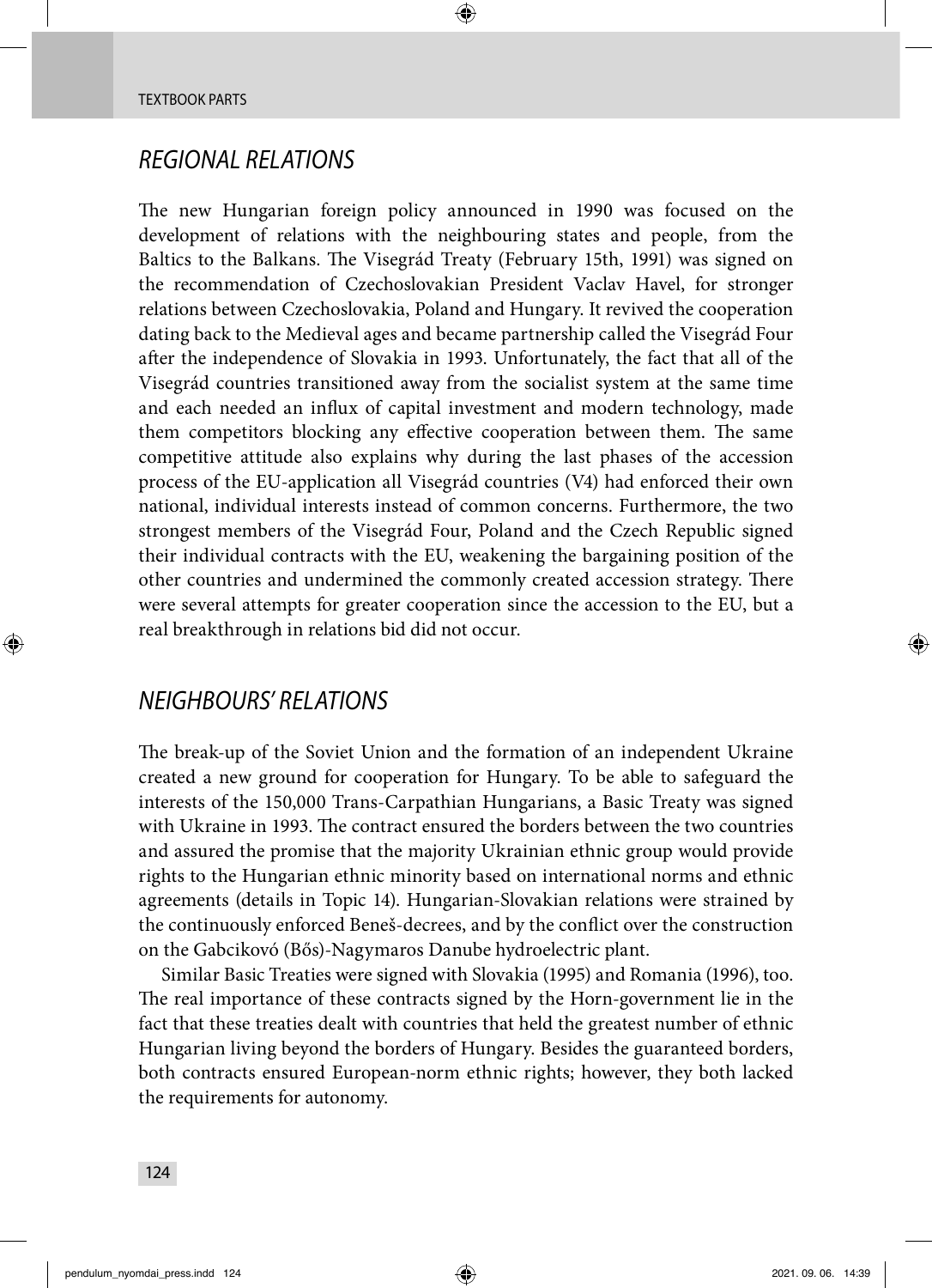## *REGIONAL RELATIONS*

The new Hungarian foreign policy announced in 1990 was focused on the development of relations with the neighbouring states and people, from the Baltics to the Balkans. The Visegrád Treaty (February 15th, 1991) was signed on the recommendation of Czechoslovakian President Vaclav Havel, for stronger relations between Czechoslovakia, Poland and Hungary. It revived the cooperation dating back to the Medieval ages and became partnership called the Visegrád Four after the independence of Slovakia in 1993. Unfortunately, the fact that all of the Visegrád countries transitioned away from the socialist system at the same time and each needed an influx of capital investment and modern technology, made them competitors blocking any effective cooperation between them. The same competitive attitude also explains why during the last phases of the accession process of the EU-application all Visegrád countries (V4) had enforced their own national, individual interests instead of common concerns. Furthermore, the two strongest members of the Visegrád Four, Poland and the Czech Republic signed their individual contracts with the EU, weakening the bargaining position of the other countries and undermined the commonly created accession strategy. There were several attempts for greater cooperation since the accession to the EU, but a real breakthrough in relations bid did not occur.

## *NEIGHBOURS' RELATIONS*

The break-up of the Soviet Union and the formation of an independent Ukraine created a new ground for cooperation for Hungary. To be able to safeguard the interests of the 150,000 Trans-Carpathian Hungarians, a Basic Treaty was signed with Ukraine in 1993. The contract ensured the borders between the two countries and assured the promise that the majority Ukrainian ethnic group would provide rights to the Hungarian ethnic minority based on international norms and ethnic agreements (details in Topic 14). Hungarian-Slovakian relations were strained by the continuously enforced Beneš-decrees, and by the conflict over the construction on the Gabcikovó (Bős)-Nagymaros Danube hydroelectric plant.

Similar Basic Treaties were signed with Slovakia (1995) and Romania (1996), too. The real importance of these contracts signed by the Horn-government lie in the fact that these treaties dealt with countries that held the greatest number of ethnic Hungarian living beyond the borders of Hungary. Besides the guaranteed borders, both contracts ensured European-norm ethnic rights; however, they both lacked the requirements for autonomy.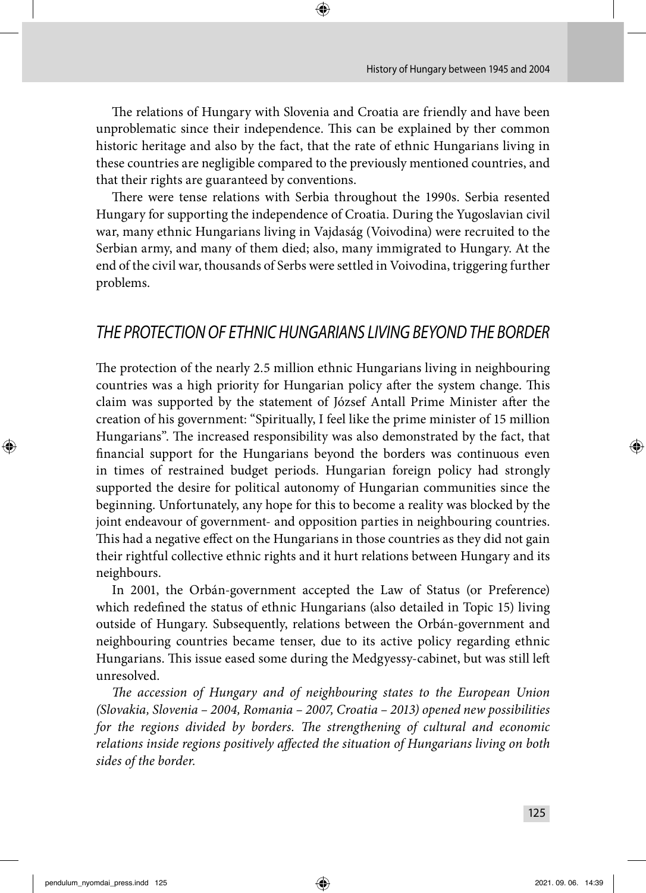The relations of Hungary with Slovenia and Croatia are friendly and have been unproblematic since their independence. This can be explained by ther common historic heritage and also by the fact, that the rate of ethnic Hungarians living in these countries are negligible compared to the previously mentioned countries, and that their rights are guaranteed by conventions.

There were tense relations with Serbia throughout the 1990s. Serbia resented Hungary for supporting the independence of Croatia. During the Yugoslavian civil war, many ethnic Hungarians living in Vajdaság (Voivodina) were recruited to the Serbian army, and many of them died; also, many immigrated to Hungary. At the end of the civil war, thousands of Serbs were settled in Voivodina, triggering further problems.

## *THE PROTECTION OF ETHNIC HUNGARIANS LIVING BEYOND THE BORDER*

The protection of the nearly 2.5 million ethnic Hungarians living in neighbouring countries was a high priority for Hungarian policy after the system change. This claim was supported by the statement of József Antall Prime Minister after the creation of his government: "Spiritually, I feel like the prime minister of 15 million Hungarians". The increased responsibility was also demonstrated by the fact, that financial support for the Hungarians beyond the borders was continuous even in times of restrained budget periods. Hungarian foreign policy had strongly supported the desire for political autonomy of Hungarian communities since the beginning. Unfortunately, any hope for this to become a reality was blocked by the joint endeavour of government- and opposition parties in neighbouring countries. This had a negative effect on the Hungarians in those countries as they did not gain their rightful collective ethnic rights and it hurt relations between Hungary and its neighbours.

In 2001, the Orbán-government accepted the Law of Status (or Preference) which redefined the status of ethnic Hungarians (also detailed in Topic 15) living outside of Hungary. Subsequently, relations between the Orbán-government and neighbouring countries became tenser, due to its active policy regarding ethnic Hungarians. This issue eased some during the Medgyessy-cabinet, but was still left unresolved.

*The accession of Hungary and of neighbouring states to the European Union (Slovakia, Slovenia – 2004, Romania – 2007, Croatia – 2013) opened new possibilities for the regions divided by borders. The strengthening of cultural and economic relations inside regions positively affected the situation of Hungarians living on both sides of the border.*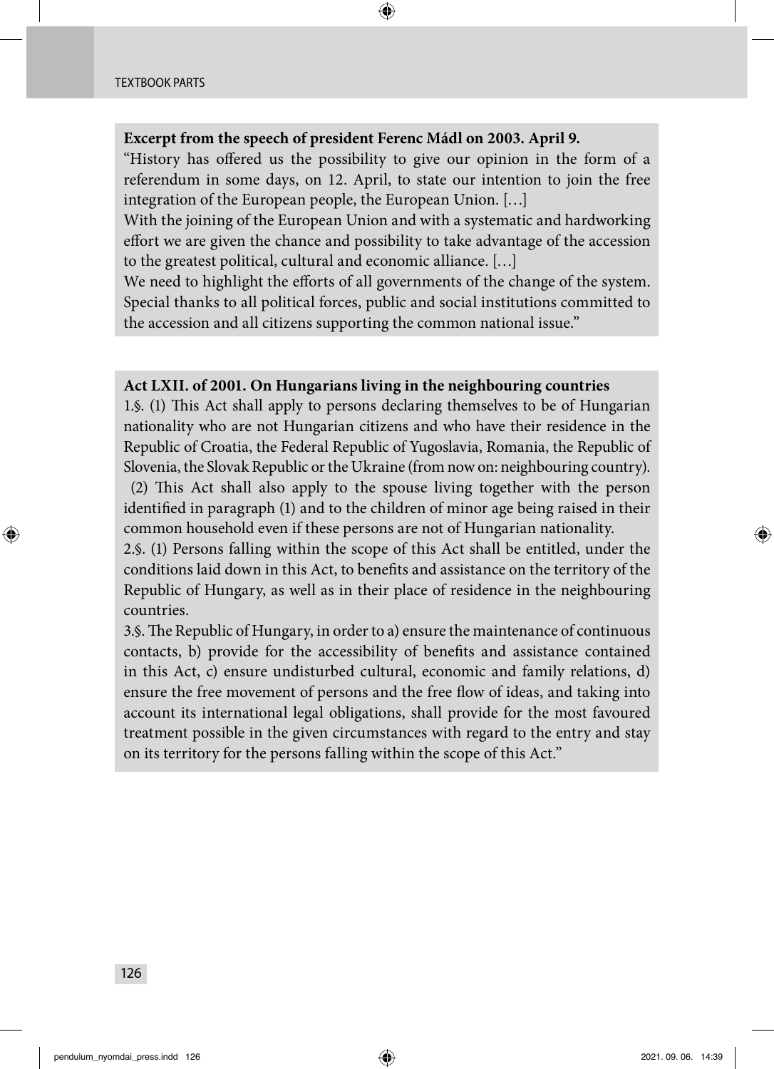**Excerpt from the speech of president Ferenc Mádl on 2003. April 9.**

"History has offered us the possibility to give our opinion in the form of a referendum in some days, on 12. April, to state our intention to join the free integration of the European people, the European Union. […]

With the joining of the European Union and with a systematic and hardworking effort we are given the chance and possibility to take advantage of the accession to the greatest political, cultural and economic alliance. […]

We need to highlight the efforts of all governments of the change of the system. Special thanks to all political forces, public and social institutions committed to the accession and all citizens supporting the common national issue."

**Act LXII. of 2001. On Hungarians living in the neighbouring countries**

1.§. (1) This Act shall apply to persons declaring themselves to be of Hungarian nationality who are not Hungarian citizens and who have their residence in the Republic of Croatia, the Federal Republic of Yugoslavia, Romania, the Republic of Slovenia, the Slovak Republic or the Ukraine (from now on: neighbouring country).

(2) This Act shall also apply to the spouse living together with the person identified in paragraph (1) and to the children of minor age being raised in their common household even if these persons are not of Hungarian nationality.

2.§. (1) Persons falling within the scope of this Act shall be entitled, under the conditions laid down in this Act, to benefits and assistance on the territory of the Republic of Hungary, as well as in their place of residence in the neighbouring countries.

3.§. The Republic of Hungary, in order to a) ensure the maintenance of continuous contacts, b) provide for the accessibility of benefits and assistance contained in this Act, c) ensure undisturbed cultural, economic and family relations, d) ensure the free movement of persons and the free flow of ideas, and taking into account its international legal obligations, shall provide for the most favoured treatment possible in the given circumstances with regard to the entry and stay on its territory for the persons falling within the scope of this Act."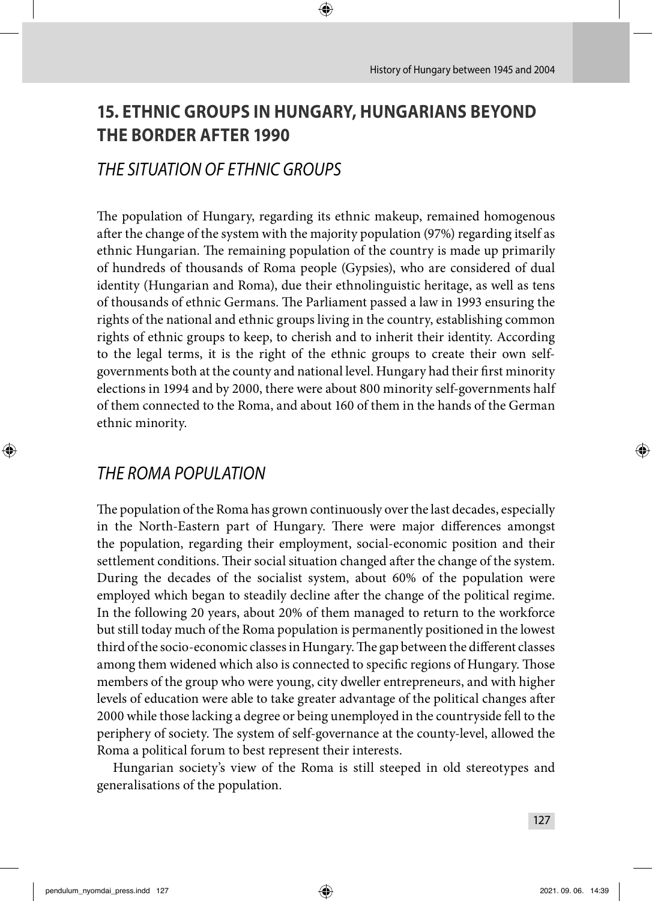# 15. ETHNIC GROUPS IN HUNGARY, HUNGARIANS BEYOND THE BORDER AFTER 1990

## *THE SITUATION OF ETHNIC GROUPS*

The population of Hungary, regarding its ethnic makeup, remained homogenous after the change of the system with the majority population (97%) regarding itself as ethnic Hungarian. The remaining population of the country is made up primarily of hundreds of thousands of Roma people (Gypsies), who are considered of dual identity (Hungarian and Roma), due their ethnolinguistic heritage, as well as tens of thousands of ethnic Germans. The Parliament passed a law in 1993 ensuring the rights of the national and ethnic groups living in the country, establishing common rights of ethnic groups to keep, to cherish and to inherit their identity. According to the legal terms, it is the right of the ethnic groups to create their own self-governments both at the county and national level. Hungary had their first minority elections in 1994 and by 2000, there were about 800 minority self-governments half of them connected to the Roma, and about 160 of them in the hands of the German ethnic minority.

## *THE ROMA POPULATION*

The population of the Roma has grown continuously over the last decades, especially in the North-Eastern part of Hungary. There were major differences amongst the population, regarding their employment, social-economic position and their settlement conditions. Their social situation changed after the change of the system. During the decades of the socialist system, about 60% of the population were employed which began to steadily decline after the change of the political regime. In the following 20 years, about 20% of them managed to return to the workforce but still today much of the Roma population is permanently positioned in the lowest third of the socio-economic classes in Hungary. The gap between the different classes among them widened which also is connected to specific regions of Hungary. Those members of the group who were young, city dweller entrepreneurs, and with higher levels of education were able to take greater advantage of the political changes after 2000 while those lacking a degree or being unemployed in the countryside fell to the periphery of society. The system of self-governance at the county-level, allowed the Roma a political forum to best represent their interests.

Hungarian society's view of the Roma is still steeped in old stereotypes and generalisations of the population.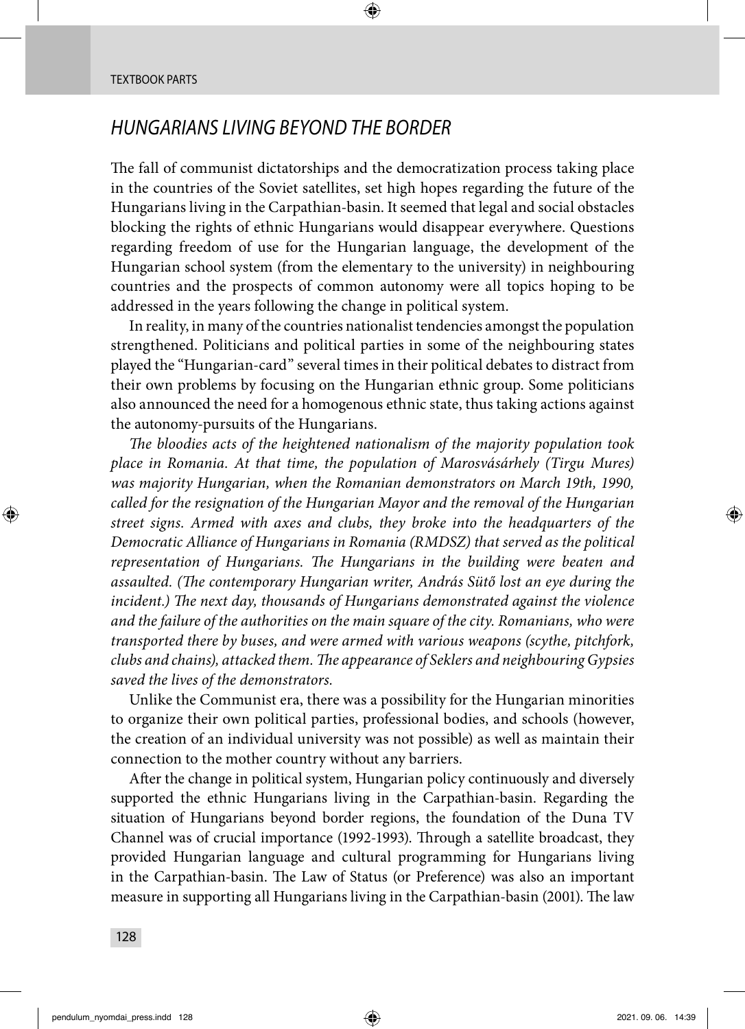## *HUNGARIANS LIVING BEYOND THE BORDER*

The fall of communist dictatorships and the democratization process taking place in the countries of the Soviet satellites, set high hopes regarding the future of the Hungarians living in the Carpathian-basin. It seemed that legal and social obstacles blocking the rights of ethnic Hungarians would disappear everywhere. Questions regarding freedom of use for the Hungarian language, the development of the Hungarian school system (from the elementary to the university) in neighbouring countries and the prospects of common autonomy were all topics hoping to be addressed in the years following the change in political system.

In reality, in many of the countries nationalist tendencies amongst the population strengthened. Politicians and political parties in some of the neighbouring states played the "Hungarian-card" several times in their political debates to distract from their own problems by focusing on the Hungarian ethnic group. Some politicians also announced the need for a homogenous ethnic state, thus taking actions against the autonomy-pursuits of the Hungarians.

*The bloodies acts of the heightened nationalism of the majority population took place in Romania. At that time, the population of Marosvásárhely (Tirgu Mures) was majority Hungarian, when the Romanian demonstrators on March 19th, 1990, called for the resignation of the Hungarian Mayor and the removal of the Hungarian street signs. Armed with axes and clubs, they broke into the headquarters of the Democratic Alliance of Hungarians in Romania (RMDSZ) that served as the political representation of Hungarians. The Hungarians in the building were beaten and assaulted. (The contemporary Hungarian writer, András Sütő lost an eye during the incident.) The next day, thousands of Hungarians demonstrated against the violence and the failure of the authorities on the main square of the city. Romanians, who were transported there by buses, and were armed with various weapons (scythe, pitchfork, clubs and chains), attacked them. The appearance of Seklers and neighbouring Gypsies saved the lives of the demonstrators.*

Unlike the Communist era, there was a possibility for the Hungarian minorities to organize their own political parties, professional bodies, and schools (however, the creation of an individual university was not possible) as well as maintain their connection to the mother country without any barriers.

After the change in political system, Hungarian policy continuously and diversely supported the ethnic Hungarians living in the Carpathian-basin. Regarding the situation of Hungarians beyond border regions, the foundation of the Duna TV Channel was of crucial importance (1992-1993). Through a satellite broadcast, they provided Hungarian language and cultural programming for Hungarians living in the Carpathian-basin. The Law of Status (or Preference) was also an important measure in supporting all Hungarians living in the Carpathian-basin (2001). The law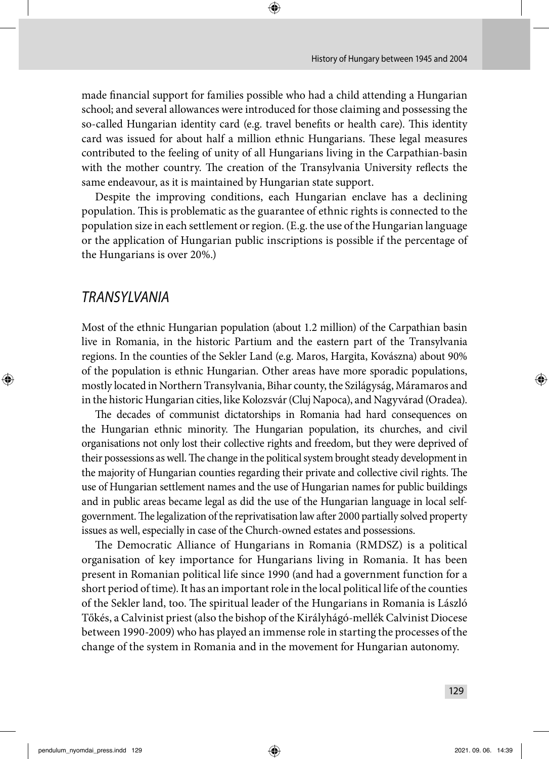made financial support for families possible who had a child attending a Hungarian school; and several allowances were introduced for those claiming and possessing the so-called Hungarian identity card (e.g. travel benefits or health care). This identity card was issued for about half a million ethnic Hungarians. These legal measures contributed to the feeling of unity of all Hungarians living in the Carpathian-basin with the mother country. The creation of the Transylvania University reflects the same endeavour, as it is maintained by Hungarian state support.

Despite the improving conditions, each Hungarian enclave has a declining population. This is problematic as the guarantee of ethnic rights is connected to the population size in each settlement or region. (E.g. the use of the Hungarian language or the application of Hungarian public inscriptions is possible if the percentage of the Hungarians is over 20%.)

## *TRANSYLVANIA*

Most of the ethnic Hungarian population (about 1.2 million) of the Carpathian basin live in Romania, in the historic Partium and the eastern part of the Transylvania regions. In the counties of the Sekler Land (e.g. Maros, Hargita, Kovászna) about 90% of the population is ethnic Hungarian. Other areas have more sporadic populations, mostly located in Northern Transylvania, Bihar county, the Szilágyság, Máramaros and in the historic Hungarian cities, like Kolozsvár (Cluj Napoca), and Nagyvárad (Oradea).

The decades of communist dictatorships in Romania had hard consequences on the Hungarian ethnic minority. The Hungarian population, its churches, and civil organisations not only lost their collective rights and freedom, but they were deprived of their possessions as well. The change in the political system brought steady development in the majority of Hungarian counties regarding their private and collective civil rights. The use of Hungarian settlement names and the use of Hungarian names for public buildings and in public areas became legal as did the use of the Hungarian language in local self-government. The legalization of the reprivatisation law after 2000 partially solved property issues as well, especially in case of the Church-owned estates and possessions.

The Democratic Alliance of Hungarians in Romania (RMDSZ) is a political organisation of key importance for Hungarians living in Romania. It has been present in Romanian political life since 1990 (and had a government function for a short period of time). It has an important role in the local political life of the counties of the Sekler land, too. The spiritual leader of the Hungarians in Romania is László Tőkés, a Calvinist priest (also the bishop of the Királyhágó-mellék Calvinist Diocese between 1990-2009) who has played an immense role in starting the processes of the change of the system in Romania and in the movement for Hungarian autonomy.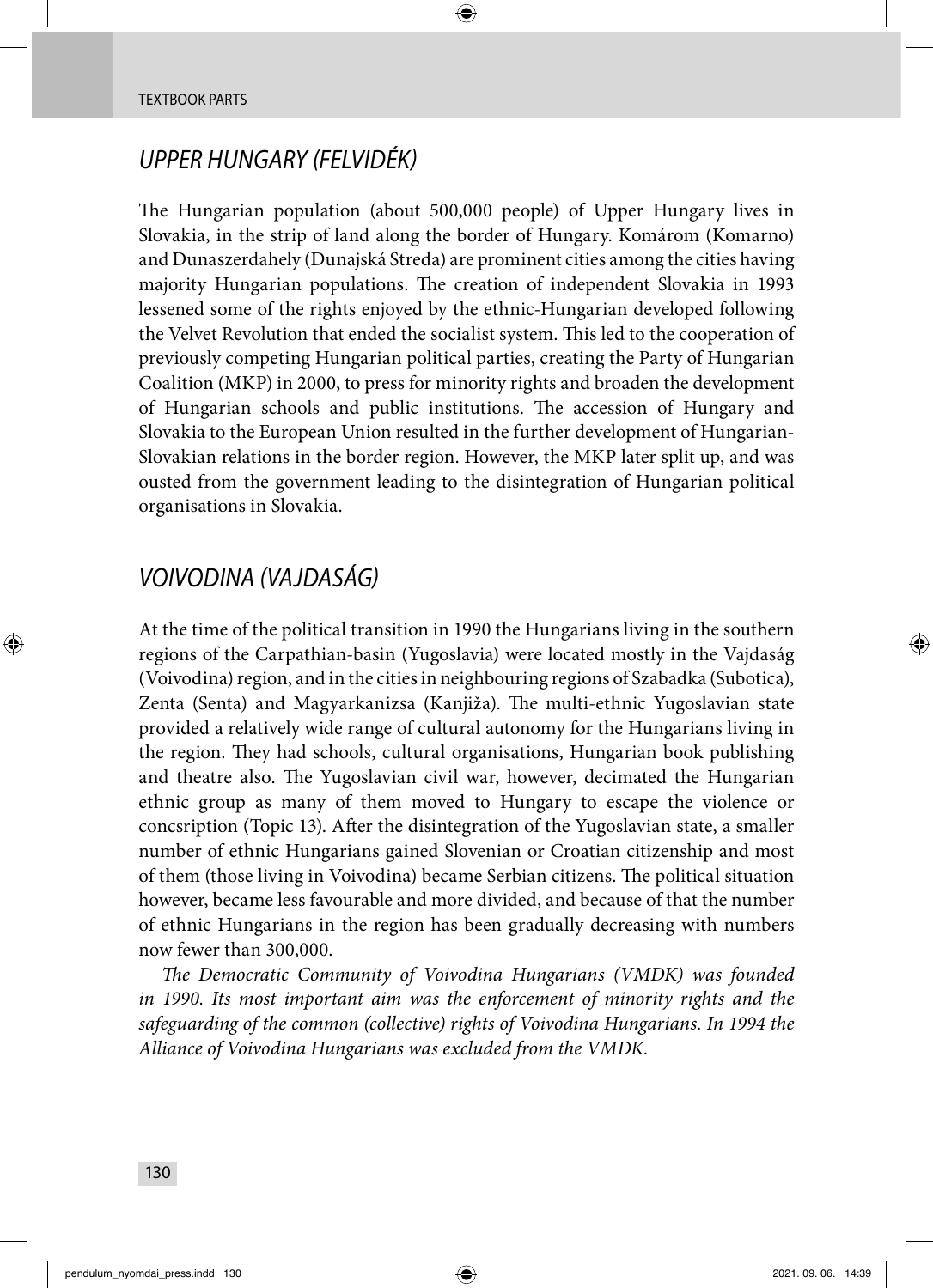## UPPER HUNGARY (FELVIDÉK)

The Hungarian population (about 500,000 people) of Upper Hungary lives in Slovakia, in the strip of land along the border of Hungary. Komárom (Komarno) and Dunaszerdahely (Dunajská Streda) are prominent cities among the cities having majority Hungarian populations. The creation of independent Slovakia in 1993 lessened some of the rights enjoyed by the ethnic-Hungarian developed following the Velvet Revolution that ended the socialist system. This led to the cooperation of previously competing Hungarian political parties, creating the Party of Hungarian Coalition (MKP) in 2000, to press for minority rights and broaden the development of Hungarian schools and public institutions. The accession of Hungary and Slovakia to the European Union resulted in the further development of Hungarian-Slovakian relations in the border region. However, the MKP later split up, and was ousted from the government leading to the disintegration of Hungarian political organisations in Slovakia.

## VOIVODINA (VAJDASÁG)

At the time of the political transition in 1990 the Hungarians living in the southern regions of the Carpathian-basin (Yugoslavia) were located mostly in the Vajdaság (Voivodina) region, and in the cities in neighbouring regions of Szabadka (Subotica), Zenta (Senta) and Magyarkanizsa (Kanjiža). The multi-ethnic Yugoslavian state provided a relatively wide range of cultural autonomy for the Hungarians living in the region. They had schools, cultural organisations, Hungarian book publishing and theatre also. The Yugoslavian civil war, however, decimated the Hungarian ethnic group as many of them moved to Hungary to escape the violence or concsription (Topic 13). After the disintegration of the Yugoslavian state, a smaller number of ethnic Hungarians gained Slovenian or Croatian citizenship and most of them (those living in Voivodina) became Serbian citizens. The political situation however, became less favourable and more divided, and because of that the number of ethnic Hungarians in the region has been gradually decreasing with numbers now fewer than 300,000.

*The Democratic Community of Voivodina Hungarians (VMDK) was founded in 1990. Its most important aim was the enforcement of minority rights and the safeguarding of the common (collective) rights of Voivodina Hungarians. In 1994 the Alliance of Voivodina Hungarians was excluded from the VMDK.*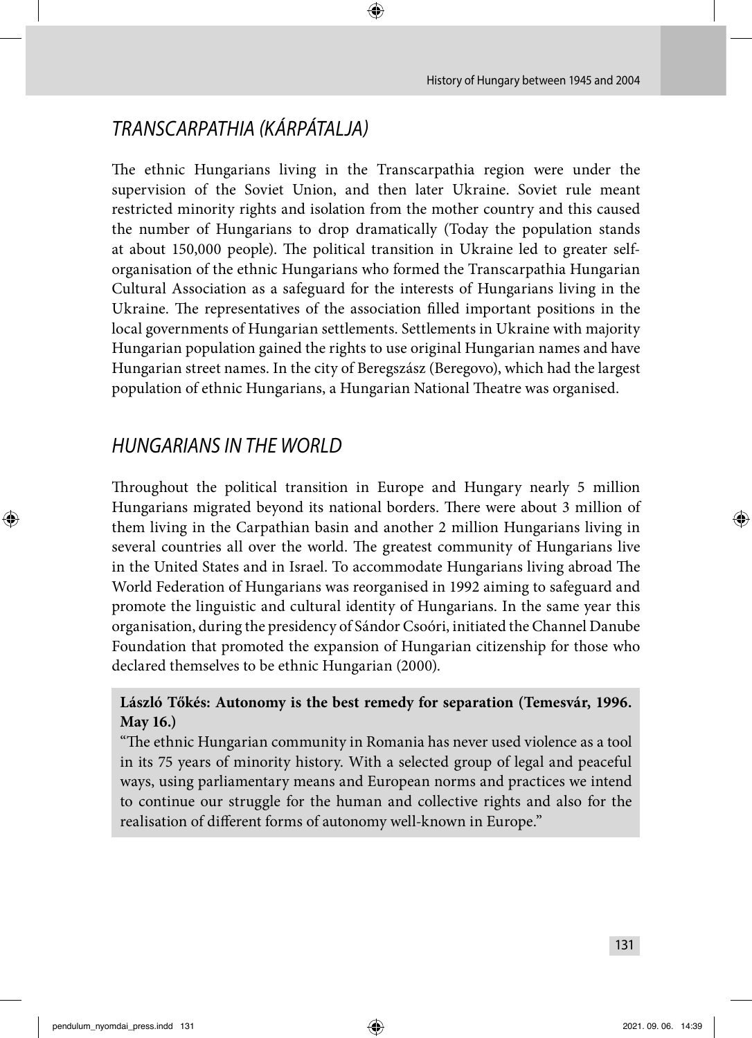## *TRANSCARPATHIA (KÁRPÁTALJA)*

The ethnic Hungarians living in the Transcarpathia region were under the supervision of the Soviet Union, and then later Ukraine. Soviet rule meant restricted minority rights and isolation from the mother country and this caused the number of Hungarians to drop dramatically (Today the population stands at about 150,000 people). The political transition in Ukraine led to greater self-organisation of the ethnic Hungarians who formed the Transcarpathia Hungarian Cultural Association as a safeguard for the interests of Hungarians living in the Ukraine. The representatives of the association filled important positions in the local governments of Hungarian settlements. Settlements in Ukraine with majority Hungarian population gained the rights to use original Hungarian names and have Hungarian street names. In the city of Beregszász (Beregovo), which had the largest population of ethnic Hungarians, a Hungarian National Theatre was organised.

## *HUNGARIANS IN THE WORLD*

Throughout the political transition in Europe and Hungary nearly 5 million Hungarians migrated beyond its national borders. There were about 3 million of them living in the Carpathian basin and another 2 million Hungarians living in several countries all over the world. The greatest community of Hungarians live in the United States and in Israel. To accommodate Hungarians living abroad The World Federation of Hungarians was reorganised in 1992 aiming to safeguard and promote the linguistic and cultural identity of Hungarians. In the same year this organisation, during the presidency of Sándor Csoóri, initiated the Channel Danube Foundation that promoted the expansion of Hungarian citizenship for those who declared themselves to be ethnic Hungarian (2000).

**László Tőkés: Autonomy is the best remedy for separation (Temesvár, 1996. May 16.)**

"The ethnic Hungarian community in Romania has never used violence as a tool in its 75 years of minority history. With a selected group of legal and peaceful ways, using parliamentary means and European norms and practices we intend to continue our struggle for the human and collective rights and also for the realisation of different forms of autonomy well-known in Europe."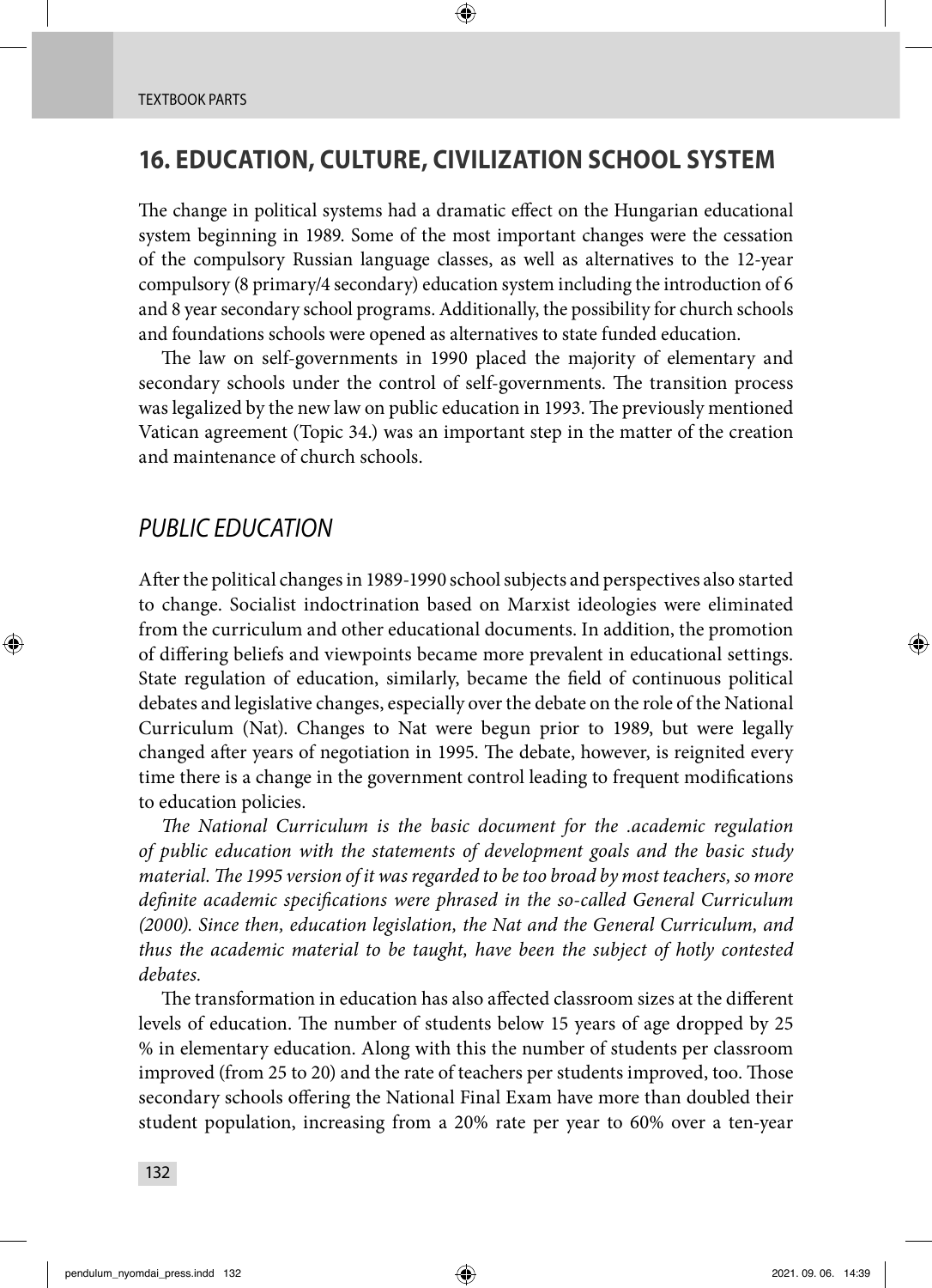## 16. EDUCATION, CULTURE, CIVILIZATION SCHOOL SYSTEM

The change in political systems had a dramatic effect on the Hungarian educational system beginning in 1989. Some of the most important changes were the cessation of the compulsory Russian language classes, as well as alternatives to the 12-year compulsory (8 primary/4 secondary) education system including the introduction of 6 and 8 year secondary school programs. Additionally, the possibility for church schools and foundations schools were opened as alternatives to state funded education.

The law on self-governments in 1990 placed the majority of elementary and secondary schools under the control of self-governments. The transition process was legalized by the new law on public education in 1993. The previously mentioned Vatican agreement (Topic 34.) was an important step in the matter of the creation and maintenance of church schools.

### *PUBLIC EDUCATION*

After the political changes in 1989-1990 school subjects and perspectives also started to change. Socialist indoctrination based on Marxist ideologies were eliminated from the curriculum and other educational documents. In addition, the promotion of differing beliefs and viewpoints became more prevalent in educational settings. State regulation of education, similarly, became the field of continuous political debates and legislative changes, especially over the debate on the role of the National Curriculum (Nat). Changes to Nat were begun prior to 1989, but were legally changed after years of negotiation in 1995. The debate, however, is reignited every time there is a change in the government control leading to frequent modifications to education policies.

*The National Curriculum is the basic document for the .academic regulation of public education with the statements of development goals and the basic study material. The 1995 version of it was regarded to be too broad by most teachers, so more definite academic specifications were phrased in the so-called General Curriculum (2000). Since then, education legislation, the Nat and the General Curriculum, and thus the academic material to be taught, have been the subject of hotly contested debates.*

The transformation in education has also affected classroom sizes at the different levels of education. The number of students below 15 years of age dropped by 25 % in elementary education. Along with this the number of students per classroom improved (from 25 to 20) and the rate of teachers per students improved, too. Those secondary schools offering the National Final Exam have more than doubled their student population, increasing from a 20% rate per year to 60% over a ten-year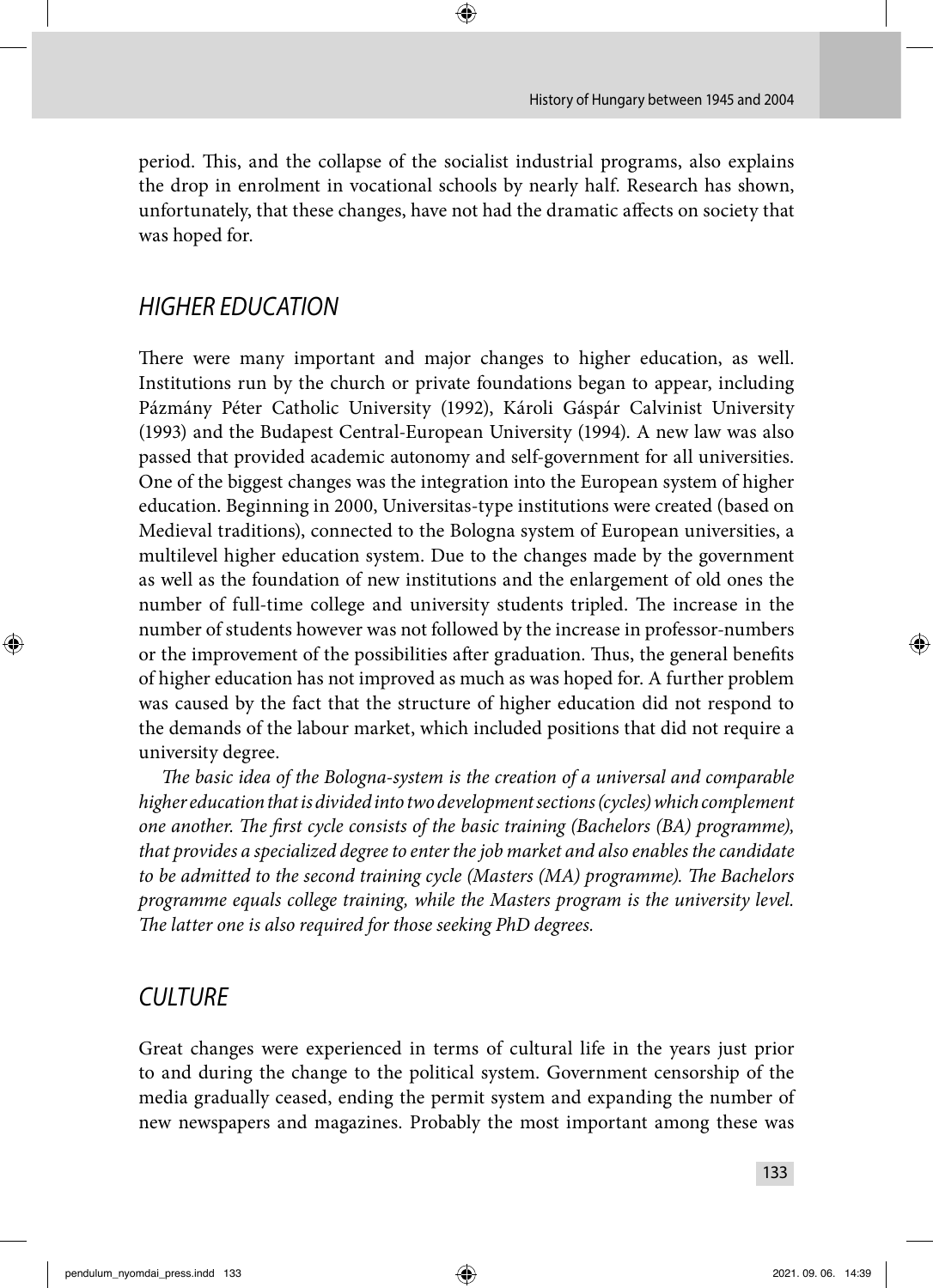period. This, and the collapse of the socialist industrial programs, also explains the drop in enrolment in vocational schools by nearly half. Research has shown, unfortunately, that these changes, have not had the dramatic affects on society that was hoped for.

## *HIGHER EDUCATION*

There were many important and major changes to higher education, as well. Institutions run by the church or private foundations began to appear, including Pázmány Péter Catholic University (1992), Károli Gáspár Calvinist University (1993) and the Budapest Central-European University (1994). A new law was also passed that provided academic autonomy and self-government for all universities. One of the biggest changes was the integration into the European system of higher education. Beginning in 2000, Universitas-type institutions were created (based on Medieval traditions), connected to the Bologna system of European universities, a multilevel higher education system. Due to the changes made by the government as well as the foundation of new institutions and the enlargement of old ones the number of full-time college and university students tripled. The increase in the number of students however was not followed by the increase in professor-numbers or the improvement of the possibilities after graduation. Thus, the general benefits of higher education has not improved as much as was hoped for. A further problem was caused by the fact that the structure of higher education did not respond to the demands of the labour market, which included positions that did not require a university degree.

*The basic idea of the Bologna-system is the creation of a universal and comparable higher education that is divided into two development sections (cycles) which complement one another. The first cycle consists of the basic training (Bachelors (BA) programme), that provides a specialized degree to enter the job market and also enables the candidate to be admitted to the second training cycle (Masters (MA) programme). The Bachelors programme equals college training, while the Masters program is the university level. The latter one is also required for those seeking PhD degrees.*

## *CULTURE*

Great changes were experienced in terms of cultural life in the years just prior to and during the change to the political system. Government censorship of the media gradually ceased, ending the permit system and expanding the number of new newspapers and magazines. Probably the most important among these was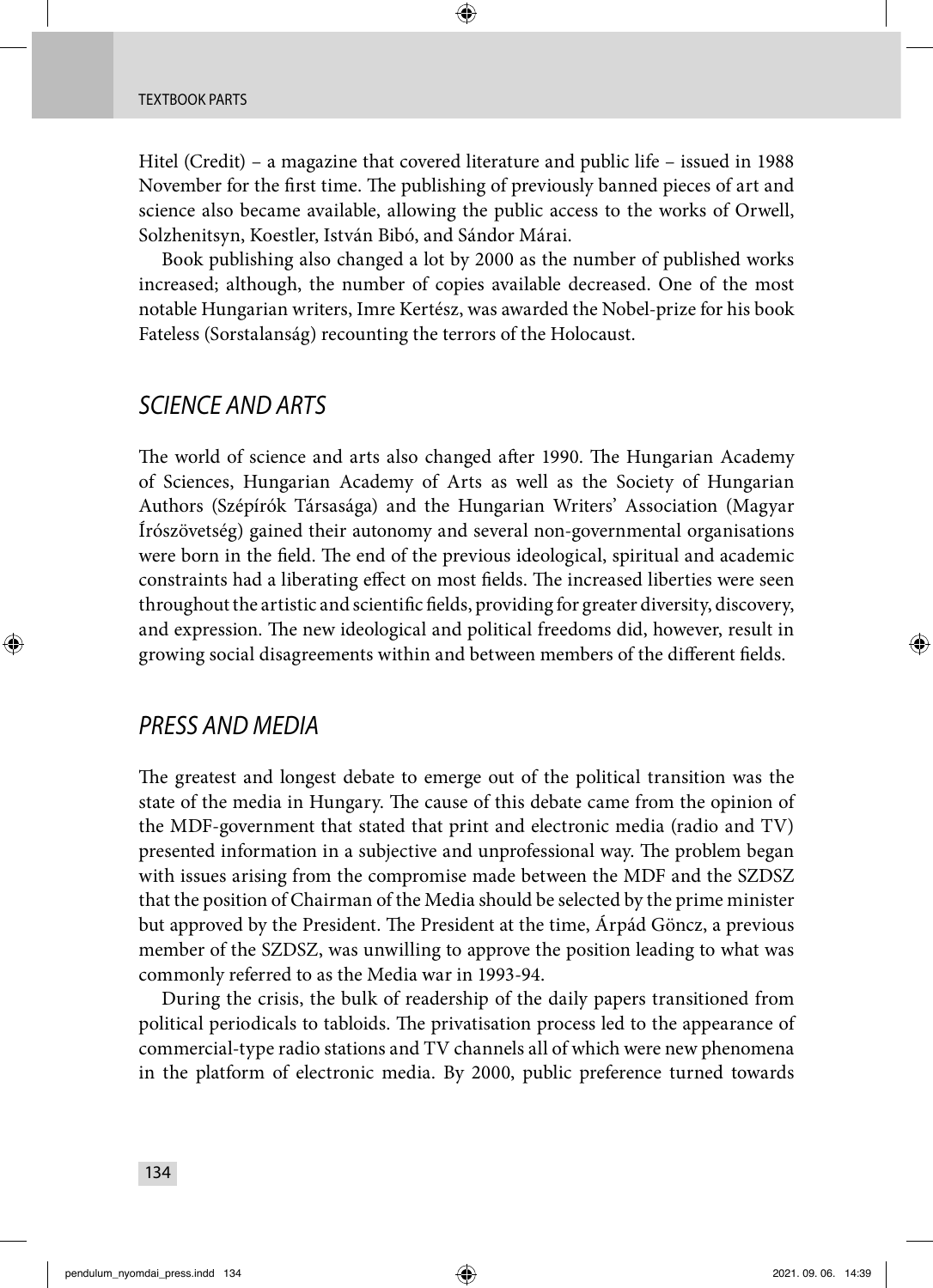Hitel (Credit) – a magazine that covered literature and public life – issued in 1988 November for the first time. The publishing of previously banned pieces of art and science also became available, allowing the public access to the works of Orwell, Solzhenitsyn, Koestler, István Bibó, and Sándor Márai.

Book publishing also changed a lot by 2000 as the number of published works increased; although, the number of copies available decreased. One of the most notable Hungarian writers, Imre Kertész, was awarded the Nobel-prize for his book Fateless (Sorstalanság) recounting the terrors of the Holocaust.

## *SCIENCE AND ARTS*

The world of science and arts also changed after 1990. The Hungarian Academy of Sciences, Hungarian Academy of Arts as well as the Society of Hungarian Authors (Szépírók Társasága) and the Hungarian Writers' Association (Magyar Írószövetség) gained their autonomy and several non-governmental organisations were born in the field. The end of the previous ideological, spiritual and academic constraints had a liberating effect on most fields. The increased liberties were seen throughout the artistic and scientific fields, providing for greater diversity, discovery, and expression. The new ideological and political freedoms did, however, result in growing social disagreements within and between members of the different fields.

## *PRESS AND MEDIA*

The greatest and longest debate to emerge out of the political transition was the state of the media in Hungary. The cause of this debate came from the opinion of the MDF-government that stated that print and electronic media (radio and TV) presented information in a subjective and unprofessional way. The problem began with issues arising from the compromise made between the MDF and the SZDSZ that the position of Chairman of the Media should be selected by the prime minister but approved by the President. The President at the time, Árpád Göncz, a previous member of the SZDSZ, was unwilling to approve the position leading to what was commonly referred to as the Media war in 1993-94.

During the crisis, the bulk of readership of the daily papers transitioned from political periodicals to tabloids. The privatisation process led to the appearance of commercial-type radio stations and TV channels all of which were new phenomena in the platform of electronic media. By 2000, public preference turned towards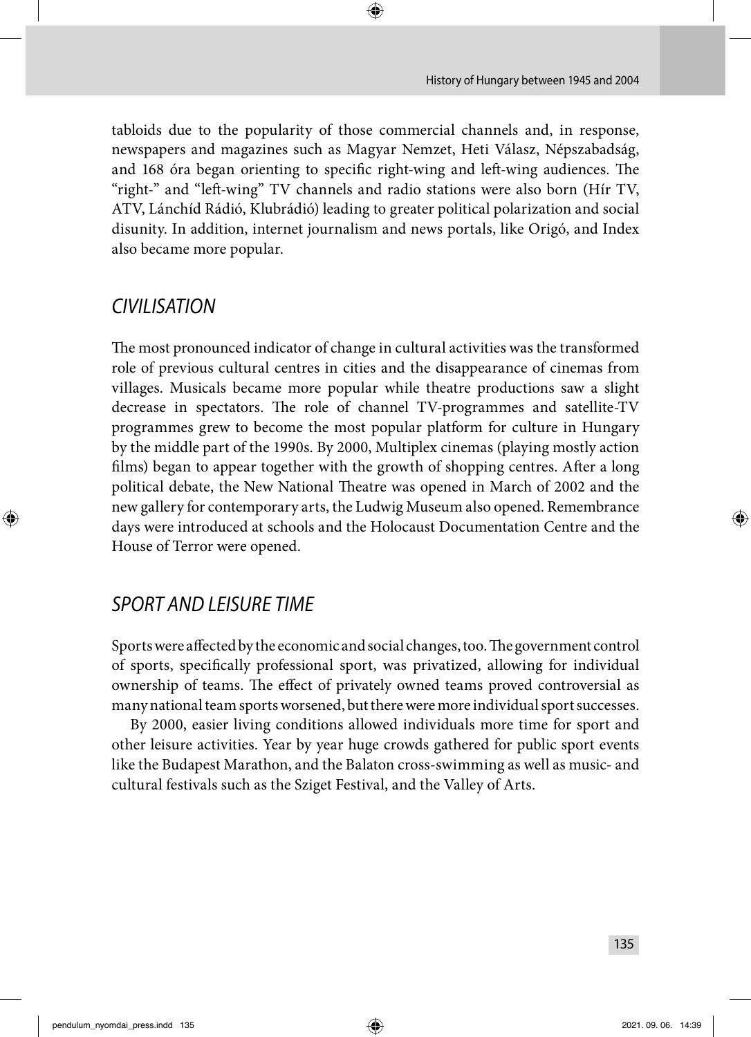tabloids due to the popularity of those commercial channels and, in response, newspapers and magazines such as Magyar Nemzet, Heti Válasz, Népszabadság, and 168 óra began orienting to specific right-wing and left-wing audiences. The "right-" and "left-wing" TV channels and radio stations were also born (Hír TV, ATV, Lánchíd Rádió, Klubrádió) leading to greater political polarization and social disunity. In addition, internet journalism and news portals, like Origó, and Index also became more popular.

## *CIVILISATION*

The most pronounced indicator of change in cultural activities was the transformed role of previous cultural centres in cities and the disappearance of cinemas from villages. Musicals became more popular while theatre productions saw a slight decrease in spectators. The role of channel TV-programmes and satellite-TV programmes grew to become the most popular platform for culture in Hungary by the middle part of the 1990s. By 2000, Multiplex cinemas (playing mostly action films) began to appear together with the growth of shopping centres. After a long political debate, the New National Theatre was opened in March of 2002 and the new gallery for contemporary arts, the Ludwig Museum also opened. Remembrance days were introduced at schools and the Holocaust Documentation Centre and the House of Terror were opened.

## *SPORT AND LEISURE TIME*

Sports were affected by the economic and social changes, too. The government control of sports, specifically professional sport, was privatized, allowing for individual ownership of teams. The effect of privately owned teams proved controversial as many national team sports worsened, but there were more individual sport successes.

By 2000, easier living conditions allowed individuals more time for sport and other leisure activities. Year by year huge crowds gathered for public sport events like the Budapest Marathon, and the Balaton cross-swimming as well as music- and cultural festivals such as the Sziget Festival, and the Valley of Arts.